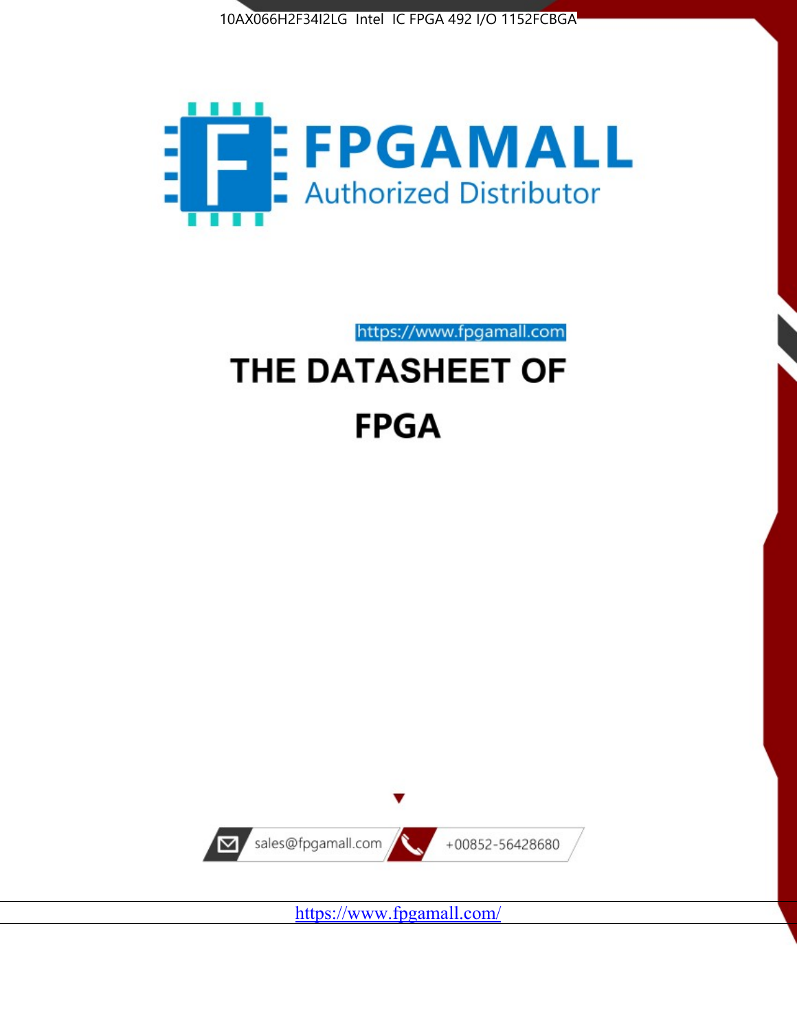10AX066H2F34I2LG Intel IC FPGA 492 I/O 1152FCBGA

FPGAMALL

Authorized Distributor

https://www.fpgamall.com

# THE DATASHEET OF

# FPGA

sales@fpgamall.com

+00852-56428680

https://www.fpgamall.com/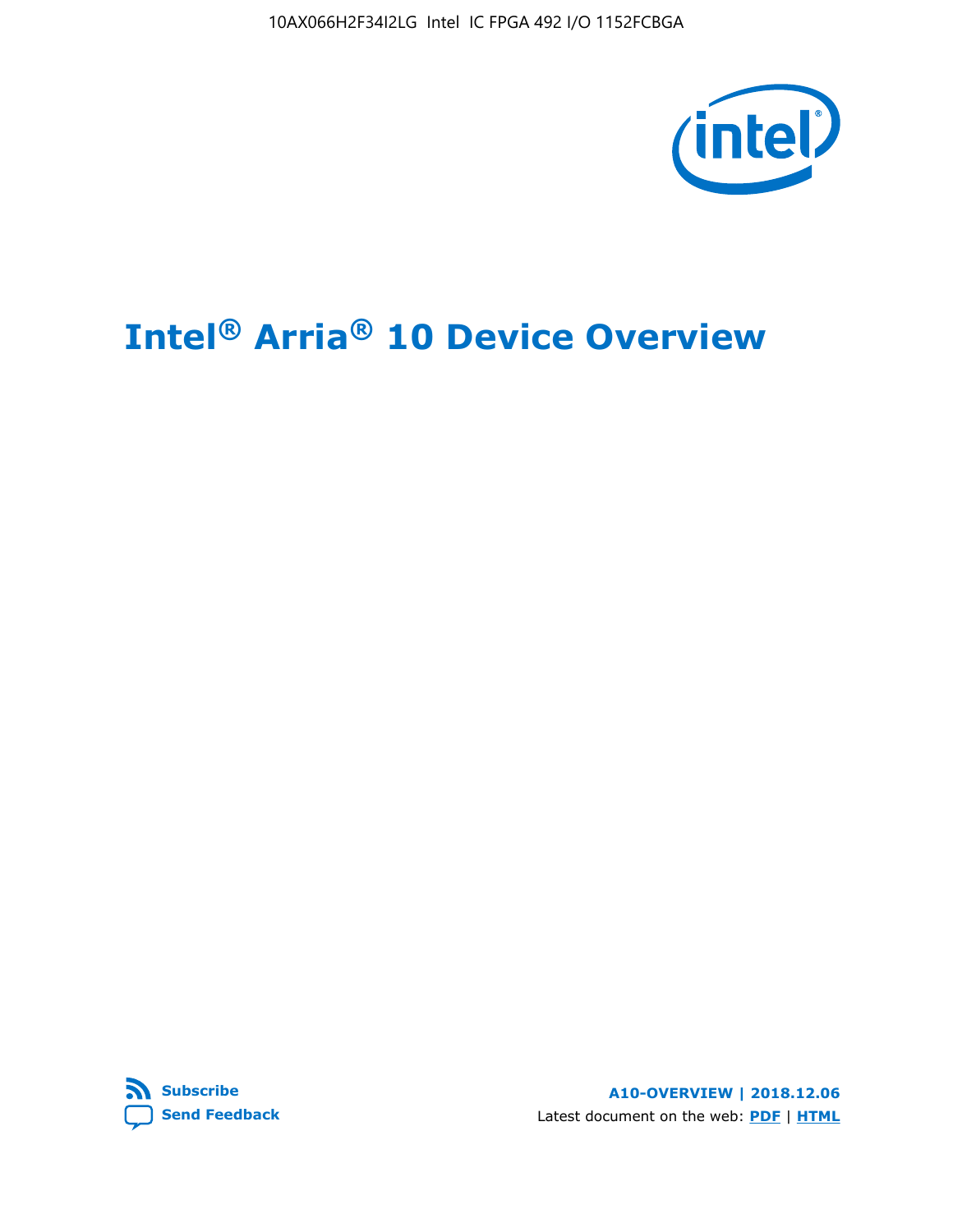# Intel® Arria® 10 Device Overview

Subscribe

Send Feedback

A10-OVERVIEW | 2018.12.06

Latest document on the web: PDF | HTML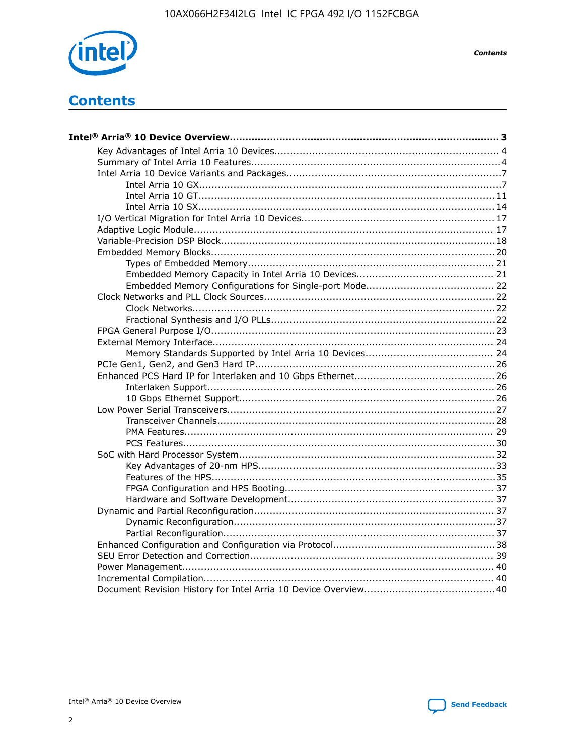# Contents

**Intel® Arria® 10 Device Overview....................................................................................... 3**

- Key Advantages of Intel Arria 10 Devices........................................................................ 4
- Summary of Intel Arria 10 Features................................................................................4
- Intel Arria 10 Device Variants and Packages.....................................................................7
  - Intel Arria 10 GX.................................................................................................7
  - Intel Arria 10 GT............................................................................................... 11
  - Intel Arria 10 SX............................................................................................... 14
- I/O Vertical Migration for Intel Arria 10 Devices.............................................................. 17
- Adaptive Logic Module................................................................................................ 17
- Variable-Precision DSP Block.........................................................................................18
- Embedded Memory Blocks........................................................................................... 20
  - Types of Embedded Memory............................................................................... 21
  - Embedded Memory Capacity in Intel Arria 10 Devices............................................ 21
  - Embedded Memory Configurations for Single-port Mode......................................... 22
- Clock Networks and PLL Clock Sources..........................................................................22
  - Clock Networks..................................................................................................22
  - Fractional Synthesis and I/O PLLs........................................................................22
- FPGA General Purpose I/O...........................................................................................23
- External Memory Interface.......................................................................................... 24
  - Memory Standards Supported by Intel Arria 10 Devices......................................... 24
- PCIe Gen1, Gen2, and Gen3 Hard IP.............................................................................26
- Enhanced PCS Hard IP for Interlaken and 10 Gbps Ethernet.............................................26
  - Interlaken Support............................................................................................ 26
  - 10 Gbps Ethernet Support.................................................................................. 26
- Low Power Serial Transceivers......................................................................................27
  - Transceiver Channels.........................................................................................28
  - PMA Features.................................................................................................... 29
  - PCS Features.....................................................................................................30
- SoC with Hard Processor System..................................................................................32
  - Key Advantages of 20-nm HPS............................................................................33
  - Features of the HPS...........................................................................................35
  - FPGA Configuration and HPS Booting.................................................................... 37
  - Hardware and Software Development.................................................................. 37
- Dynamic and Partial Reconfiguration............................................................................ 37
  - Dynamic Reconfiguration....................................................................................37
  - Partial Reconfiguration.......................................................................................37
- Enhanced Configuration and Configuration via Protocol....................................................38
- SEU Error Detection and Correction.............................................................................. 39
- Power Management................................................................................................... 40
- Incremental Compilation............................................................................................. 40
- Document Revision History for Intel Arria 10 Device Overview..........................................40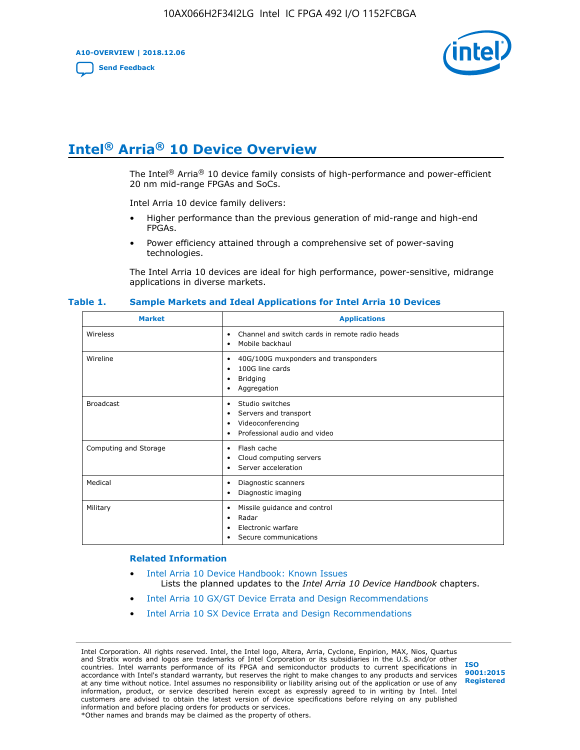# Intel® Arria® 10 Device Overview

The Intel® Arria® 10 device family consists of high-performance and power-efficient 20 nm mid-range FPGAs and SoCs.

Intel Arria 10 device family delivers:

- Higher performance than the previous generation of mid-range and high-end FPGAs.
- Power efficiency attained through a comprehensive set of power-saving technologies.

The Intel Arria 10 devices are ideal for high performance, power-sensitive, midrange applications in diverse markets.

**Table 1. Sample Markets and Ideal Applications for Intel Arria 10 Devices**

| Market | Applications |
| --- | --- |
| Wireless | • Channel and switch cards in remote radio heads<br>• Mobile backhaul |
| Wireline | • 40G/100G muxponders and transponders<br>• 100G line cards<br>• Bridging<br>• Aggregation |
| Broadcast | • Studio switches<br>• Servers and transport<br>• Videoconferencing<br>• Professional audio and video |
| Computing and Storage | • Flash cache<br>• Cloud computing servers<br>• Server acceleration |
| Medical | • Diagnostic scanners<br>• Diagnostic imaging |
| Military | • Missile guidance and control<br>• Radar<br>• Electronic warfare<br>• Secure communications |

### Related Information

- Intel Arria 10 Device Handbook: Known Issues
  Lists the planned updates to the *Intel Arria 10 Device Handbook* chapters.
- Intel Arria 10 GX/GT Device Errata and Design Recommendations
- Intel Arria 10 SX Device Errata and Design Recommendations

Intel Corporation. All rights reserved. Intel, the Intel logo, Altera, Arria, Cyclone, Enpirion, MAX, Nios, Quartus and Stratix words and logos are trademarks of Intel Corporation or its subsidiaries in the U.S. and/or other countries. Intel warrants performance of its FPGA and semiconductor products to current specifications in accordance with Intel's standard warranty, but reserves the right to make changes to any products and services at any time without notice. Intel assumes no responsibility or liability arising out of the application or use of any information, product, or service described herein except as expressly agreed to in writing by Intel. Intel customers are advised to obtain the latest version of device specifications before relying on any published information and before placing orders for products or services.
*Other names and brands may be claimed as the property of others.

ISO 9001:2015 Registered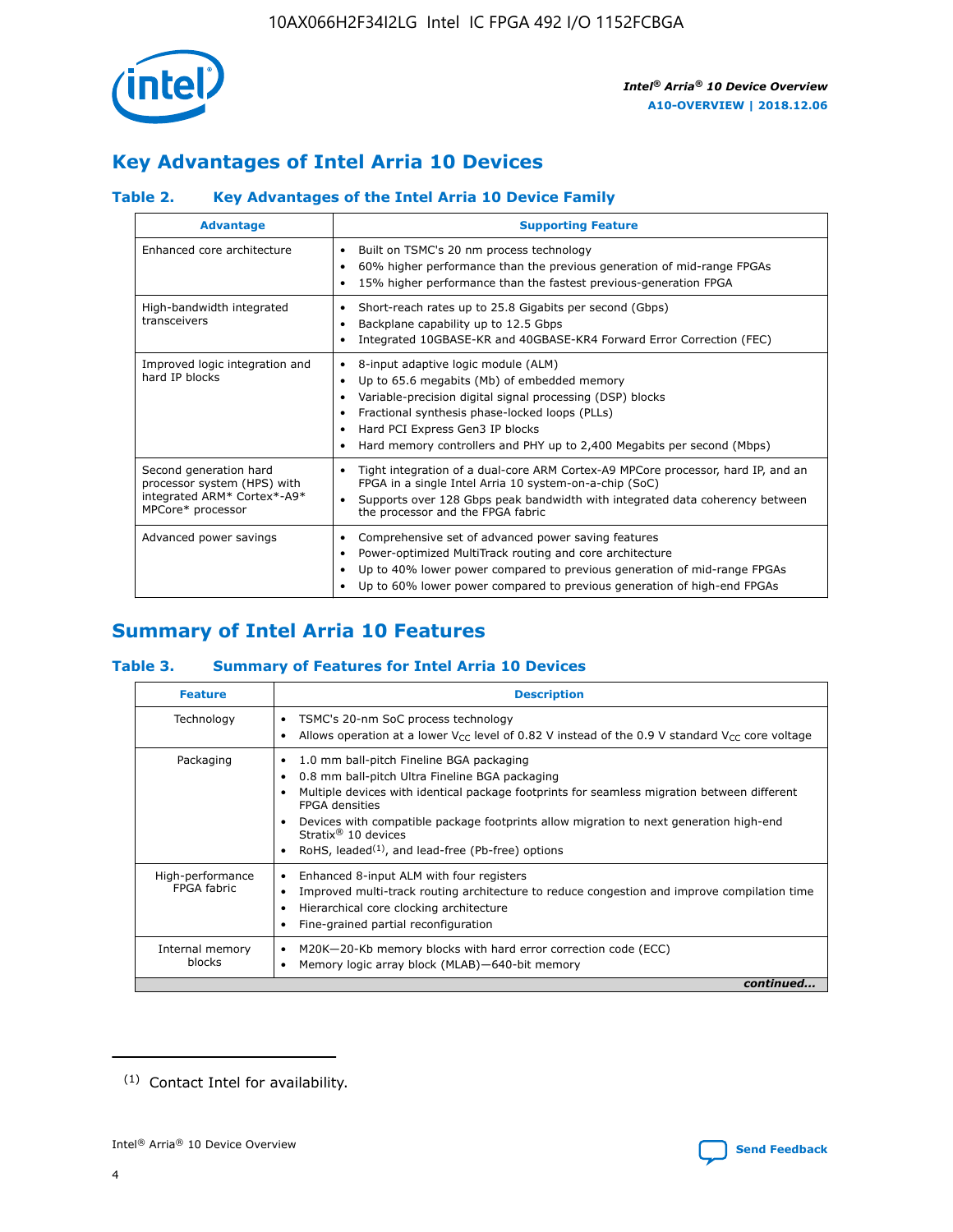## Key Advantages of Intel Arria 10 Devices

### Table 2. Key Advantages of the Intel Arria 10 Device Family

| Advantage | Supporting Feature |
|---|---|
| Enhanced core architecture | • Built on TSMC's 20 nm process technology<br>• 60% higher performance than the previous generation of mid-range FPGAs<br>• 15% higher performance than the fastest previous-generation FPGA |
| High-bandwidth integrated transceivers | • Short-reach rates up to 25.8 Gigabits per second (Gbps)<br>• Backplane capability up to 12.5 Gbps<br>• Integrated 10GBASE-KR and 40GBASE-KR4 Forward Error Correction (FEC) |
| Improved logic integration and hard IP blocks | • 8-input adaptive logic module (ALM)<br>• Up to 65.6 megabits (Mb) of embedded memory<br>• Variable-precision digital signal processing (DSP) blocks<br>• Fractional synthesis phase-locked loops (PLLs)<br>• Hard PCI Express Gen3 IP blocks<br>• Hard memory controllers and PHY up to 2,400 Megabits per second (Mbps) |
| Second generation hard processor system (HPS) with integrated ARM* Cortex*-A9* MPCore* processor | • Tight integration of a dual-core ARM Cortex-A9 MPCore processor, hard IP, and an FPGA in a single Intel Arria 10 system-on-a-chip (SoC)<br>• Supports over 128 Gbps peak bandwidth with integrated data coherency between the processor and the FPGA fabric |
| Advanced power savings | • Comprehensive set of advanced power saving features<br>• Power-optimized MultiTrack routing and core architecture<br>• Up to 40% lower power compared to previous generation of mid-range FPGAs<br>• Up to 60% lower power compared to previous generation of high-end FPGAs |

## Summary of Intel Arria 10 Features

### Table 3. Summary of Features for Intel Arria 10 Devices

| Feature | Description |
|---|---|
| Technology | • TSMC's 20-nm SoC process technology<br>• Allows operation at a lower $V_{CC}$ level of 0.82 V instead of the 0.9 V standard $V_{CC}$ core voltage |
| Packaging | • 1.0 mm ball-pitch Fineline BGA packaging<br>• 0.8 mm ball-pitch Ultra Fineline BGA packaging<br>• Multiple devices with identical package footprints for seamless migration between different FPGA densities<br>• Devices with compatible package footprints allow migration to next generation high-end Stratix® 10 devices<br>• RoHS, leaded[(1)], and lead-free (Pb-free) options |
| High-performance FPGA fabric | • Enhanced 8-input ALM with four registers<br>• Improved multi-track routing architecture to reduce congestion and improve compilation time<br>• Hierarchical core clocking architecture<br>• Fine-grained partial reconfiguration |
| Internal memory blocks | • M20K—20-Kb memory blocks with hard error correction code (ECC)<br>• Memory logic array block (MLAB)—640-bit memory |

*continued...*

(1) Contact Intel for availability.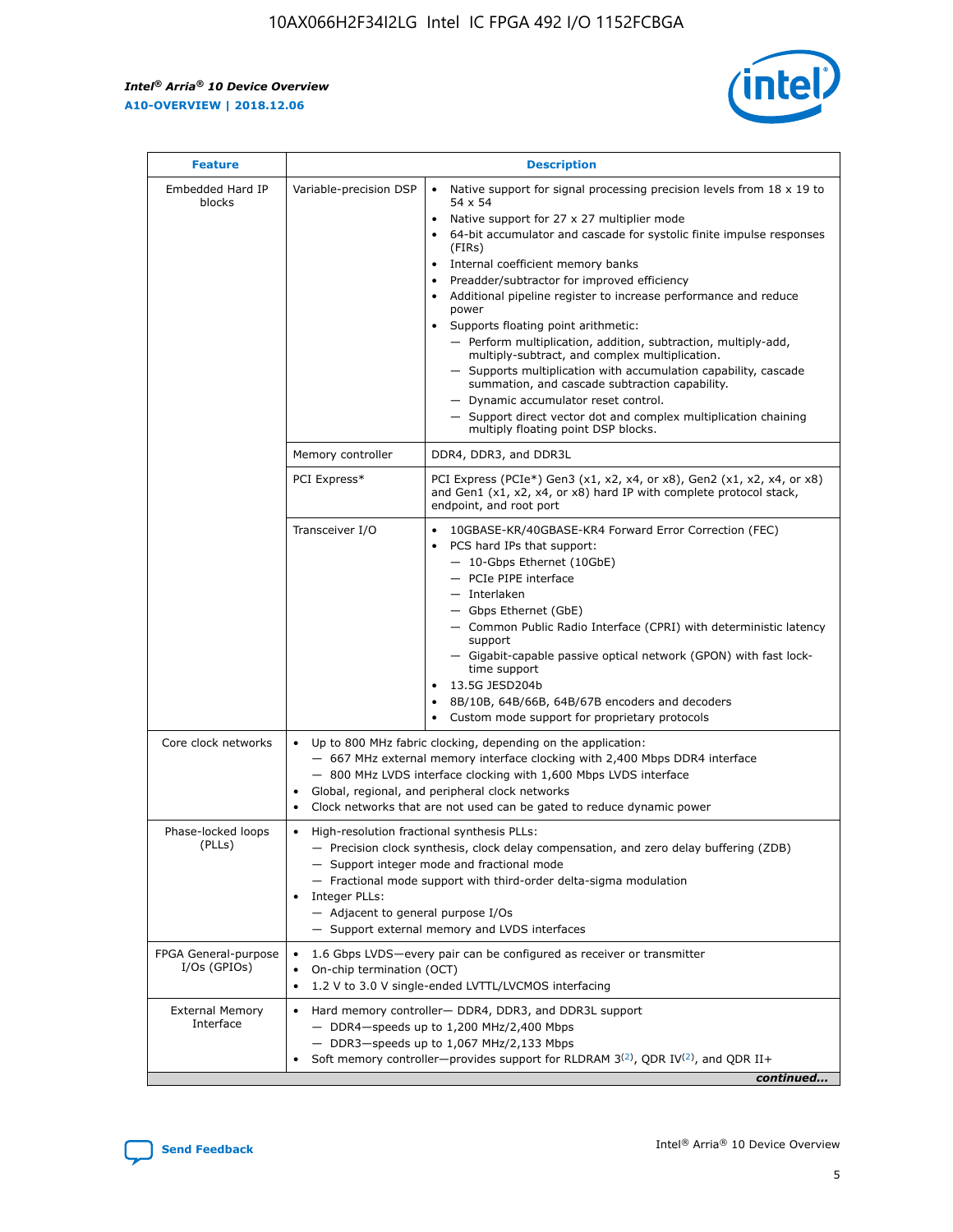| Feature | Description | |
|---|---|---|
| Embedded Hard IP blocks | Variable-precision DSP | • Native support for signal processing precision levels from 18 x 19 to 54 x 54<br>• Native support for 27 x 27 multiplier mode<br>• 64-bit accumulator and cascade for systolic finite impulse responses (FIRs)<br>• Internal coefficient memory banks<br>• Preadder/subtractor for improved efficiency<br>• Additional pipeline register to increase performance and reduce power<br>• Supports floating point arithmetic:<br>— Perform multiplication, addition, subtraction, multiply-add, multiply-subtract, and complex multiplication.<br>— Supports multiplication with accumulation capability, cascade summation, and cascade subtraction capability.<br>— Dynamic accumulator reset control.<br>— Support direct vector dot and complex multiplication chaining multiply floating point DSP blocks. |
| | Memory controller | DDR4, DDR3, and DDR3L |
| | PCI Express* | PCI Express (PCIe*) Gen3 (x1, x2, x4, or x8), Gen2 (x1, x2, x4, or x8) and Gen1 (x1, x2, x4, or x8) hard IP with complete protocol stack, endpoint, and root port |
| | Transceiver I/O | • 10GBASE-KR/40GBASE-KR4 Forward Error Correction (FEC)<br>• PCS hard IPs that support:<br>— 10-Gbps Ethernet (10GbE)<br>— PCIe PIPE interface<br>— Interlaken<br>— Gbps Ethernet (GbE)<br>— Common Public Radio Interface (CPRI) with deterministic latency support<br>— Gigabit-capable passive optical network (GPON) with fast lock-time support<br>• 13.5G JESD204b<br>• 8B/10B, 64B/66B, 64B/67B encoders and decoders<br>• Custom mode support for proprietary protocols |
| Core clock networks | • Up to 800 MHz fabric clocking, depending on the application:<br>— 667 MHz external memory interface clocking with 2,400 Mbps DDR4 interface<br>— 800 MHz LVDS interface clocking with 1,600 Mbps LVDS interface<br>• Global, regional, and peripheral clock networks<br>• Clock networks that are not used can be gated to reduce dynamic power | |
| Phase-locked loops (PLLs) | • High-resolution fractional synthesis PLLs:<br>— Precision clock synthesis, clock delay compensation, and zero delay buffering (ZDB)<br>— Support integer mode and fractional mode<br>— Fractional mode support with third-order delta-sigma modulation<br>• Integer PLLs:<br>— Adjacent to general purpose I/Os<br>— Support external memory and LVDS interfaces | |
| FPGA General-purpose I/Os (GPIOs) | • 1.6 Gbps LVDS—every pair can be configured as receiver or transmitter<br>• On-chip termination (OCT)<br>• 1.2 V to 3.0 V single-ended LVTTL/LVCMOS interfacing | |
| External Memory Interface | • Hard memory controller— DDR4, DDR3, and DDR3L support<br>— DDR4—speeds up to 1,200 MHz/2,400 Mbps<br>— DDR3—speeds up to 1,067 MHz/2,133 Mbps<br>• Soft memory controller—provides support for RLDRAM 3[(2)], QDR IV[(2)], and QDR II+ | |

*continued...*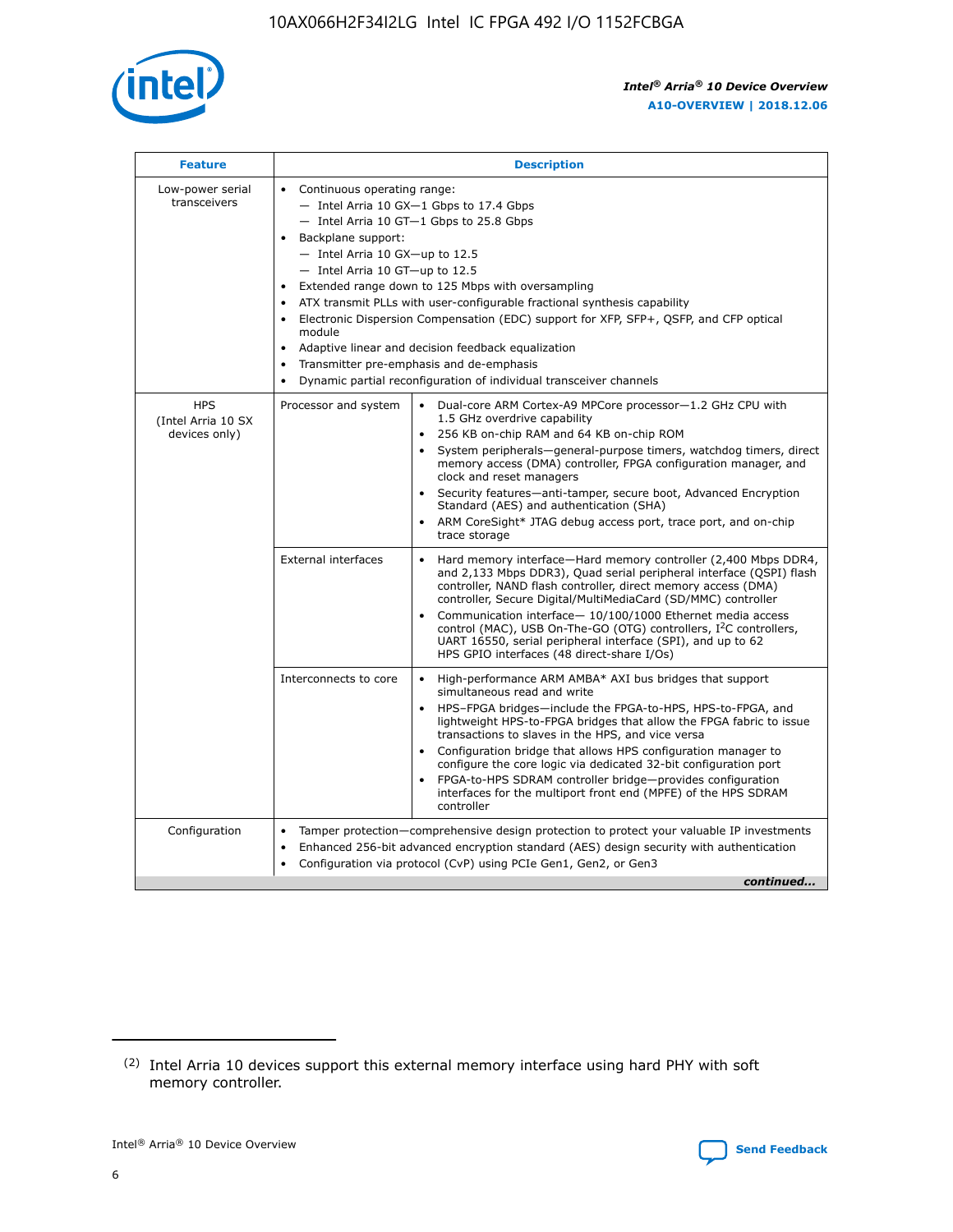| Feature | Description | |
|---|---|---|
| Low-power serial transceivers | • Continuous operating range:<br>— Intel Arria 10 GX—1 Gbps to 17.4 Gbps<br>— Intel Arria 10 GT—1 Gbps to 25.8 Gbps<br>• Backplane support:<br>— Intel Arria 10 GX—up to 12.5<br>— Intel Arria 10 GT—up to 12.5<br>• Extended range down to 125 Mbps with oversampling<br>• ATX transmit PLLs with user-configurable fractional synthesis capability<br>• Electronic Dispersion Compensation (EDC) support for XFP, SFP+, QSFP, and CFP optical module<br>• Adaptive linear and decision feedback equalization<br>• Transmitter pre-emphasis and de-emphasis<br>• Dynamic partial reconfiguration of individual transceiver channels | |
| HPS (Intel Arria 10 SX devices only) | Processor and system | • Dual-core ARM Cortex-A9 MPCore processor—1.2 GHz CPU with 1.5 GHz overdrive capability<br>• 256 KB on-chip RAM and 64 KB on-chip ROM<br>• System peripherals—general-purpose timers, watchdog timers, direct memory access (DMA) controller, FPGA configuration manager, and clock and reset managers<br>• Security features—anti-tamper, secure boot, Advanced Encryption Standard (AES) and authentication (SHA)<br>• ARM CoreSight* JTAG debug access port, trace port, and on-chip trace storage |
| | External interfaces | • Hard memory interface—Hard memory controller (2,400 Mbps DDR4, and 2,133 Mbps DDR3), Quad serial peripheral interface (QSPI) flash controller, NAND flash controller, direct memory access (DMA) controller, Secure Digital/MultiMediaCard (SD/MMC) controller<br>• Communication interface— 10/100/1000 Ethernet media access control (MAC), USB On-The-GO (OTG) controllers, I$^2$C controllers, UART 16550, serial peripheral interface (SPI), and up to 62 HPS GPIO interfaces (48 direct-share I/Os) |
| | Interconnects to core | • High-performance ARM AMBA* AXI bus bridges that support simultaneous read and write<br>• HPS–FPGA bridges—include the FPGA-to-HPS, HPS-to-FPGA, and lightweight HPS-to-FPGA bridges that allow the FPGA fabric to issue transactions to slaves in the HPS, and vice versa<br>• Configuration bridge that allows HPS configuration manager to configure the core logic via dedicated 32-bit configuration port<br>• FPGA-to-HPS SDRAM controller bridge—provides configuration interfaces for the multiport front end (MPFE) of the HPS SDRAM controller |
| Configuration | • Tamper protection—comprehensive design protection to protect your valuable IP investments<br>• Enhanced 256-bit advanced encryption standard (AES) design security with authentication<br>• Configuration via protocol (CvP) using PCIe Gen1, Gen2, or Gen3 | |

*continued...*

(2) Intel Arria 10 devices support this external memory interface using hard PHY with soft memory controller.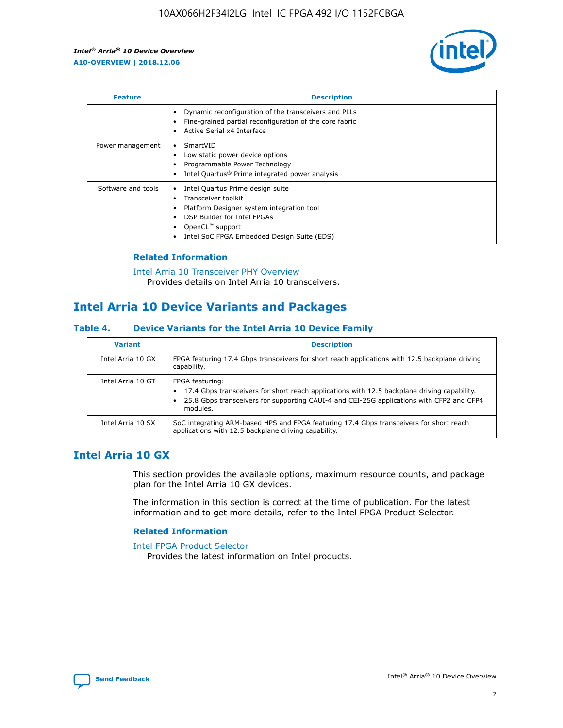| Feature | Description |
| --- | --- |
| | • Dynamic reconfiguration of the transceivers and PLLs<br>• Fine-grained partial reconfiguration of the core fabric<br>• Active Serial x4 Interface |
| Power management | • SmartVID<br>• Low static power device options<br>• Programmable Power Technology<br>• Intel Quartus® Prime integrated power analysis |
| Software and tools | • Intel Quartus Prime design suite<br>• Transceiver toolkit<br>• Platform Designer system integration tool<br>• DSP Builder for Intel FPGAs<br>• OpenCL™ support<br>• Intel SoC FPGA Embedded Design Suite (EDS) |

### Related Information

Intel Arria 10 Transceiver PHY Overview
Provides details on Intel Arria 10 transceivers.

## Intel Arria 10 Device Variants and Packages

**Table 4. Device Variants for the Intel Arria 10 Device Family**

| Variant | Description |
| --- | --- |
| Intel Arria 10 GX | FPGA featuring 17.4 Gbps transceivers for short reach applications with 12.5 backplane driving capability. |
| Intel Arria 10 GT | FPGA featuring:<br>• 17.4 Gbps transceivers for short reach applications with 12.5 backplane driving capability.<br>• 25.8 Gbps transceivers for supporting CAUI-4 and CEI-25G applications with CFP2 and CFP4 modules. |
| Intel Arria 10 SX | SoC integrating ARM-based HPS and FPGA featuring 17.4 Gbps transceivers for short reach applications with 12.5 backplane driving capability. |

## Intel Arria 10 GX

This section provides the available options, maximum resource counts, and package plan for the Intel Arria 10 GX devices.

The information in this section is correct at the time of publication. For the latest information and to get more details, refer to the Intel FPGA Product Selector.

### Related Information

Intel FPGA Product Selector
Provides the latest information on Intel products.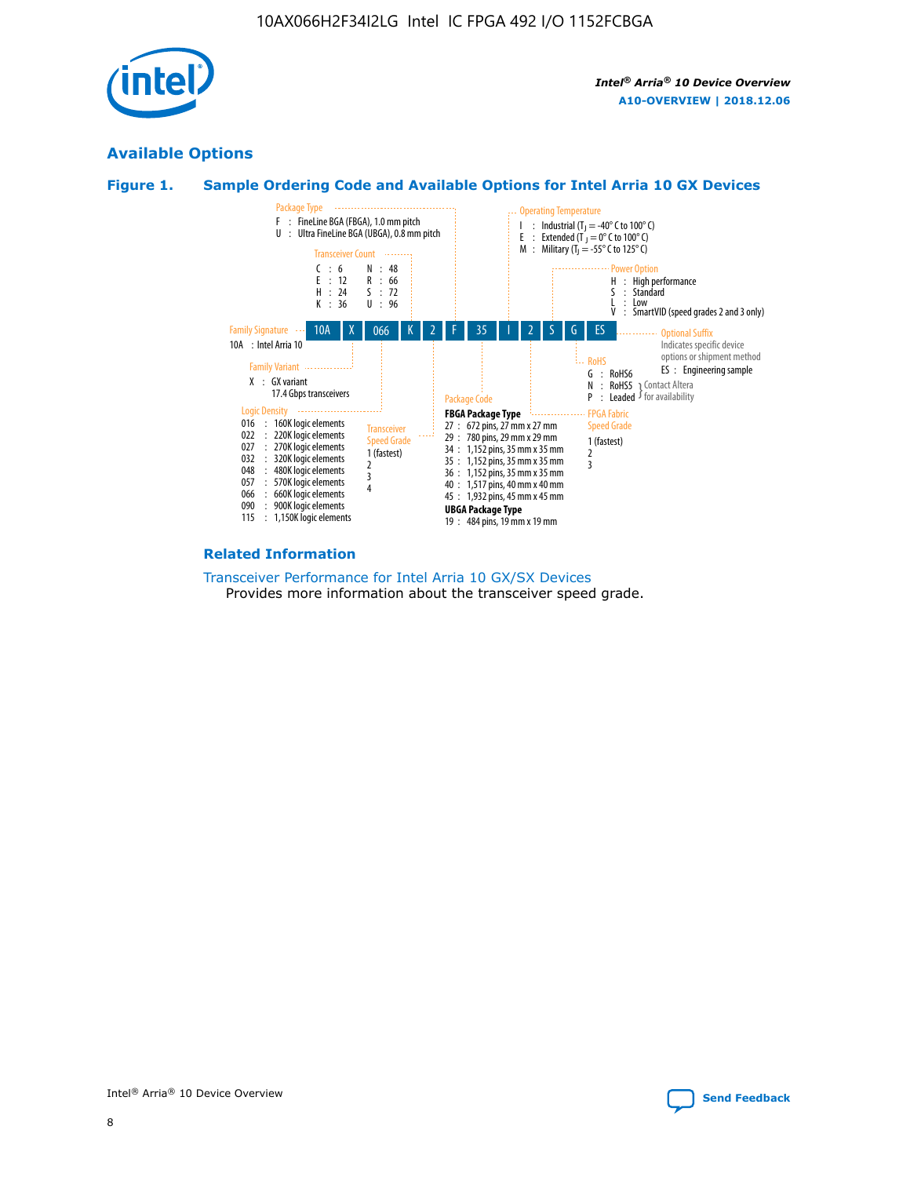## Available Options

### Figure 1. Sample Ordering Code and Available Options for Intel Arria 10 GX Devices

Sample ordering code: 10A X 066 K 2 F 35 I 2 S G ES

**Family Signature**
- 10A : Intel Arria 10

**Family Variant**
- X : GX variant 17.4 Gbps transceivers

**Logic Density**
- 016 : 160K logic elements
- 022 : 220K logic elements
- 027 : 270K logic elements
- 032 : 320K logic elements
- 048 : 480K logic elements
- 057 : 570K logic elements
- 066 : 660K logic elements
- 090 : 900K logic elements
- 115 : 1,150K logic elements

**Transceiver Count**
- C : 6
- E : 12
- H : 24
- K : 36
- N : 48
- R : 66
- S : 72
- U : 96

**Transceiver Speed Grade**
- 1 (fastest)
- 2
- 3
- 4

**Package Type**
- F : FineLine BGA (FBGA), 1.0 mm pitch
- U : Ultra FineLine BGA (UBGA), 0.8 mm pitch

**Package Code**

FBGA Package Type
- 27 : 672 pins, 27 mm x 27 mm
- 29 : 780 pins, 29 mm x 29 mm
- 34 : 1,152 pins, 35 mm x 35 mm
- 35 : 1,152 pins, 35 mm x 35 mm
- 36 : 1,152 pins, 35 mm x 35 mm
- 40 : 1,517 pins, 40 mm x 40 mm
- 45 : 1,932 pins, 45 mm x 45 mm

UBGA Package Type
- 19 : 484 pins, 19 mm x 19 mm

**Operating Temperature**
- I : Industrial ($T_J$ = -40° C to 100° C)
- E : Extended ($T_J$ = 0° C to 100° C)
- M : Military ($T_J$ = -55° C to 125° C)

**FPGA Fabric Speed Grade**
- 1 (fastest)
- 2
- 3

**Power Option**
- H : High performance
- S : Standard
- L : Low
- V : SmartVID (speed grades 2 and 3 only)

**RoHS**
- G : RoHS6
- N : RoHS5 (Contact Altera for availability)
- P : Leaded (Contact Altera for availability)

**Optional Suffix**

Indicates specific device options or shipment method
- ES : Engineering sample

### Related Information

Transceiver Performance for Intel Arria 10 GX/SX Devices
Provides more information about the transceiver speed grade.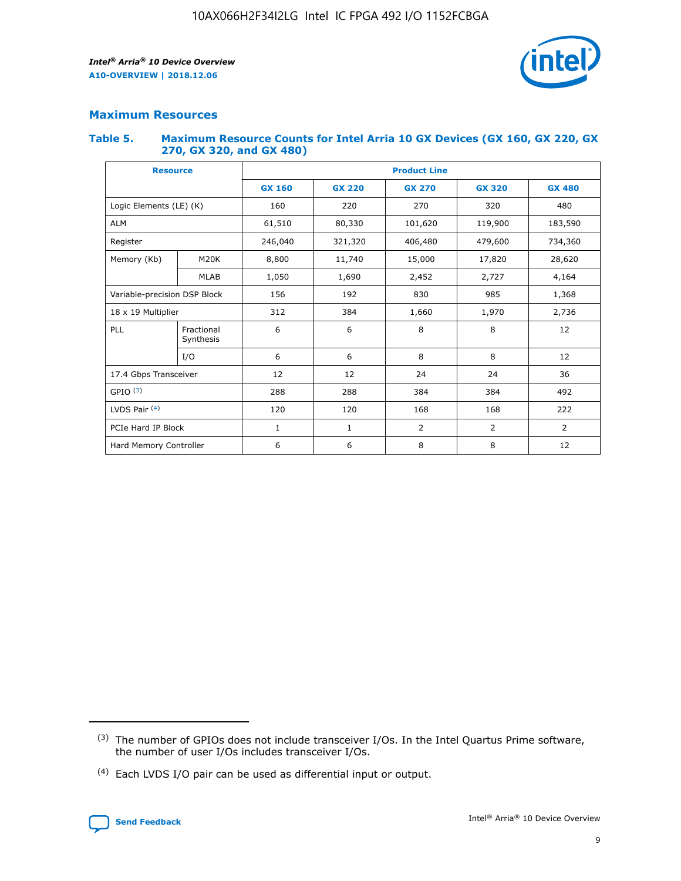## Maximum Resources

### Table 5. Maximum Resource Counts for Intel Arria 10 GX Devices (GX 160, GX 220, GX 270, GX 320, and GX 480)

| Resource | | Product Line | | | | |
|---|---|---|---|---|---|---|
| | | GX 160 | GX 220 | GX 270 | GX 320 | GX 480 |
| Logic Elements (LE) (K) | | 160 | 220 | 270 | 320 | 480 |
| ALM | | 61,510 | 80,330 | 101,620 | 119,900 | 183,590 |
| Register | | 246,040 | 321,320 | 406,480 | 479,600 | 734,360 |
| Memory (Kb) | M20K | 8,800 | 11,740 | 15,000 | 17,820 | 28,620 |
| | MLAB | 1,050 | 1,690 | 2,452 | 2,727 | 4,164 |
| Variable-precision DSP Block | | 156 | 192 | 830 | 985 | 1,368 |
| 18 x 19 Multiplier | | 312 | 384 | 1,660 | 1,970 | 2,736 |
| PLL | Fractional Synthesis | 6 | 6 | 8 | 8 | 12 |
| | I/O | 6 | 6 | 8 | 8 | 12 |
| 17.4 Gbps Transceiver | | 12 | 12 | 24 | 24 | 36 |
| GPIO [(3)] | | 288 | 288 | 384 | 384 | 492 |
| LVDS Pair [(4)] | | 120 | 120 | 168 | 168 | 222 |
| PCIe Hard IP Block | | 1 | 1 | 2 | 2 | 2 |
| Hard Memory Controller | | 6 | 6 | 8 | 8 | 12 |

(3) The number of GPIOs does not include transceiver I/Os. In the Intel Quartus Prime software, the number of user I/Os includes transceiver I/Os.

(4) Each LVDS I/O pair can be used as differential input or output.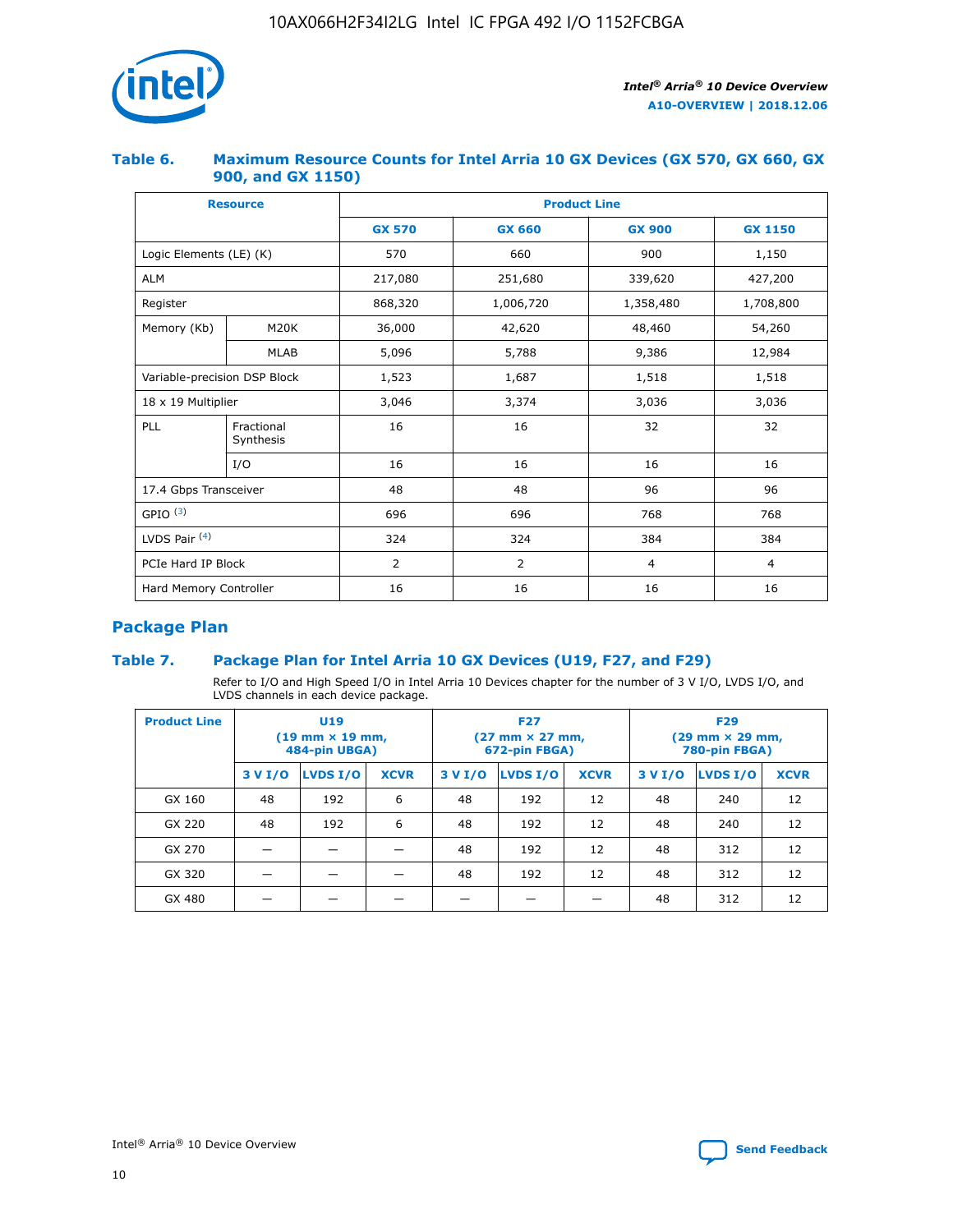## Table 6. Maximum Resource Counts for Intel Arria 10 GX Devices (GX 570, GX 660, GX 900, and GX 1150)

| Resource | | Product Line | | | |
|---|---|---|---|---|---|
| | | GX 570 | GX 660 | GX 900 | GX 1150 |
| Logic Elements (LE) (K) | | 570 | 660 | 900 | 1,150 |
| ALM | | 217,080 | 251,680 | 339,620 | 427,200 |
| Register | | 868,320 | 1,006,720 | 1,358,480 | 1,708,800 |
| Memory (Kb) | M20K | 36,000 | 42,620 | 48,460 | 54,260 |
| | MLAB | 5,096 | 5,788 | 9,386 | 12,984 |
| Variable-precision DSP Block | | 1,523 | 1,687 | 1,518 | 1,518 |
| 18 x 19 Multiplier | | 3,046 | 3,374 | 3,036 | 3,036 |
| PLL | Fractional Synthesis | 16 | 16 | 32 | 32 |
| | I/O | 16 | 16 | 16 | 16 |
| 17.4 Gbps Transceiver | | 48 | 48 | 96 | 96 |
| GPIO [(3)] | | 696 | 696 | 768 | 768 |
| LVDS Pair [(4)] | | 324 | 324 | 384 | 384 |
| PCIe Hard IP Block | | 2 | 2 | 4 | 4 |
| Hard Memory Controller | | 16 | 16 | 16 | 16 |

## Package Plan

## Table 7. Package Plan for Intel Arria 10 GX Devices (U19, F27, and F29)

Refer to I/O and High Speed I/O in Intel Arria 10 Devices chapter for the number of 3 V I/O, LVDS I/O, and LVDS channels in each device package.

| Product Line | U19 (19 mm × 19 mm, 484-pin UBGA) | | | F27 (27 mm × 27 mm, 672-pin FBGA) | | | F29 (29 mm × 29 mm, 780-pin FBGA) | | |
|---|---|---|---|---|---|---|---|---|---|
| | 3 V I/O | LVDS I/O | XCVR | 3 V I/O | LVDS I/O | XCVR | 3 V I/O | LVDS I/O | XCVR |
| GX 160 | 48 | 192 | 6 | 48 | 192 | 12 | 48 | 240 | 12 |
| GX 220 | 48 | 192 | 6 | 48 | 192 | 12 | 48 | 240 | 12 |
| GX 270 | — | — | — | 48 | 192 | 12 | 48 | 312 | 12 |
| GX 320 | — | — | — | 48 | 192 | 12 | 48 | 312 | 12 |
| GX 480 | — | — | — | — | — | — | 48 | 312 | 12 |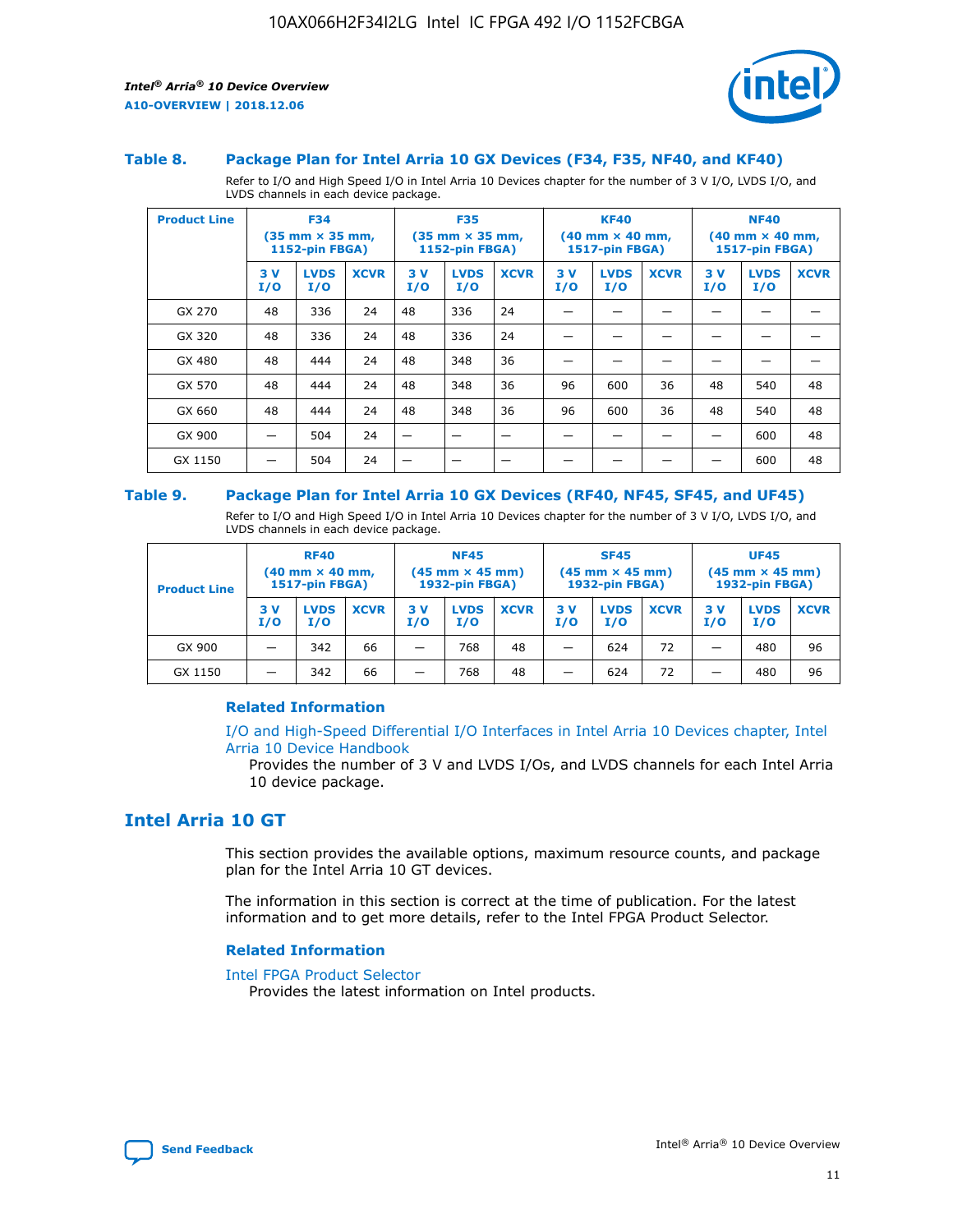### Table 8. Package Plan for Intel Arria 10 GX Devices (F34, F35, NF40, and KF40)

Refer to I/O and High Speed I/O in Intel Arria 10 Devices chapter for the number of 3 V I/O, LVDS I/O, and LVDS channels in each device package.

| Product Line | F34 (35 mm × 35 mm, 1152-pin FBGA) | | | F35 (35 mm × 35 mm, 1152-pin FBGA) | | | KF40 (40 mm × 40 mm, 1517-pin FBGA) | | | NF40 (40 mm × 40 mm, 1517-pin FBGA) | | |
|---|---|---|---|---|---|---|---|---|---|---|---|---|
| | 3 V I/O | LVDS I/O | XCVR | 3 V I/O | LVDS I/O | XCVR | 3 V I/O | LVDS I/O | XCVR | 3 V I/O | LVDS I/O | XCVR |
| GX 270 | 48 | 336 | 24 | 48 | 336 | 24 | — | — | — | — | — | — |
| GX 320 | 48 | 336 | 24 | 48 | 336 | 24 | — | — | — | — | — | — |
| GX 480 | 48 | 444 | 24 | 48 | 348 | 36 | — | — | — | — | — | — |
| GX 570 | 48 | 444 | 24 | 48 | 348 | 36 | 96 | 600 | 36 | 48 | 540 | 48 |
| GX 660 | 48 | 444 | 24 | 48 | 348 | 36 | 96 | 600 | 36 | 48 | 540 | 48 |
| GX 900 | — | 504 | 24 | — | — | — | — | — | — | — | 600 | 48 |
| GX 1150 | — | 504 | 24 | — | — | — | — | — | — | — | 600 | 48 |

### Table 9. Package Plan for Intel Arria 10 GX Devices (RF40, NF45, SF45, and UF45)

Refer to I/O and High Speed I/O in Intel Arria 10 Devices chapter for the number of 3 V I/O, LVDS I/O, and LVDS channels in each device package.

| Product Line | RF40 (40 mm × 40 mm, 1517-pin FBGA) | | | NF45 (45 mm × 45 mm) 1932-pin FBGA) | | | SF45 (45 mm × 45 mm) 1932-pin FBGA) | | | UF45 (45 mm × 45 mm) 1932-pin FBGA) | | |
|---|---|---|---|---|---|---|---|---|---|---|---|---|
| | 3 V I/O | LVDS I/O | XCVR | 3 V I/O | LVDS I/O | XCVR | 3 V I/O | LVDS I/O | XCVR | 3 V I/O | LVDS I/O | XCVR |
| GX 900 | — | 342 | 66 | — | 768 | 48 | — | 624 | 72 | — | 480 | 96 |
| GX 1150 | — | 342 | 66 | — | 768 | 48 | — | 624 | 72 | — | 480 | 96 |

#### Related Information

I/O and High-Speed Differential I/O Interfaces in Intel Arria 10 Devices chapter, Intel Arria 10 Device Handbook

Provides the number of 3 V and LVDS I/Os, and LVDS channels for each Intel Arria 10 device package.

## Intel Arria 10 GT

This section provides the available options, maximum resource counts, and package plan for the Intel Arria 10 GT devices.

The information in this section is correct at the time of publication. For the latest information and to get more details, refer to the Intel FPGA Product Selector.

#### Related Information

Intel FPGA Product Selector

Provides the latest information on Intel products.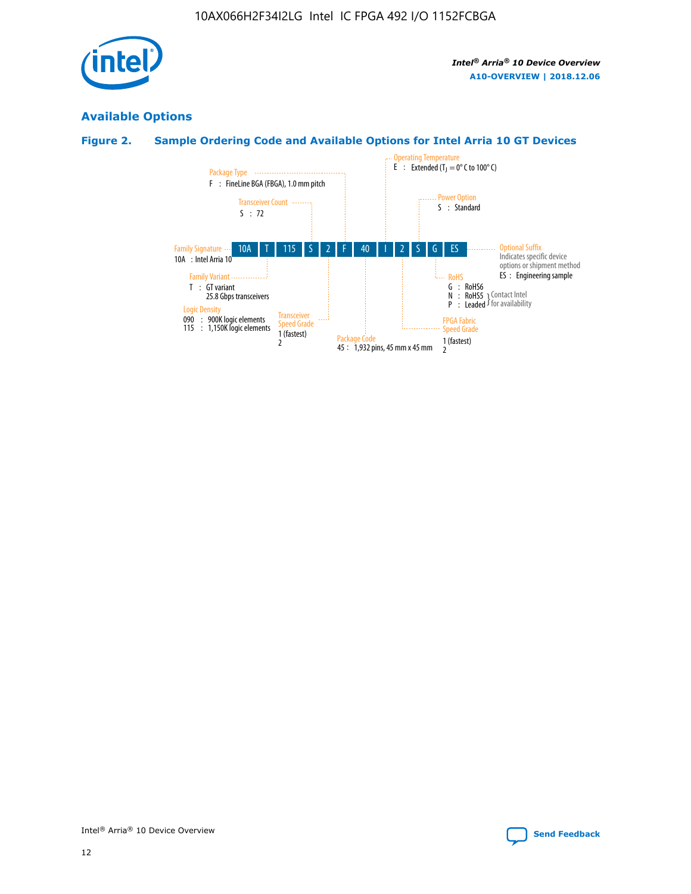## Available Options

### Figure 2. Sample Ordering Code and Available Options for Intel Arria 10 GT Devices

| 10A | T | 115 | S | 2 | F | 40 | I | 2 | S | G | ES |
|---|---|---|---|---|---|---|---|---|---|---|---|

**Family Signature**
10A : Intel Arria 10

**Family Variant**
T : GT variant
25.8 Gbps transceivers

**Logic Density**
090 : 900K logic elements
115 : 1,150K logic elements

**Transceiver Count**
S : 72

**Transceiver Speed Grade**
1 (fastest)
2

**Package Type**
F : FineLine BGA (FBGA), 1.0 mm pitch

**Package Code**
45 : 1,932 pins, 45 mm x 45 mm

**Operating Temperature**
E : Extended ($T_J$ = 0° C to 100° C)

**FPGA Fabric Speed Grade**
1 (fastest)
2

**Power Option**
S : Standard

**RoHS**
G : RoHS6
N : RoHS5 } Contact Intel for availability
P : Leaded } Contact Intel for availability

**Optional Suffix**
Indicates specific device options or shipment method
ES : Engineering sample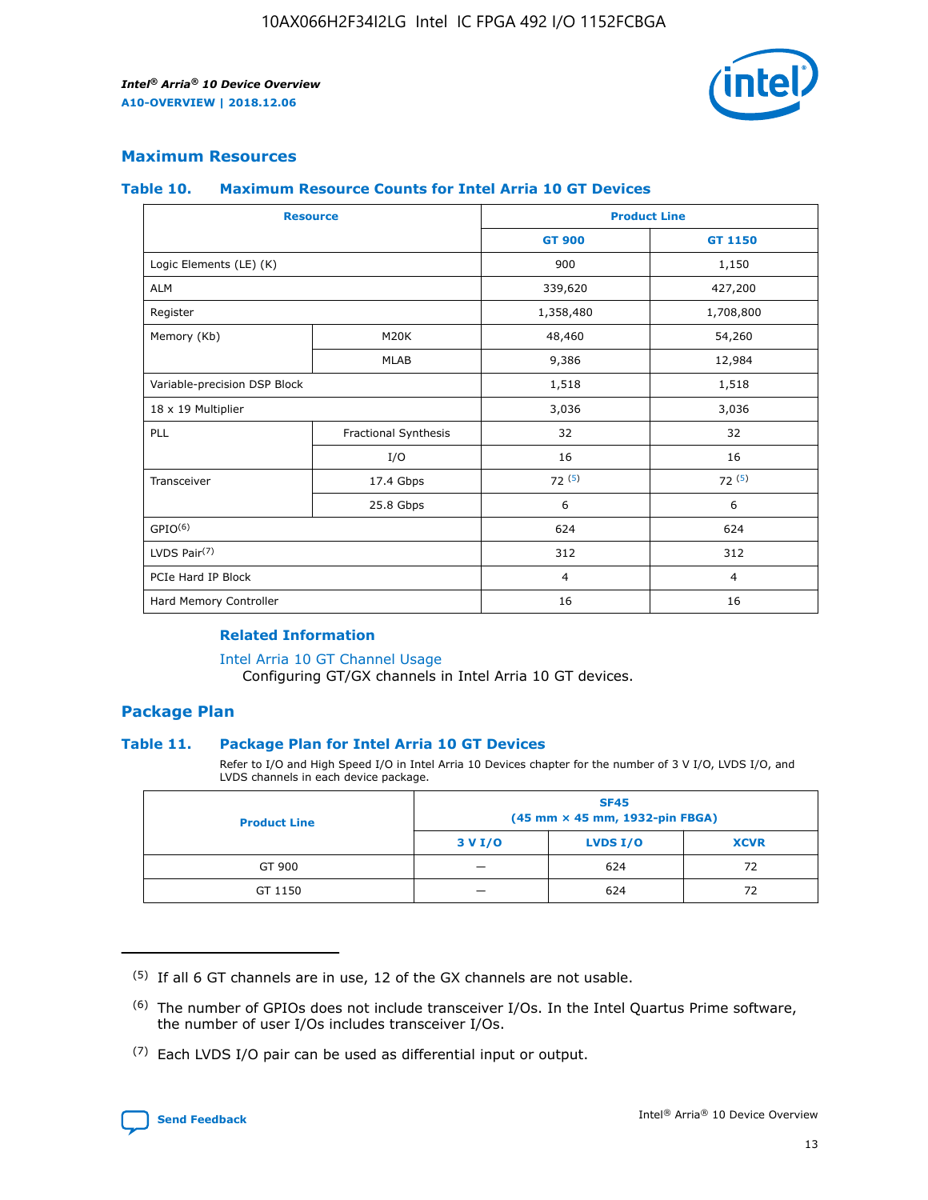## Maximum Resources

### Table 10. Maximum Resource Counts for Intel Arria 10 GT Devices

| Resource | | Product Line | |
|---|---|---|---|
| | | GT 900 | GT 1150 |
| Logic Elements (LE) (K) | | 900 | 1,150 |
| ALM | | 339,620 | 427,200 |
| Register | | 1,358,480 | 1,708,800 |
| Memory (Kb) | M20K | 48,460 | 54,260 |
| | MLAB | 9,386 | 12,984 |
| Variable-precision DSP Block | | 1,518 | 1,518 |
| 18 x 19 Multiplier | | 3,036 | 3,036 |
| PLL | Fractional Synthesis | 32 | 32 |
| | I/O | 16 | 16 |
| Transceiver | 17.4 Gbps | 72 (5) | 72 (5) |
| | 25.8 Gbps | 6 | 6 |
| GPIO(6) | | 624 | 624 |
| LVDS Pair(7) | | 312 | 312 |
| PCIe Hard IP Block | | 4 | 4 |
| Hard Memory Controller | | 16 | 16 |

#### Related Information

Intel Arria 10 GT Channel Usage
Configuring GT/GX channels in Intel Arria 10 GT devices.

## Package Plan

### Table 11. Package Plan for Intel Arria 10 GT Devices

Refer to I/O and High Speed I/O in Intel Arria 10 Devices chapter for the number of 3 V I/O, LVDS I/O, and LVDS channels in each device package.

| Product Line | SF45 (45 mm × 45 mm, 1932-pin FBGA) | | |
|---|---|---|---|
| | 3 V I/O | LVDS I/O | XCVR |
| GT 900 | — | 624 | 72 |
| GT 1150 | — | 624 | 72 |

(5) If all 6 GT channels are in use, 12 of the GX channels are not usable.

(6) The number of GPIOs does not include transceiver I/Os. In the Intel Quartus Prime software, the number of user I/Os includes transceiver I/Os.

(7) Each LVDS I/O pair can be used as differential input or output.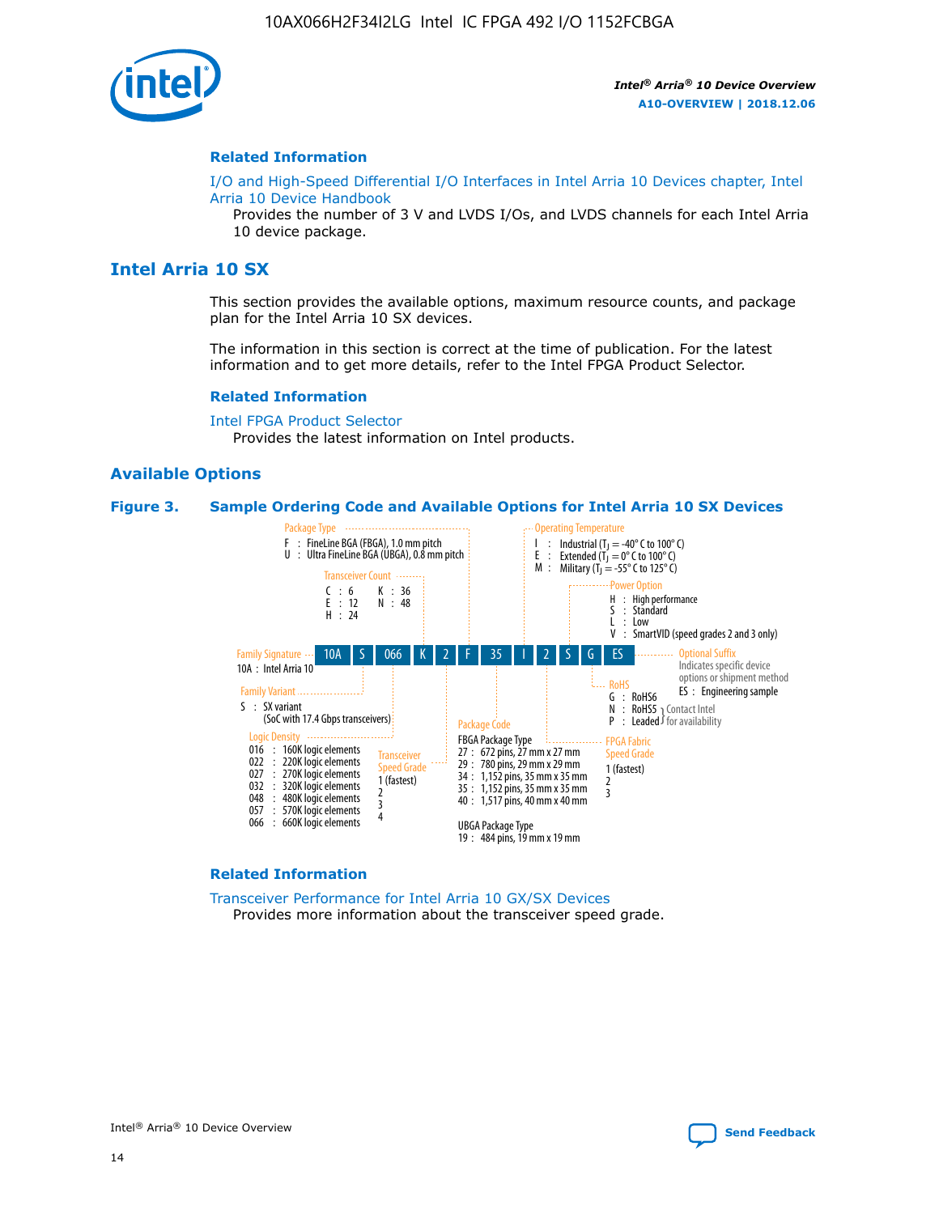### Related Information

I/O and High-Speed Differential I/O Interfaces in Intel Arria 10 Devices chapter, Intel Arria 10 Device Handbook
Provides the number of 3 V and LVDS I/Os, and LVDS channels for each Intel Arria 10 device package.

## Intel Arria 10 SX

This section provides the available options, maximum resource counts, and package plan for the Intel Arria 10 SX devices.

The information in this section is correct at the time of publication. For the latest information and to get more details, refer to the Intel FPGA Product Selector.

### Related Information

Intel FPGA Product Selector
Provides the latest information on Intel products.

### Available Options

**Figure 3. Sample Ordering Code and Available Options for Intel Arria 10 SX Devices**

Sample ordering code: 10A S 066 K 2 F 35 I 2 S G ES

- **Family Signature**
  - 10A : Intel Arria 10
- **Family Variant**
  - S : SX variant (SoC with 17.4 Gbps transceivers)
- **Logic Density**
  - 016 : 160K logic elements
  - 022 : 220K logic elements
  - 027 : 270K logic elements
  - 032 : 320K logic elements
  - 048 : 480K logic elements
  - 057 : 570K logic elements
  - 066 : 660K logic elements
- **Transceiver Count**
  - C : 6
  - E : 12
  - H : 24
  - K : 36
  - N : 48
- **Transceiver Speed Grade**
  - 1 (fastest)
  - 2
  - 3
  - 4
- **Package Type**
  - F : FineLine BGA (FBGA), 1.0 mm pitch
  - U : Ultra FineLine BGA (UBGA), 0.8 mm pitch
- **Package Code**
  - FBGA Package Type
    - 27 : 672 pins, 27 mm x 27 mm
    - 29 : 780 pins, 29 mm x 29 mm
    - 34 : 1,152 pins, 35 mm x 35 mm
    - 35 : 1,152 pins, 35 mm x 35 mm
    - 40 : 1,517 pins, 40 mm x 40 mm
  - UBGA Package Type
    - 19 : 484 pins, 19 mm x 19 mm
- **Operating Temperature**
  - I : Industrial ($T_J$ = -40° C to 100° C)
  - E : Extended ($T_J$ = 0° C to 100° C)
  - M : Military ($T_J$ = -55° C to 125° C)
- **FPGA Fabric Speed Grade**
  - 1 (fastest)
  - 2
  - 3
- **Power Option**
  - H : High performance
  - S : Standard
  - L : Low
  - V : SmartVID (speed grades 2 and 3 only)
- **RoHS**
  - G : RoHS6
  - N : RoHS5 (Contact Intel for availability)
  - P : Leaded (Contact Intel for availability)
- **Optional Suffix**
  - Indicates specific device options or shipment method
  - ES : Engineering sample

### Related Information

Transceiver Performance for Intel Arria 10 GX/SX Devices
Provides more information about the transceiver speed grade.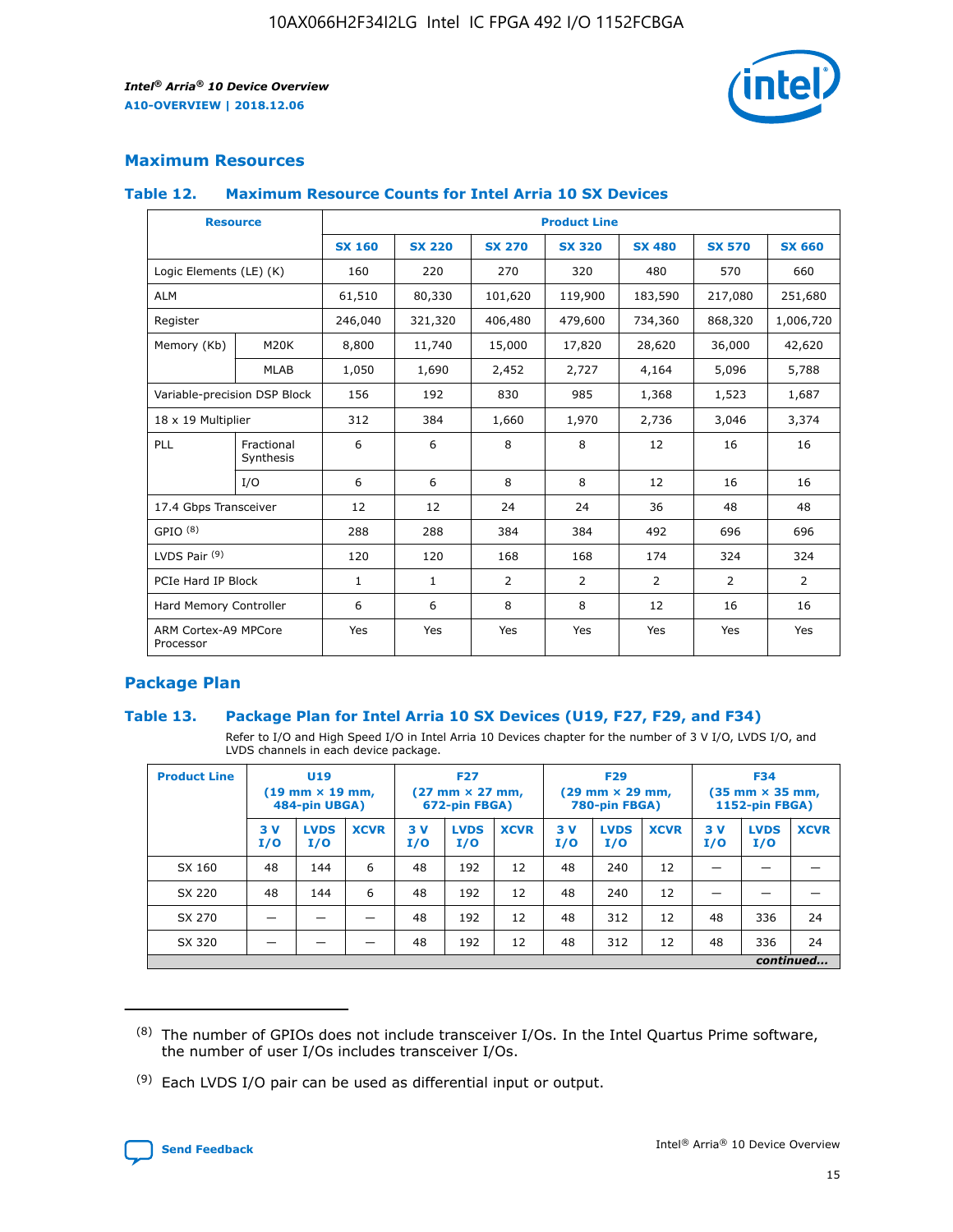## Maximum Resources

### Table 12. Maximum Resource Counts for Intel Arria 10 SX Devices

| Resource | | Product Line | | | | | | |
|---|---|---|---|---|---|---|---|---|
| | | SX 160 | SX 220 | SX 270 | SX 320 | SX 480 | SX 570 | SX 660 |
| Logic Elements (LE) (K) | | 160 | 220 | 270 | 320 | 480 | 570 | 660 |
| ALM | | 61,510 | 80,330 | 101,620 | 119,900 | 183,590 | 217,080 | 251,680 |
| Register | | 246,040 | 321,320 | 406,480 | 479,600 | 734,360 | 868,320 | 1,006,720 |
| Memory (Kb) | M20K | 8,800 | 11,740 | 15,000 | 17,820 | 28,620 | 36,000 | 42,620 |
| | MLAB | 1,050 | 1,690 | 2,452 | 2,727 | 4,164 | 5,096 | 5,788 |
| Variable-precision DSP Block | | 156 | 192 | 830 | 985 | 1,368 | 1,523 | 1,687 |
| 18 x 19 Multiplier | | 312 | 384 | 1,660 | 1,970 | 2,736 | 3,046 | 3,374 |
| PLL | Fractional Synthesis | 6 | 6 | 8 | 8 | 12 | 16 | 16 |
| | I/O | 6 | 6 | 8 | 8 | 12 | 16 | 16 |
| 17.4 Gbps Transceiver | | 12 | 12 | 24 | 24 | 36 | 48 | 48 |
| GPIO [8] | | 288 | 288 | 384 | 384 | 492 | 696 | 696 |
| LVDS Pair [9] | | 120 | 120 | 168 | 168 | 174 | 324 | 324 |
| PCIe Hard IP Block | | 1 | 1 | 2 | 2 | 2 | 2 | 2 |
| Hard Memory Controller | | 6 | 6 | 8 | 8 | 12 | 16 | 16 |
| ARM Cortex-A9 MPCore Processor | | Yes | Yes | Yes | Yes | Yes | Yes | Yes |

## Package Plan

### Table 13. Package Plan for Intel Arria 10 SX Devices (U19, F27, F29, and F34)

Refer to I/O and High Speed I/O in Intel Arria 10 Devices chapter for the number of 3 V I/O, LVDS I/O, and LVDS channels in each device package.

| Product Line | U19 (19 mm × 19 mm, 484-pin UBGA) | | | F27 (27 mm × 27 mm, 672-pin FBGA) | | | F29 (29 mm × 29 mm, 780-pin FBGA) | | | F34 (35 mm × 35 mm, 1152-pin FBGA) | | |
|---|---|---|---|---|---|---|---|---|---|---|---|---|
| | 3 V I/O | LVDS I/O | XCVR | 3 V I/O | LVDS I/O | XCVR | 3 V I/O | LVDS I/O | XCVR | 3 V I/O | LVDS I/O | XCVR |
| SX 160 | 48 | 144 | 6 | 48 | 192 | 12 | 48 | 240 | 12 | — | — | — |
| SX 220 | 48 | 144 | 6 | 48 | 192 | 12 | 48 | 240 | 12 | — | — | — |
| SX 270 | — | — | — | 48 | 192 | 12 | 48 | 312 | 12 | 48 | 336 | 24 |
| SX 320 | — | — | — | 48 | 192 | 12 | 48 | 312 | 12 | 48 | 336 | 24 |

*continued...*

(8) The number of GPIOs does not include transceiver I/Os. In the Intel Quartus Prime software, the number of user I/Os includes transceiver I/Os.

(9) Each LVDS I/O pair can be used as differential input or output.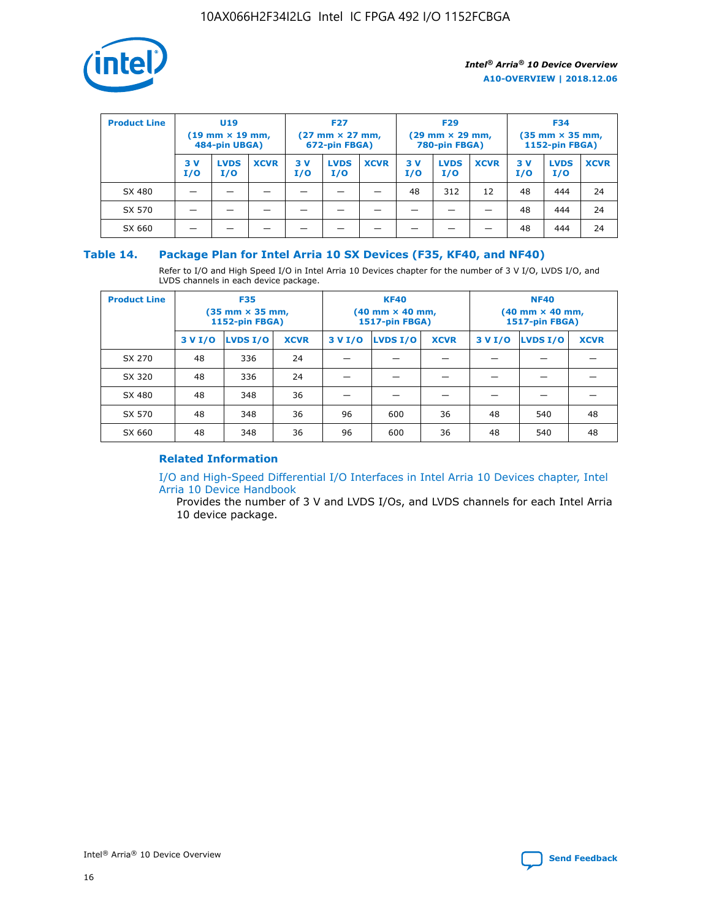| Product Line | U19 (19 mm × 19 mm, 484-pin UBGA) | | | F27 (27 mm × 27 mm, 672-pin FBGA) | | | F29 (29 mm × 29 mm, 780-pin FBGA) | | | F34 (35 mm × 35 mm, 1152-pin FBGA) | | |
|---|---|---|---|---|---|---|---|---|---|---|---|---|
| | 3 V I/O | LVDS I/O | XCVR | 3 V I/O | LVDS I/O | XCVR | 3 V I/O | LVDS I/O | XCVR | 3 V I/O | LVDS I/O | XCVR |
| SX 480 | — | — | — | — | — | — | 48 | 312 | 12 | 48 | 444 | 24 |
| SX 570 | — | — | — | — | — | — | — | — | — | 48 | 444 | 24 |
| SX 660 | — | — | — | — | — | — | — | — | — | 48 | 444 | 24 |

## Table 14. Package Plan for Intel Arria 10 SX Devices (F35, KF40, and NF40)

Refer to I/O and High Speed I/O in Intel Arria 10 Devices chapter for the number of 3 V I/O, LVDS I/O, and LVDS channels in each device package.

| Product Line | F35 (35 mm × 35 mm, 1152-pin FBGA) | | | KF40 (40 mm × 40 mm, 1517-pin FBGA) | | | NF40 (40 mm × 40 mm, 1517-pin FBGA) | | |
|---|---|---|---|---|---|---|---|---|---|
| | 3 V I/O | LVDS I/O | XCVR | 3 V I/O | LVDS I/O | XCVR | 3 V I/O | LVDS I/O | XCVR |
| SX 270 | 48 | 336 | 24 | — | — | — | — | — | — |
| SX 320 | 48 | 336 | 24 | — | — | — | — | — | — |
| SX 480 | 48 | 348 | 36 | — | — | — | — | — | — |
| SX 570 | 48 | 348 | 36 | 96 | 600 | 36 | 48 | 540 | 48 |
| SX 660 | 48 | 348 | 36 | 96 | 600 | 36 | 48 | 540 | 48 |

### Related Information

I/O and High-Speed Differential I/O Interfaces in Intel Arria 10 Devices chapter, Intel Arria 10 Device Handbook

Provides the number of 3 V and LVDS I/Os, and LVDS channels for each Intel Arria 10 device package.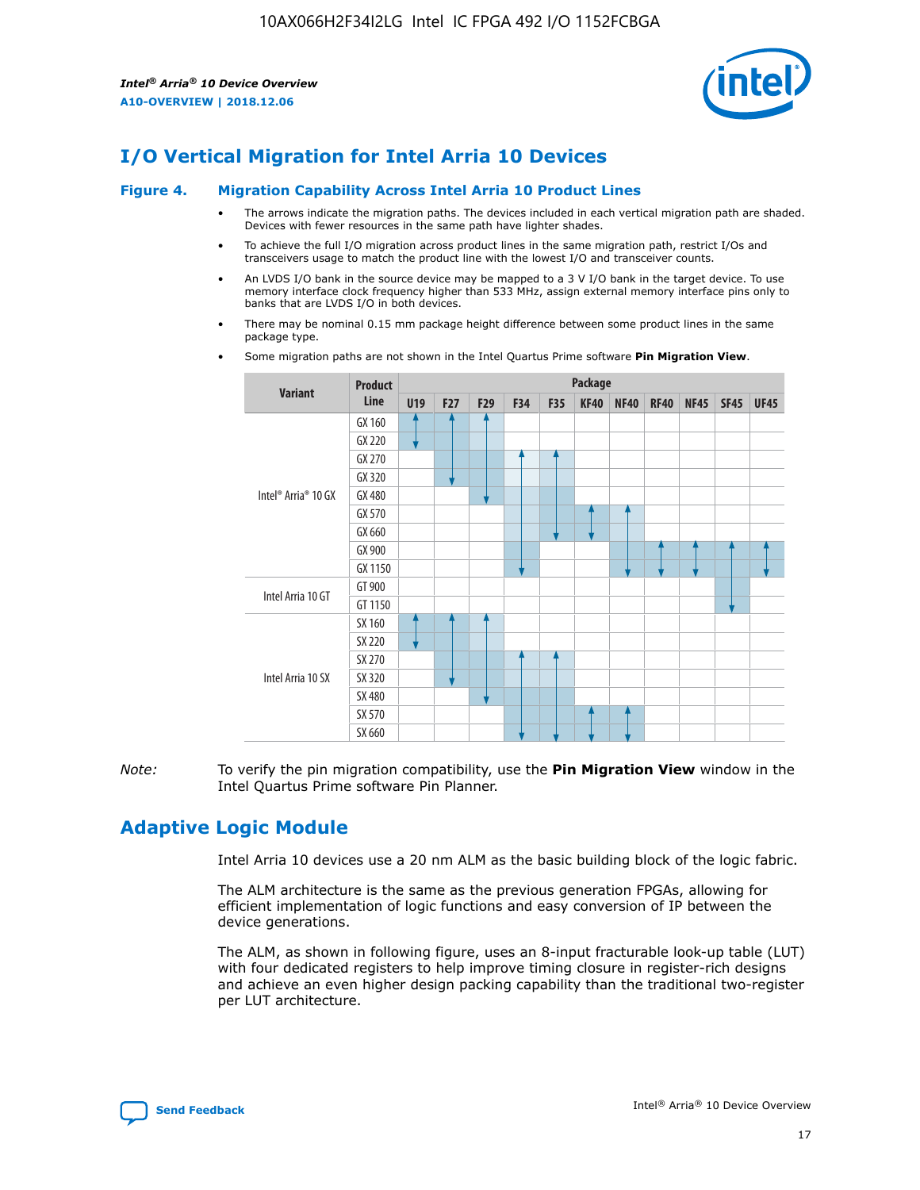# I/O Vertical Migration for Intel Arria 10 Devices

**Figure 4. Migration Capability Across Intel Arria 10 Product Lines**

- The arrows indicate the migration paths. The devices included in each vertical migration path are shaded. Devices with fewer resources in the same path have lighter shades.
- To achieve the full I/O migration across product lines in the same migration path, restrict I/Os and transceivers usage to match the product line with the lowest I/O and transceiver counts.
- An LVDS I/O bank in the source device may be mapped to a 3 V I/O bank in the target device. To use memory interface clock frequency higher than 533 MHz, assign external memory interface pins only to banks that are LVDS I/O in both devices.
- There may be nominal 0.15 mm package height difference between some product lines in the same package type.
- Some migration paths are not shown in the Intel Quartus Prime software **Pin Migration View**.

| Variant | Product Line | Package | | | | | | | | | | |
|---|---|---|---|---|---|---|---|---|---|---|---|---|
| | | U19 | F27 | F29 | F34 | F35 | KF40 | NF40 | RF40 | NF45 | SF45 | UF45 |
| Intel® Arria® 10 GX | GX 160 | | | | | | | | | | | |
| | GX 220 | | | | | | | | | | | |
| | GX 270 | | | | | | | | | | | |
| | GX 320 | | | | | | | | | | | |
| | GX 480 | | | | | | | | | | | |
| | GX 570 | | | | | | | | | | | |
| | GX 660 | | | | | | | | | | | |
| | GX 900 | | | | | | | | | | | |
| | GX 1150 | | | | | | | | | | | |
| Intel Arria 10 GT | GT 900 | | | | | | | | | | | |
| | GT 1150 | | | | | | | | | | | |
| Intel Arria 10 SX | SX 160 | | | | | | | | | | | |
| | SX 220 | | | | | | | | | | | |
| | SX 270 | | | | | | | | | | | |
| | SX 320 | | | | | | | | | | | |
| | SX 480 | | | | | | | | | | | |
| | SX 570 | | | | | | | | | | | |
| | SX 660 | | | | | | | | | | | |

*Note:* To verify the pin migration compatibility, use the **Pin Migration View** window in the Intel Quartus Prime software Pin Planner.

# Adaptive Logic Module

Intel Arria 10 devices use a 20 nm ALM as the basic building block of the logic fabric.

The ALM architecture is the same as the previous generation FPGAs, allowing for efficient implementation of logic functions and easy conversion of IP between the device generations.

The ALM, as shown in following figure, uses an 8-input fracturable look-up table (LUT) with four dedicated registers to help improve timing closure in register-rich designs and achieve an even higher design packing capability than the traditional two-register per LUT architecture.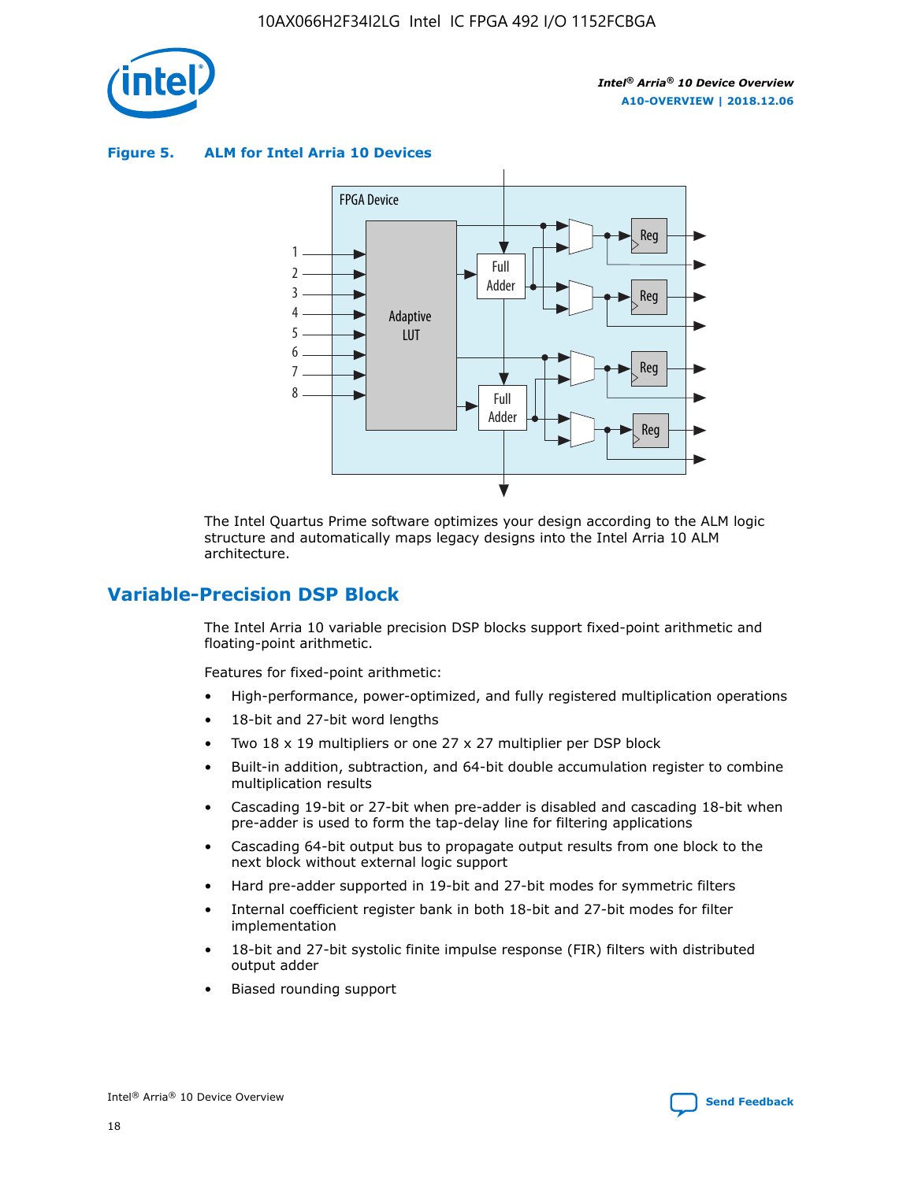**Figure 5. ALM for Intel Arria 10 Devices**

The Intel Quartus Prime software optimizes your design according to the ALM logic structure and automatically maps legacy designs into the Intel Arria 10 ALM architecture.

## Variable-Precision DSP Block

The Intel Arria 10 variable precision DSP blocks support fixed-point arithmetic and floating-point arithmetic.

Features for fixed-point arithmetic:

- High-performance, power-optimized, and fully registered multiplication operations
- 18-bit and 27-bit word lengths
- Two 18 x 19 multipliers or one 27 x 27 multiplier per DSP block
- Built-in addition, subtraction, and 64-bit double accumulation register to combine multiplication results
- Cascading 19-bit or 27-bit when pre-adder is disabled and cascading 18-bit when pre-adder is used to form the tap-delay line for filtering applications
- Cascading 64-bit output bus to propagate output results from one block to the next block without external logic support
- Hard pre-adder supported in 19-bit and 27-bit modes for symmetric filters
- Internal coefficient register bank in both 18-bit and 27-bit modes for filter implementation
- 18-bit and 27-bit systolic finite impulse response (FIR) filters with distributed output adder
- Biased rounding support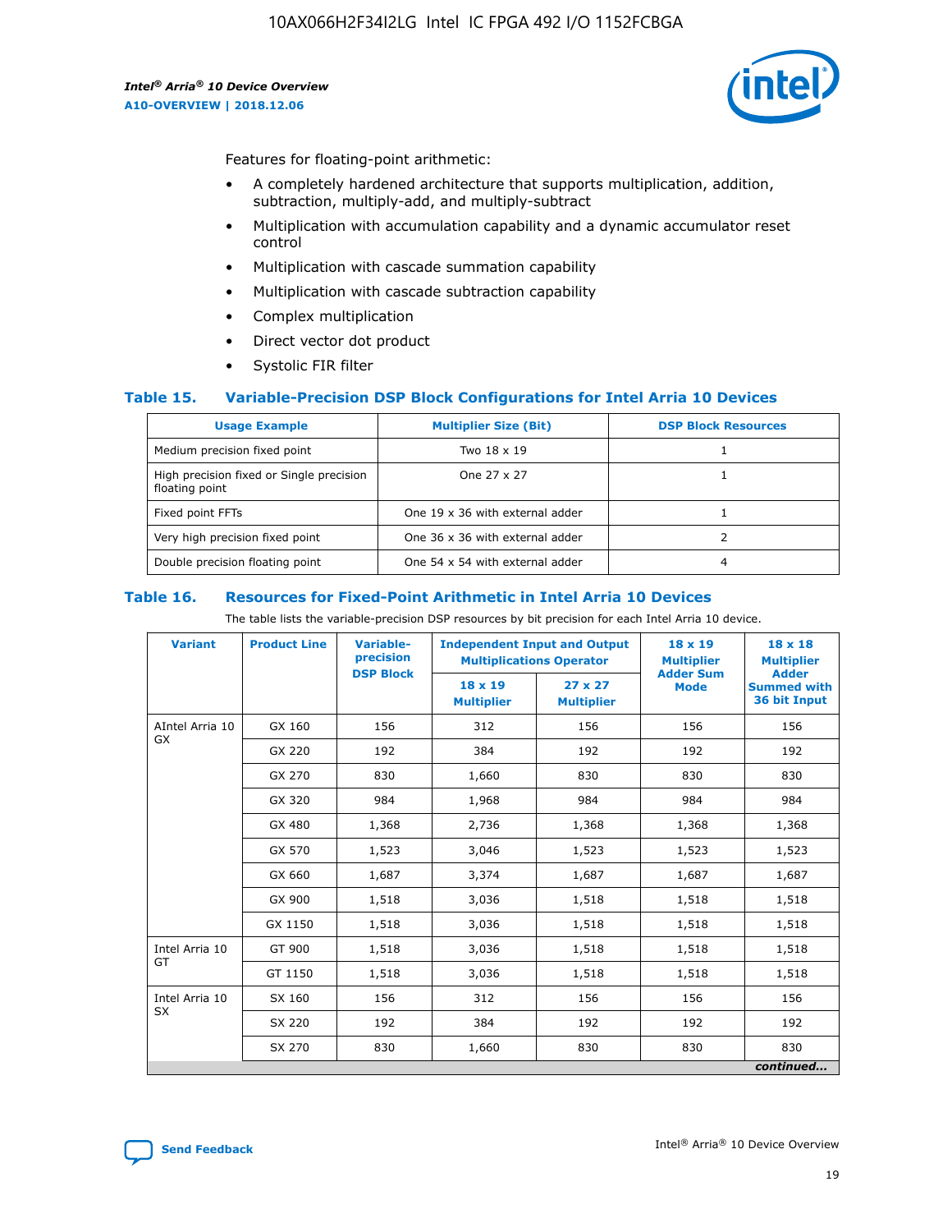Features for floating-point arithmetic:

- A completely hardened architecture that supports multiplication, addition, subtraction, multiply-add, and multiply-subtract
- Multiplication with accumulation capability and a dynamic accumulator reset control
- Multiplication with cascade summation capability
- Multiplication with cascade subtraction capability
- Complex multiplication
- Direct vector dot product
- Systolic FIR filter

### Table 15. Variable-Precision DSP Block Configurations for Intel Arria 10 Devices

| Usage Example | Multiplier Size (Bit) | DSP Block Resources |
|---|---|---|
| Medium precision fixed point | Two 18 x 19 | 1 |
| High precision fixed or Single precision floating point | One 27 x 27 | 1 |
| Fixed point FFTs | One 19 x 36 with external adder | 1 |
| Very high precision fixed point | One 36 x 36 with external adder | 2 |
| Double precision floating point | One 54 x 54 with external adder | 4 |

### Table 16. Resources for Fixed-Point Arithmetic in Intel Arria 10 Devices

The table lists the variable-precision DSP resources by bit precision for each Intel Arria 10 device.

| Variant | Product Line | Variable-precision DSP Block | Independent Input and Output Multiplications Operator | | 18 x 19 Multiplier Adder Sum Mode | 18 x 18 Multiplier Adder Summed with 36 bit Input |
|---|---|---|---|---|---|---|
| | | | 18 x 19 Multiplier | 27 x 27 Multiplier | | |
| AIntel Arria 10 GX | GX 160 | 156 | 312 | 156 | 156 | 156 |
| | GX 220 | 192 | 384 | 192 | 192 | 192 |
| | GX 270 | 830 | 1,660 | 830 | 830 | 830 |
| | GX 320 | 984 | 1,968 | 984 | 984 | 984 |
| | GX 480 | 1,368 | 2,736 | 1,368 | 1,368 | 1,368 |
| | GX 570 | 1,523 | 3,046 | 1,523 | 1,523 | 1,523 |
| | GX 660 | 1,687 | 3,374 | 1,687 | 1,687 | 1,687 |
| | GX 900 | 1,518 | 3,036 | 1,518 | 1,518 | 1,518 |
| | GX 1150 | 1,518 | 3,036 | 1,518 | 1,518 | 1,518 |
| Intel Arria 10 GT | GT 900 | 1,518 | 3,036 | 1,518 | 1,518 | 1,518 |
| | GT 1150 | 1,518 | 3,036 | 1,518 | 1,518 | 1,518 |
| Intel Arria 10 SX | SX 160 | 156 | 312 | 156 | 156 | 156 |
| | SX 220 | 192 | 384 | 192 | 192 | 192 |
| | SX 270 | 830 | 1,660 | 830 | 830 | 830 |

*continued...*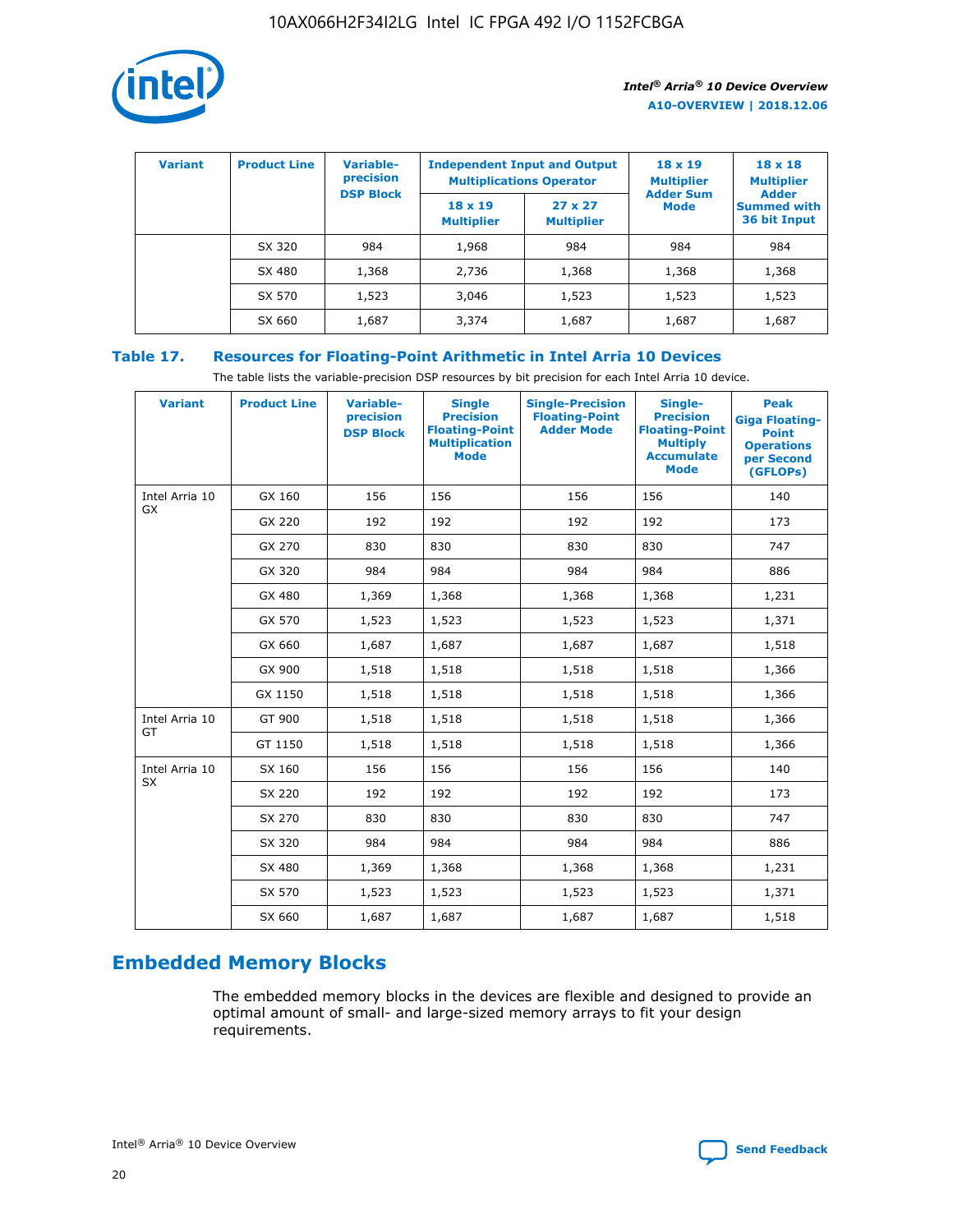| Variant | Product Line | Variable-precision DSP Block | Independent Input and Output Multiplications Operator | | 18 x 19 Multiplier Adder Sum Mode | 18 x 18 Multiplier Adder Summed with 36 bit Input |
|---|---|---|---|---|---|---|
| | | | 18 x 19 Multiplier | 27 x 27 Multiplier | | |
| | SX 320 | 984 | 1,968 | 984 | 984 | 984 |
| | SX 480 | 1,368 | 2,736 | 1,368 | 1,368 | 1,368 |
| | SX 570 | 1,523 | 3,046 | 1,523 | 1,523 | 1,523 |
| | SX 660 | 1,687 | 3,374 | 1,687 | 1,687 | 1,687 |

## Table 17. Resources for Floating-Point Arithmetic in Intel Arria 10 Devices

The table lists the variable-precision DSP resources by bit precision for each Intel Arria 10 device.

| Variant | Product Line | Variable-precision DSP Block | Single Precision Floating-Point Multiplication Mode | Single-Precision Floating-Point Adder Mode | Single-Precision Floating-Point Multiply Accumulate Mode | Peak Giga Floating-Point Operations per Second (GFLOPs) |
|---|---|---|---|---|---|---|
| Intel Arria 10 GX | GX 160 | 156 | 156 | 156 | 156 | 140 |
| | GX 220 | 192 | 192 | 192 | 192 | 173 |
| | GX 270 | 830 | 830 | 830 | 830 | 747 |
| | GX 320 | 984 | 984 | 984 | 984 | 886 |
| | GX 480 | 1,369 | 1,368 | 1,368 | 1,368 | 1,231 |
| | GX 570 | 1,523 | 1,523 | 1,523 | 1,523 | 1,371 |
| | GX 660 | 1,687 | 1,687 | 1,687 | 1,687 | 1,518 |
| | GX 900 | 1,518 | 1,518 | 1,518 | 1,518 | 1,366 |
| | GX 1150 | 1,518 | 1,518 | 1,518 | 1,518 | 1,366 |
| Intel Arria 10 GT | GT 900 | 1,518 | 1,518 | 1,518 | 1,518 | 1,366 |
| | GT 1150 | 1,518 | 1,518 | 1,518 | 1,518 | 1,366 |
| Intel Arria 10 SX | SX 160 | 156 | 156 | 156 | 156 | 140 |
| | SX 220 | 192 | 192 | 192 | 192 | 173 |
| | SX 270 | 830 | 830 | 830 | 830 | 747 |
| | SX 320 | 984 | 984 | 984 | 984 | 886 |
| | SX 480 | 1,369 | 1,368 | 1,368 | 1,368 | 1,231 |
| | SX 570 | 1,523 | 1,523 | 1,523 | 1,523 | 1,371 |
| | SX 660 | 1,687 | 1,687 | 1,687 | 1,687 | 1,518 |

## Embedded Memory Blocks

The embedded memory blocks in the devices are flexible and designed to provide an optimal amount of small- and large-sized memory arrays to fit your design requirements.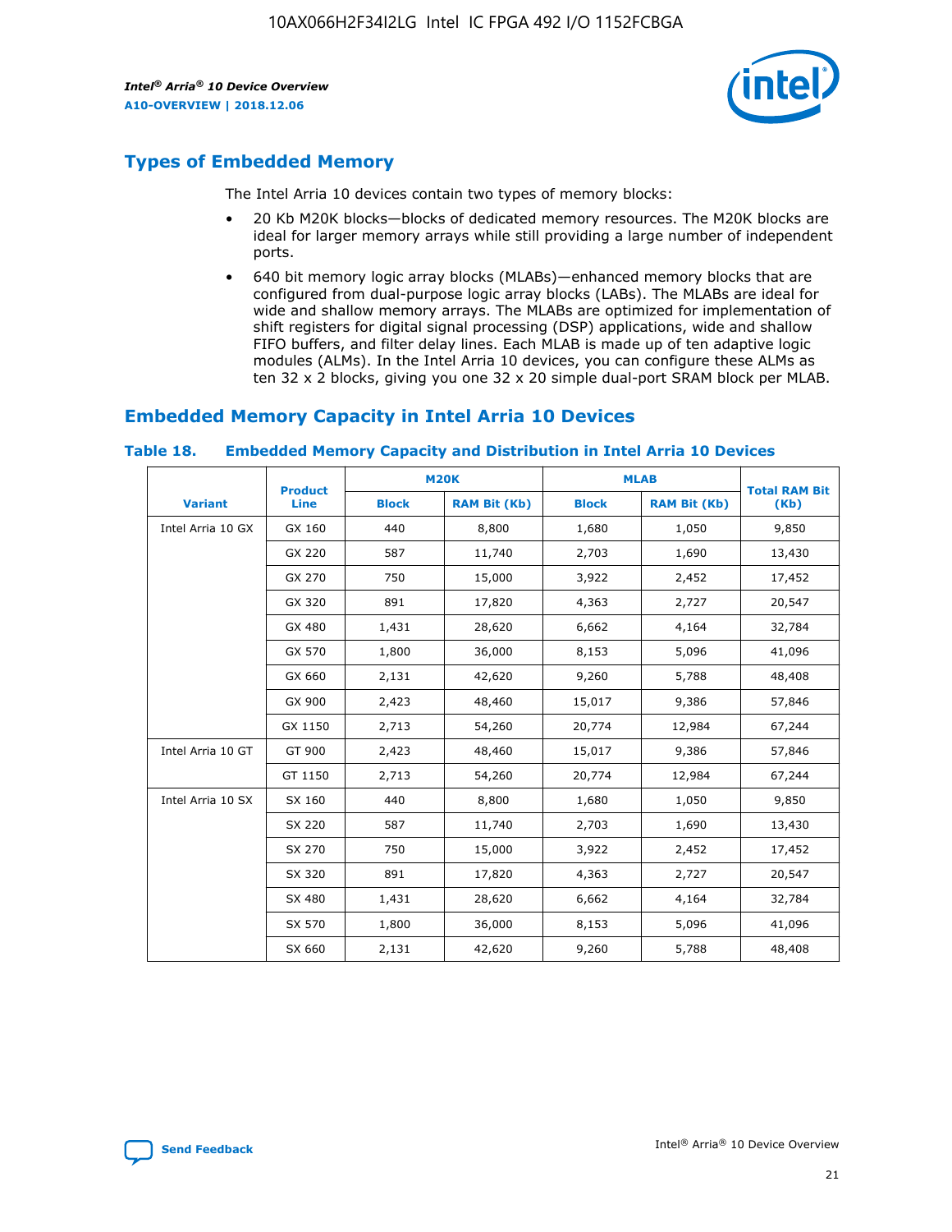## Types of Embedded Memory

The Intel Arria 10 devices contain two types of memory blocks:

- 20 Kb M20K blocks—blocks of dedicated memory resources. The M20K blocks are ideal for larger memory arrays while still providing a large number of independent ports.
- 640 bit memory logic array blocks (MLABs)—enhanced memory blocks that are configured from dual-purpose logic array blocks (LABs). The MLABs are ideal for wide and shallow memory arrays. The MLABs are optimized for implementation of shift registers for digital signal processing (DSP) applications, wide and shallow FIFO buffers, and filter delay lines. Each MLAB is made up of ten adaptive logic modules (ALMs). In the Intel Arria 10 devices, you can configure these ALMs as ten 32 x 2 blocks, giving you one 32 x 20 simple dual-port SRAM block per MLAB.

## Embedded Memory Capacity in Intel Arria 10 Devices

**Table 18. Embedded Memory Capacity and Distribution in Intel Arria 10 Devices**

| Variant | Product Line | M20K | | MLAB | | Total RAM Bit (Kb) |
|---|---|---|---|---|---|---|
| | | Block | RAM Bit (Kb) | Block | RAM Bit (Kb) | |
| Intel Arria 10 GX | GX 160 | 440 | 8,800 | 1,680 | 1,050 | 9,850 |
| | GX 220 | 587 | 11,740 | 2,703 | 1,690 | 13,430 |
| | GX 270 | 750 | 15,000 | 3,922 | 2,452 | 17,452 |
| | GX 320 | 891 | 17,820 | 4,363 | 2,727 | 20,547 |
| | GX 480 | 1,431 | 28,620 | 6,662 | 4,164 | 32,784 |
| | GX 570 | 1,800 | 36,000 | 8,153 | 5,096 | 41,096 |
| | GX 660 | 2,131 | 42,620 | 9,260 | 5,788 | 48,408 |
| | GX 900 | 2,423 | 48,460 | 15,017 | 9,386 | 57,846 |
| | GX 1150 | 2,713 | 54,260 | 20,774 | 12,984 | 67,244 |
| Intel Arria 10 GT | GT 900 | 2,423 | 48,460 | 15,017 | 9,386 | 57,846 |
| | GT 1150 | 2,713 | 54,260 | 20,774 | 12,984 | 67,244 |
| Intel Arria 10 SX | SX 160 | 440 | 8,800 | 1,680 | 1,050 | 9,850 |
| | SX 220 | 587 | 11,740 | 2,703 | 1,690 | 13,430 |
| | SX 270 | 750 | 15,000 | 3,922 | 2,452 | 17,452 |
| | SX 320 | 891 | 17,820 | 4,363 | 2,727 | 20,547 |
| | SX 480 | 1,431 | 28,620 | 6,662 | 4,164 | 32,784 |
| | SX 570 | 1,800 | 36,000 | 8,153 | 5,096 | 41,096 |
| | SX 660 | 2,131 | 42,620 | 9,260 | 5,788 | 48,408 |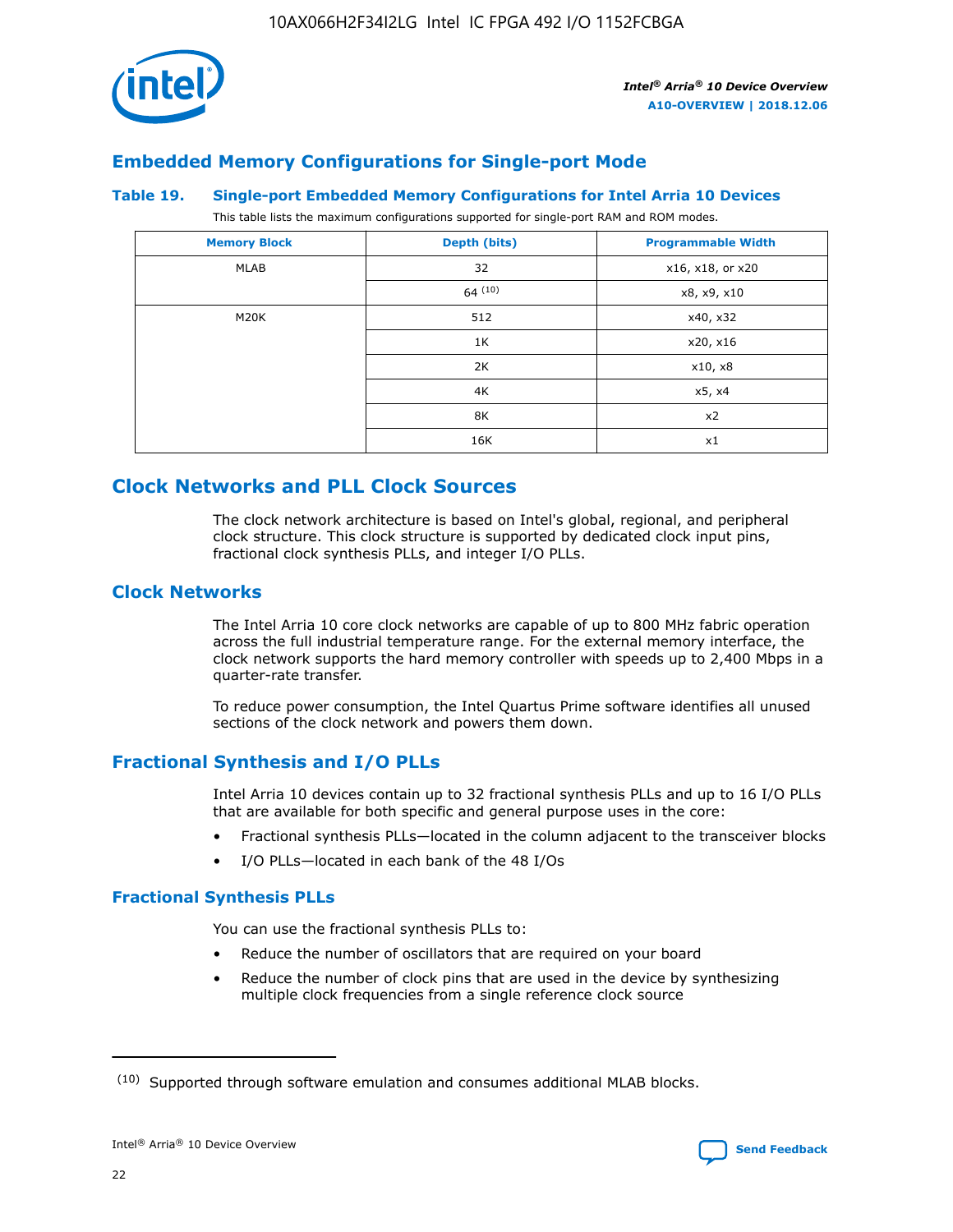## Embedded Memory Configurations for Single-port Mode

**Table 19. Single-port Embedded Memory Configurations for Intel Arria 10 Devices**

This table lists the maximum configurations supported for single-port RAM and ROM modes.

| Memory Block | Depth (bits) | Programmable Width |
| --- | --- | --- |
| MLAB | 32 | x16, x18, or x20 |
| | 64 [10] | x8, x9, x10 |
| M20K | 512 | x40, x32 |
| | 1K | x20, x16 |
| | 2K | x10, x8 |
| | 4K | x5, x4 |
| | 8K | x2 |
| | 16K | x1 |

# Clock Networks and PLL Clock Sources

The clock network architecture is based on Intel's global, regional, and peripheral clock structure. This clock structure is supported by dedicated clock input pins, fractional clock synthesis PLLs, and integer I/O PLLs.

## Clock Networks

The Intel Arria 10 core clock networks are capable of up to 800 MHz fabric operation across the full industrial temperature range. For the external memory interface, the clock network supports the hard memory controller with speeds up to 2,400 Mbps in a quarter-rate transfer.

To reduce power consumption, the Intel Quartus Prime software identifies all unused sections of the clock network and powers them down.

## Fractional Synthesis and I/O PLLs

Intel Arria 10 devices contain up to 32 fractional synthesis PLLs and up to 16 I/O PLLs that are available for both specific and general purpose uses in the core:

- Fractional synthesis PLLs—located in the column adjacent to the transceiver blocks
- I/O PLLs—located in each bank of the 48 I/Os

### Fractional Synthesis PLLs

You can use the fractional synthesis PLLs to:

- Reduce the number of oscillators that are required on your board
- Reduce the number of clock pins that are used in the device by synthesizing multiple clock frequencies from a single reference clock source

[10] Supported through software emulation and consumes additional MLAB blocks.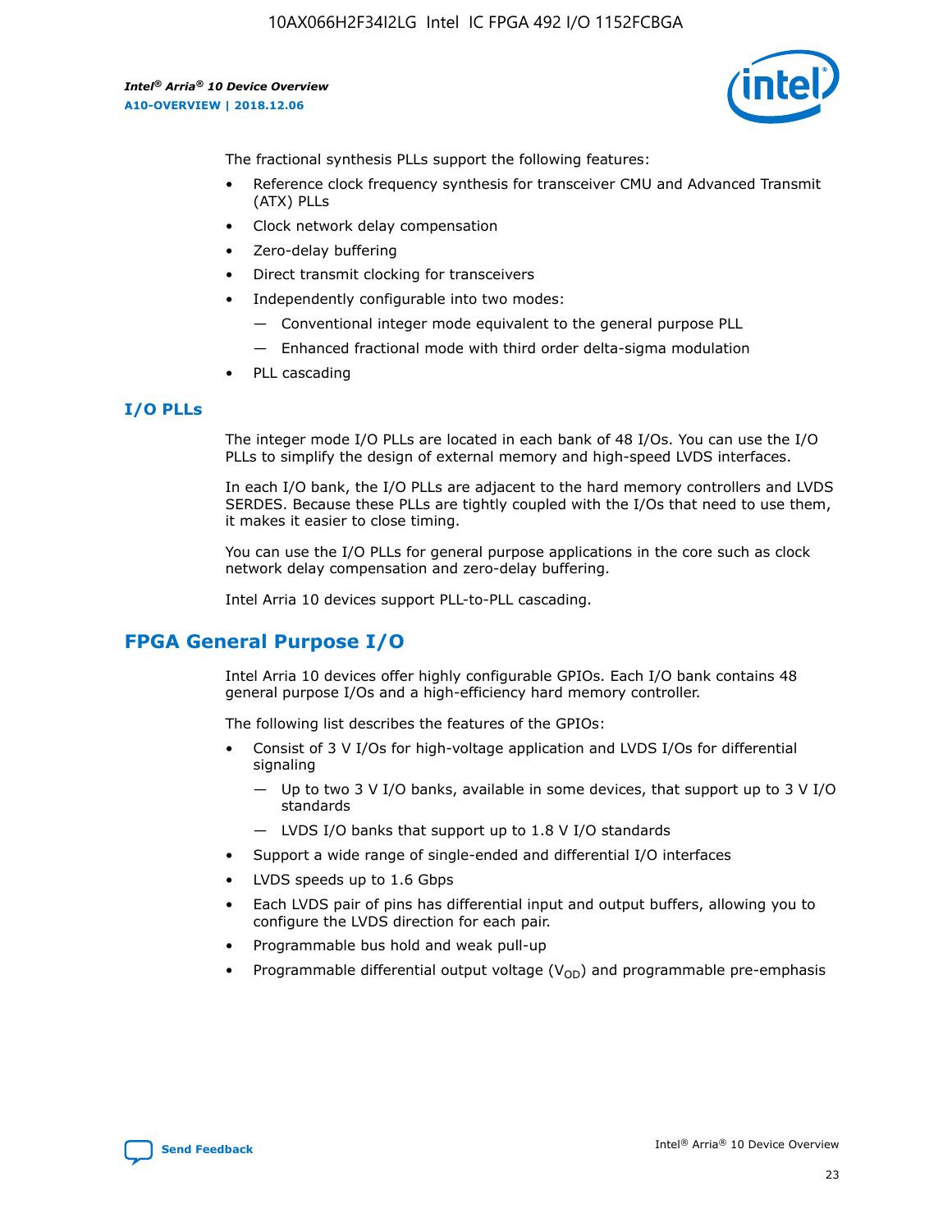The fractional synthesis PLLs support the following features:

- Reference clock frequency synthesis for transceiver CMU and Advanced Transmit (ATX) PLLs
- Clock network delay compensation
- Zero-delay buffering
- Direct transmit clocking for transceivers
- Independently configurable into two modes:
  - — Conventional integer mode equivalent to the general purpose PLL
  - — Enhanced fractional mode with third order delta-sigma modulation
- PLL cascading

### I/O PLLs

The integer mode I/O PLLs are located in each bank of 48 I/Os. You can use the I/O PLLs to simplify the design of external memory and high-speed LVDS interfaces.

In each I/O bank, the I/O PLLs are adjacent to the hard memory controllers and LVDS SERDES. Because these PLLs are tightly coupled with the I/Os that need to use them, it makes it easier to close timing.

You can use the I/O PLLs for general purpose applications in the core such as clock network delay compensation and zero-delay buffering.

Intel Arria 10 devices support PLL-to-PLL cascading.

## FPGA General Purpose I/O

Intel Arria 10 devices offer highly configurable GPIOs. Each I/O bank contains 48 general purpose I/Os and a high-efficiency hard memory controller.

The following list describes the features of the GPIOs:

- Consist of 3 V I/Os for high-voltage application and LVDS I/Os for differential signaling
  - — Up to two 3 V I/O banks, available in some devices, that support up to 3 V I/O standards
  - — LVDS I/O banks that support up to 1.8 V I/O standards
- Support a wide range of single-ended and differential I/O interfaces
- LVDS speeds up to 1.6 Gbps
- Each LVDS pair of pins has differential input and output buffers, allowing you to configure the LVDS direction for each pair.
- Programmable bus hold and weak pull-up
- Programmable differential output voltage ($V_{OD}$) and programmable pre-emphasis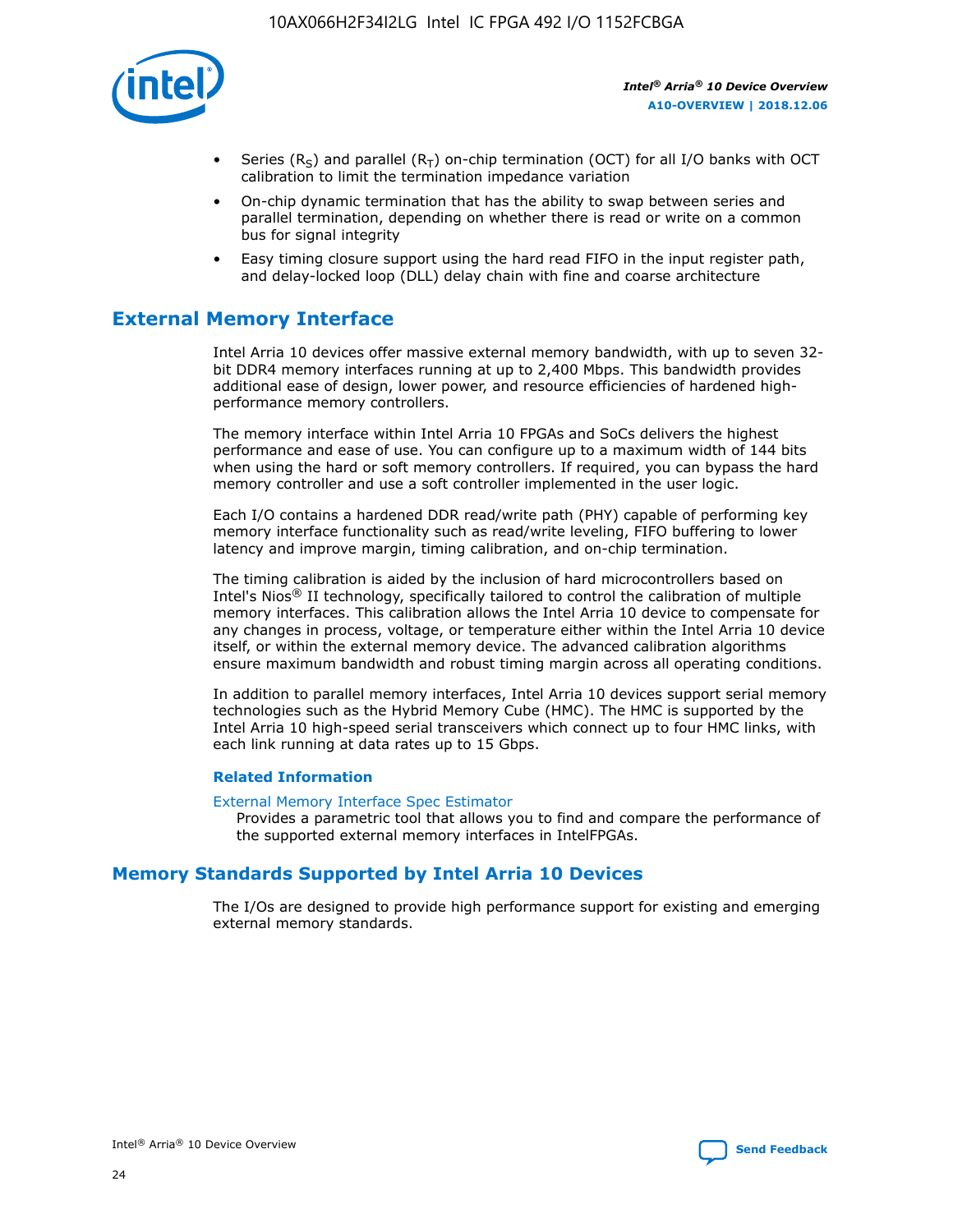- Series ($R_S$) and parallel ($R_T$) on-chip termination (OCT) for all I/O banks with OCT calibration to limit the termination impedance variation
- On-chip dynamic termination that has the ability to swap between series and parallel termination, depending on whether there is read or write on a common bus for signal integrity
- Easy timing closure support using the hard read FIFO in the input register path, and delay-locked loop (DLL) delay chain with fine and coarse architecture

## External Memory Interface

Intel Arria 10 devices offer massive external memory bandwidth, with up to seven 32-bit DDR4 memory interfaces running at up to 2,400 Mbps. This bandwidth provides additional ease of design, lower power, and resource efficiencies of hardened high-performance memory controllers.

The memory interface within Intel Arria 10 FPGAs and SoCs delivers the highest performance and ease of use. You can configure up to a maximum width of 144 bits when using the hard or soft memory controllers. If required, you can bypass the hard memory controller and use a soft controller implemented in the user logic.

Each I/O contains a hardened DDR read/write path (PHY) capable of performing key memory interface functionality such as read/write leveling, FIFO buffering to lower latency and improve margin, timing calibration, and on-chip termination.

The timing calibration is aided by the inclusion of hard microcontrollers based on Intel's Nios® II technology, specifically tailored to control the calibration of multiple memory interfaces. This calibration allows the Intel Arria 10 device to compensate for any changes in process, voltage, or temperature either within the Intel Arria 10 device itself, or within the external memory device. The advanced calibration algorithms ensure maximum bandwidth and robust timing margin across all operating conditions.

In addition to parallel memory interfaces, Intel Arria 10 devices support serial memory technologies such as the Hybrid Memory Cube (HMC). The HMC is supported by the Intel Arria 10 high-speed serial transceivers which connect up to four HMC links, with each link running at data rates up to 15 Gbps.

### Related Information

External Memory Interface Spec Estimator
Provides a parametric tool that allows you to find and compare the performance of the supported external memory interfaces in IntelFPGAs.

## Memory Standards Supported by Intel Arria 10 Devices

The I/Os are designed to provide high performance support for existing and emerging external memory standards.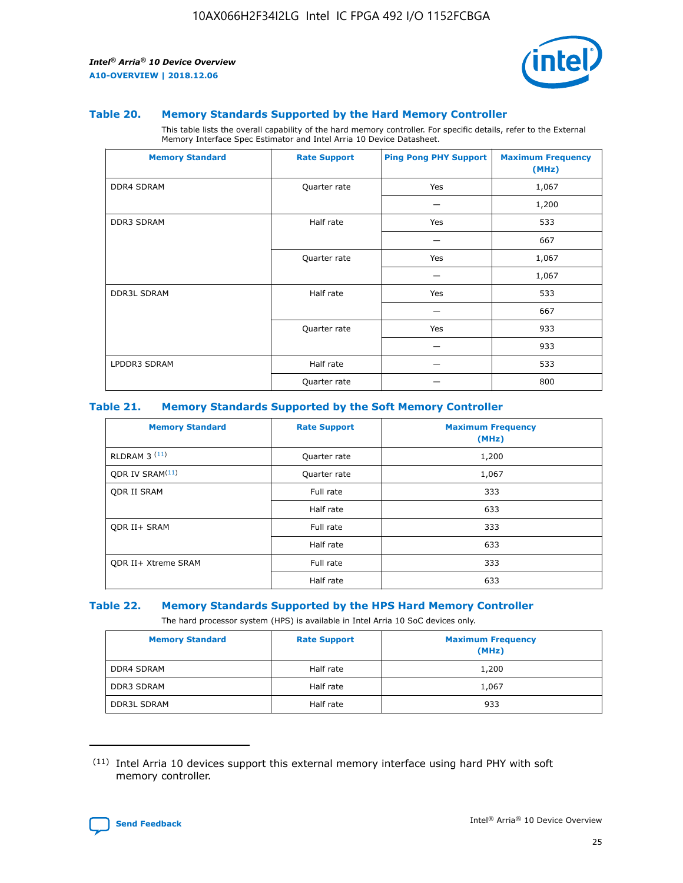### Table 20. Memory Standards Supported by the Hard Memory Controller

This table lists the overall capability of the hard memory controller. For specific details, refer to the External Memory Interface Spec Estimator and Intel Arria 10 Device Datasheet.

| Memory Standard | Rate Support | Ping Pong PHY Support | Maximum Frequency (MHz) |
|---|---|---|---|
| DDR4 SDRAM | Quarter rate | Yes | 1,067 |
| | | — | 1,200 |
| DDR3 SDRAM | Half rate | Yes | 533 |
| | | — | 667 |
| | Quarter rate | Yes | 1,067 |
| | | — | 1,067 |
| DDR3L SDRAM | Half rate | Yes | 533 |
| | | — | 667 |
| | Quarter rate | Yes | 933 |
| | | — | 933 |
| LPDDR3 SDRAM | Half rate | — | 533 |
| | Quarter rate | — | 800 |

### Table 21. Memory Standards Supported by the Soft Memory Controller

| Memory Standard | Rate Support | Maximum Frequency (MHz) |
|---|---|---|
| RLDRAM 3 [11] | Quarter rate | 1,200 |
| QDR IV SRAM[11] | Quarter rate | 1,067 |
| QDR II SRAM | Full rate | 333 |
| | Half rate | 633 |
| QDR II+ SRAM | Full rate | 333 |
| | Half rate | 633 |
| QDR II+ Xtreme SRAM | Full rate | 333 |
| | Half rate | 633 |

### Table 22. Memory Standards Supported by the HPS Hard Memory Controller

The hard processor system (HPS) is available in Intel Arria 10 SoC devices only.

| Memory Standard | Rate Support | Maximum Frequency (MHz) |
|---|---|---|
| DDR4 SDRAM | Half rate | 1,200 |
| DDR3 SDRAM | Half rate | 1,067 |
| DDR3L SDRAM | Half rate | 933 |

(11) Intel Arria 10 devices support this external memory interface using hard PHY with soft memory controller.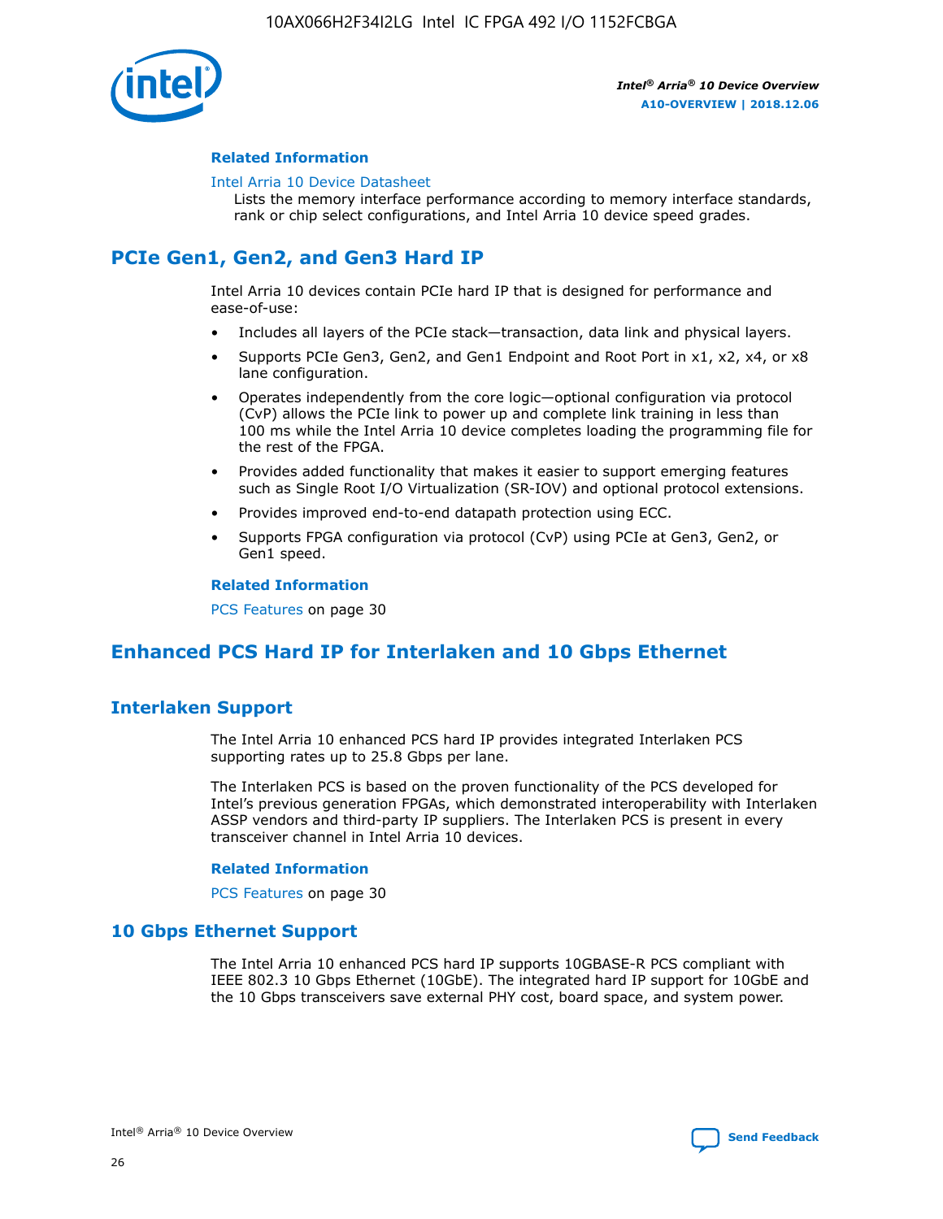#### Related Information

Intel Arria 10 Device Datasheet
Lists the memory interface performance according to memory interface standards, rank or chip select configurations, and Intel Arria 10 device speed grades.

## PCIe Gen1, Gen2, and Gen3 Hard IP

Intel Arria 10 devices contain PCIe hard IP that is designed for performance and ease-of-use:

- Includes all layers of the PCIe stack—transaction, data link and physical layers.
- Supports PCIe Gen3, Gen2, and Gen1 Endpoint and Root Port in x1, x2, x4, or x8 lane configuration.
- Operates independently from the core logic—optional configuration via protocol (CvP) allows the PCIe link to power up and complete link training in less than 100 ms while the Intel Arria 10 device completes loading the programming file for the rest of the FPGA.
- Provides added functionality that makes it easier to support emerging features such as Single Root I/O Virtualization (SR-IOV) and optional protocol extensions.
- Provides improved end-to-end datapath protection using ECC.
- Supports FPGA configuration via protocol (CvP) using PCIe at Gen3, Gen2, or Gen1 speed.

#### Related Information

PCS Features on page 30

## Enhanced PCS Hard IP for Interlaken and 10 Gbps Ethernet

### Interlaken Support

The Intel Arria 10 enhanced PCS hard IP provides integrated Interlaken PCS supporting rates up to 25.8 Gbps per lane.

The Interlaken PCS is based on the proven functionality of the PCS developed for Intel's previous generation FPGAs, which demonstrated interoperability with Interlaken ASSP vendors and third-party IP suppliers. The Interlaken PCS is present in every transceiver channel in Intel Arria 10 devices.

#### Related Information

PCS Features on page 30

### 10 Gbps Ethernet Support

The Intel Arria 10 enhanced PCS hard IP supports 10GBASE-R PCS compliant with IEEE 802.3 10 Gbps Ethernet (10GbE). The integrated hard IP support for 10GbE and the 10 Gbps transceivers save external PHY cost, board space, and system power.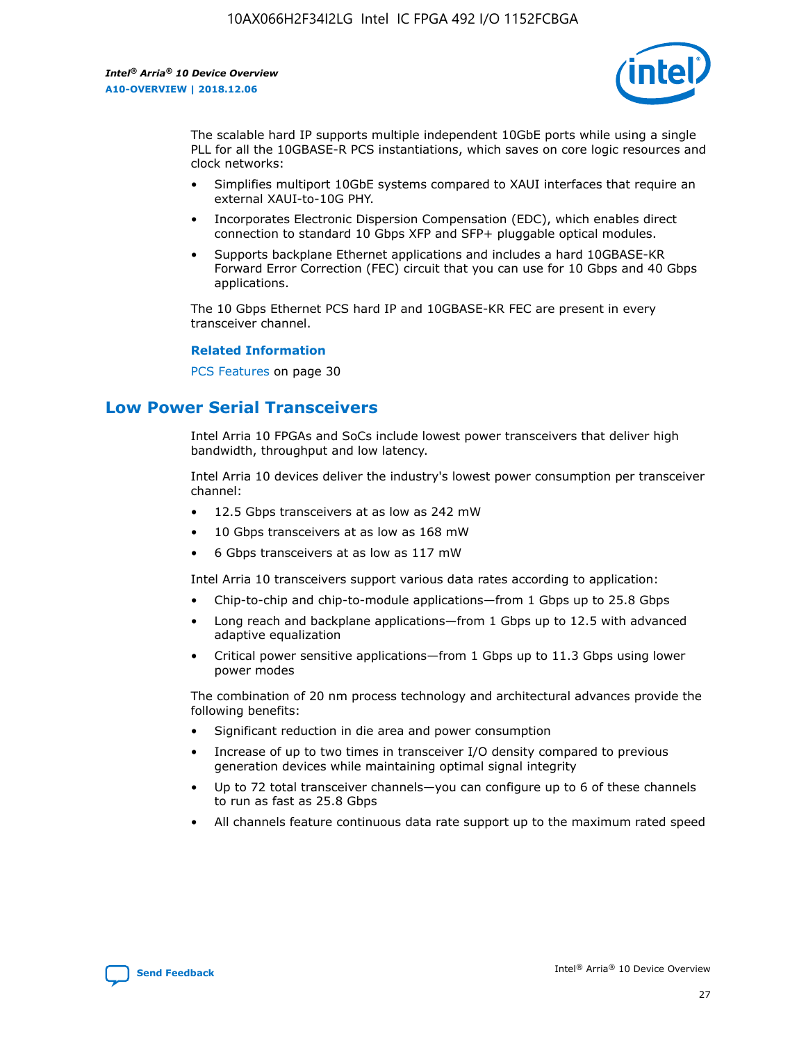The scalable hard IP supports multiple independent 10GbE ports while using a single PLL for all the 10GBASE-R PCS instantiations, which saves on core logic resources and clock networks:

- Simplifies multiport 10GbE systems compared to XAUI interfaces that require an external XAUI-to-10G PHY.
- Incorporates Electronic Dispersion Compensation (EDC), which enables direct connection to standard 10 Gbps XFP and SFP+ pluggable optical modules.
- Supports backplane Ethernet applications and includes a hard 10GBASE-KR Forward Error Correction (FEC) circuit that you can use for 10 Gbps and 40 Gbps applications.

The 10 Gbps Ethernet PCS hard IP and 10GBASE-KR FEC are present in every transceiver channel.

**Related Information**

PCS Features on page 30

## Low Power Serial Transceivers

Intel Arria 10 FPGAs and SoCs include lowest power transceivers that deliver high bandwidth, throughput and low latency.

Intel Arria 10 devices deliver the industry's lowest power consumption per transceiver channel:

- 12.5 Gbps transceivers at as low as 242 mW
- 10 Gbps transceivers at as low as 168 mW
- 6 Gbps transceivers at as low as 117 mW

Intel Arria 10 transceivers support various data rates according to application:

- Chip-to-chip and chip-to-module applications—from 1 Gbps up to 25.8 Gbps
- Long reach and backplane applications—from 1 Gbps up to 12.5 with advanced adaptive equalization
- Critical power sensitive applications—from 1 Gbps up to 11.3 Gbps using lower power modes

The combination of 20 nm process technology and architectural advances provide the following benefits:

- Significant reduction in die area and power consumption
- Increase of up to two times in transceiver I/O density compared to previous generation devices while maintaining optimal signal integrity
- Up to 72 total transceiver channels—you can configure up to 6 of these channels to run as fast as 25.8 Gbps
- All channels feature continuous data rate support up to the maximum rated speed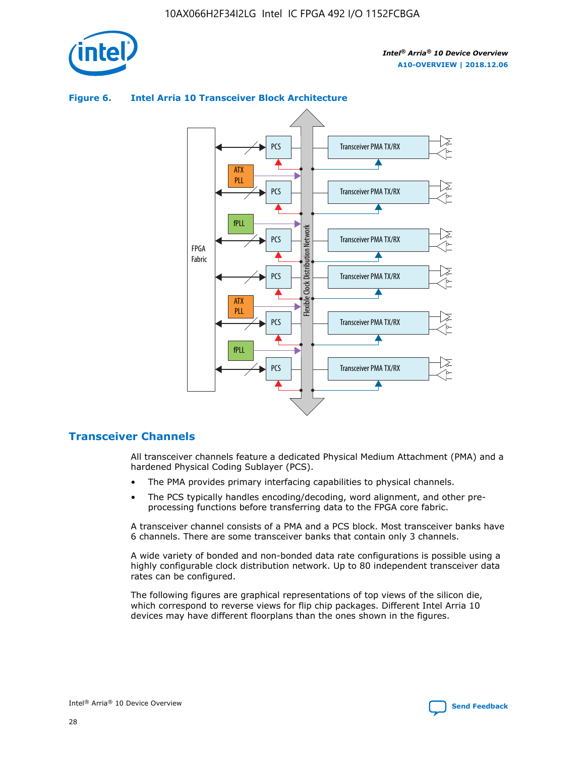**Figure 6. Intel Arria 10 Transceiver Block Architecture**

## Transceiver Channels

All transceiver channels feature a dedicated Physical Medium Attachment (PMA) and a hardened Physical Coding Sublayer (PCS).

- The PMA provides primary interfacing capabilities to physical channels.
- The PCS typically handles encoding/decoding, word alignment, and other pre-processing functions before transferring data to the FPGA core fabric.

A transceiver channel consists of a PMA and a PCS block. Most transceiver banks have 6 channels. There are some transceiver banks that contain only 3 channels.

A wide variety of bonded and non-bonded data rate configurations is possible using a highly configurable clock distribution network. Up to 80 independent transceiver data rates can be configured.

The following figures are graphical representations of top views of the silicon die, which correspond to reverse views for flip chip packages. Different Intel Arria 10 devices may have different floorplans than the ones shown in the figures.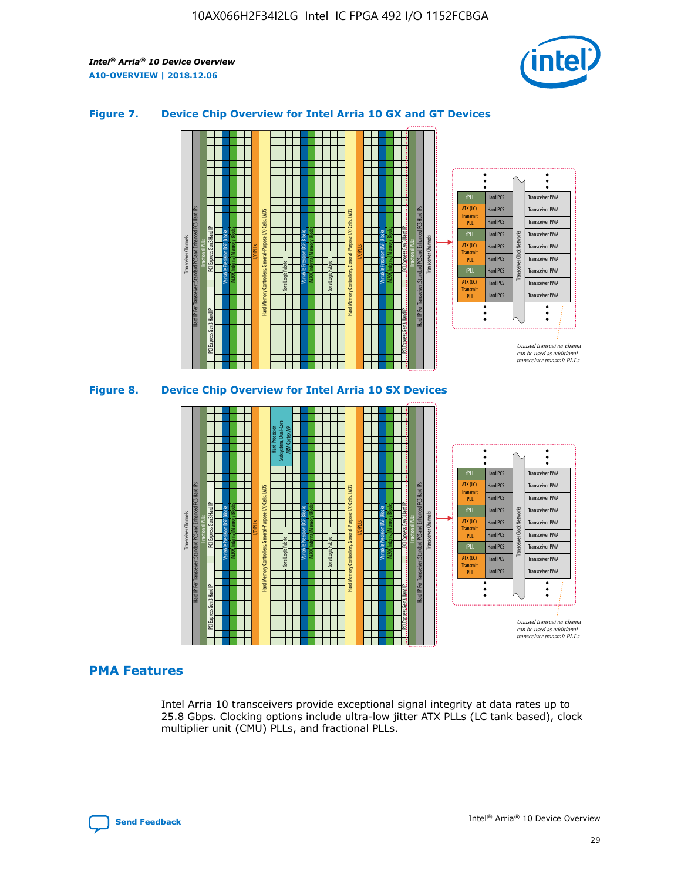## Figure 7. Device Chip Overview for Intel Arria 10 GX and GT Devices

Unused transceiver channels can be used as additional transceiver transmit PLLs

## Figure 8. Device Chip Overview for Intel Arria 10 SX Devices

Unused transceiver channels can be used as additional transceiver transmit PLLs

## PMA Features

Intel Arria 10 transceivers provide exceptional signal integrity at data rates up to 25.8 Gbps. Clocking options include ultra-low jitter ATX PLLs (LC tank based), clock multiplier unit (CMU) PLLs, and fractional PLLs.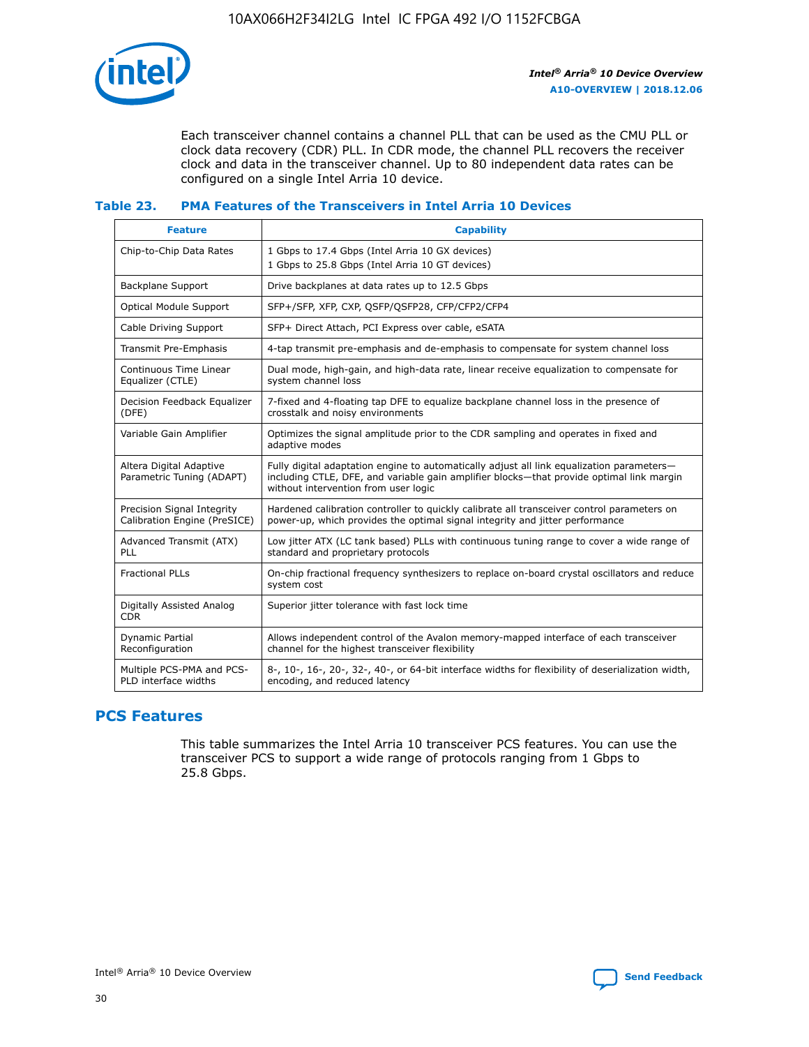Each transceiver channel contains a channel PLL that can be used as the CMU PLL or clock data recovery (CDR) PLL. In CDR mode, the channel PLL recovers the receiver clock and data in the transceiver channel. Up to 80 independent data rates can be configured on a single Intel Arria 10 device.

### Table 23. PMA Features of the Transceivers in Intel Arria 10 Devices

| Feature | Capability |
| --- | --- |
| Chip-to-Chip Data Rates | 1 Gbps to 17.4 Gbps (Intel Arria 10 GX devices)<br>1 Gbps to 25.8 Gbps (Intel Arria 10 GT devices) |
| Backplane Support | Drive backplanes at data rates up to 12.5 Gbps |
| Optical Module Support | SFP+/SFP, XFP, CXP, QSFP/QSFP28, CFP/CFP2/CFP4 |
| Cable Driving Support | SFP+ Direct Attach, PCI Express over cable, eSATA |
| Transmit Pre-Emphasis | 4-tap transmit pre-emphasis and de-emphasis to compensate for system channel loss |
| Continuous Time Linear Equalizer (CTLE) | Dual mode, high-gain, and high-data rate, linear receive equalization to compensate for system channel loss |
| Decision Feedback Equalizer (DFE) | 7-fixed and 4-floating tap DFE to equalize backplane channel loss in the presence of crosstalk and noisy environments |
| Variable Gain Amplifier | Optimizes the signal amplitude prior to the CDR sampling and operates in fixed and adaptive modes |
| Altera Digital Adaptive Parametric Tuning (ADAPT) | Fully digital adaptation engine to automatically adjust all link equalization parameters—including CTLE, DFE, and variable gain amplifier blocks—that provide optimal link margin without intervention from user logic |
| Precision Signal Integrity Calibration Engine (PreSICE) | Hardened calibration controller to quickly calibrate all transceiver control parameters on power-up, which provides the optimal signal integrity and jitter performance |
| Advanced Transmit (ATX) PLL | Low jitter ATX (LC tank based) PLLs with continuous tuning range to cover a wide range of standard and proprietary protocols |
| Fractional PLLs | On-chip fractional frequency synthesizers to replace on-board crystal oscillators and reduce system cost |
| Digitally Assisted Analog CDR | Superior jitter tolerance with fast lock time |
| Dynamic Partial Reconfiguration | Allows independent control of the Avalon memory-mapped interface of each transceiver channel for the highest transceiver flexibility |
| Multiple PCS-PMA and PCS-PLD interface widths | 8-, 10-, 16-, 20-, 32-, 40-, or 64-bit interface widths for flexibility of deserialization width, encoding, and reduced latency |

## PCS Features

This table summarizes the Intel Arria 10 transceiver PCS features. You can use the transceiver PCS to support a wide range of protocols ranging from 1 Gbps to 25.8 Gbps.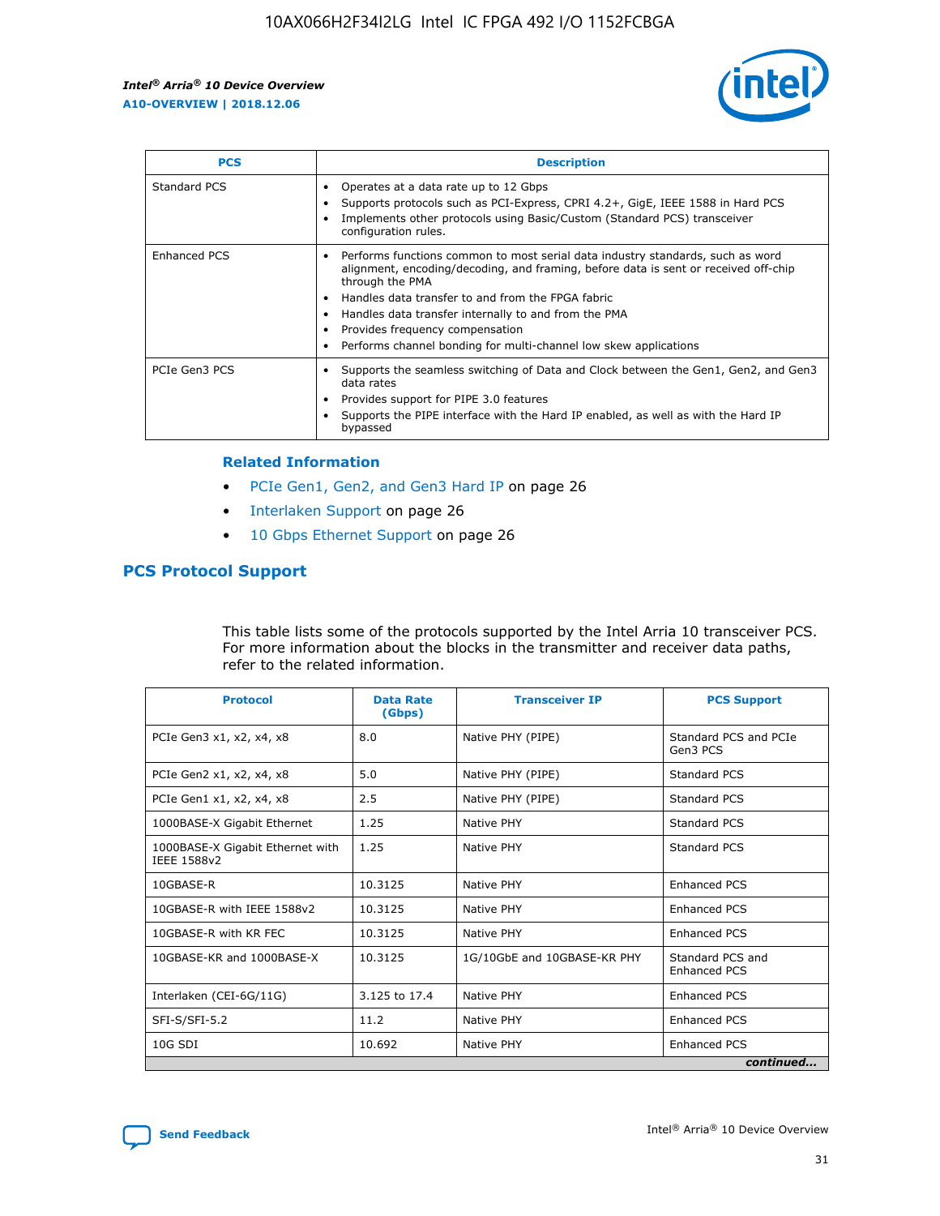| PCS | Description |
| --- | --- |
| Standard PCS | • Operates at a data rate up to 12 Gbps<br>• Supports protocols such as PCI-Express, CPRI 4.2+, GigE, IEEE 1588 in Hard PCS<br>• Implements other protocols using Basic/Custom (Standard PCS) transceiver configuration rules. |
| Enhanced PCS | • Performs functions common to most serial data industry standards, such as word alignment, encoding/decoding, and framing, before data is sent or received off-chip through the PMA<br>• Handles data transfer to and from the FPGA fabric<br>• Handles data transfer internally to and from the PMA<br>• Provides frequency compensation<br>• Performs channel bonding for multi-channel low skew applications |
| PCIe Gen3 PCS | • Supports the seamless switching of Data and Clock between the Gen1, Gen2, and Gen3 data rates<br>• Provides support for PIPE 3.0 features<br>• Supports the PIPE interface with the Hard IP enabled, as well as with the Hard IP bypassed |

### Related Information

- PCIe Gen1, Gen2, and Gen3 Hard IP on page 26
- Interlaken Support on page 26
- 10 Gbps Ethernet Support on page 26

## PCS Protocol Support

This table lists some of the protocols supported by the Intel Arria 10 transceiver PCS. For more information about the blocks in the transmitter and receiver data paths, refer to the related information.

| Protocol | Data Rate (Gbps) | Transceiver IP | PCS Support |
| --- | --- | --- | --- |
| PCIe Gen3 x1, x2, x4, x8 | 8.0 | Native PHY (PIPE) | Standard PCS and PCIe Gen3 PCS |
| PCIe Gen2 x1, x2, x4, x8 | 5.0 | Native PHY (PIPE) | Standard PCS |
| PCIe Gen1 x1, x2, x4, x8 | 2.5 | Native PHY (PIPE) | Standard PCS |
| 1000BASE-X Gigabit Ethernet | 1.25 | Native PHY | Standard PCS |
| 1000BASE-X Gigabit Ethernet with IEEE 1588v2 | 1.25 | Native PHY | Standard PCS |
| 10GBASE-R | 10.3125 | Native PHY | Enhanced PCS |
| 10GBASE-R with IEEE 1588v2 | 10.3125 | Native PHY | Enhanced PCS |
| 10GBASE-R with KR FEC | 10.3125 | Native PHY | Enhanced PCS |
| 10GBASE-KR and 1000BASE-X | 10.3125 | 1G/10GbE and 10GBASE-KR PHY | Standard PCS and Enhanced PCS |
| Interlaken (CEI-6G/11G) | 3.125 to 17.4 | Native PHY | Enhanced PCS |
| SFI-S/SFI-5.2 | 11.2 | Native PHY | Enhanced PCS |
| 10G SDI | 10.692 | Native PHY | Enhanced PCS |

*continued...*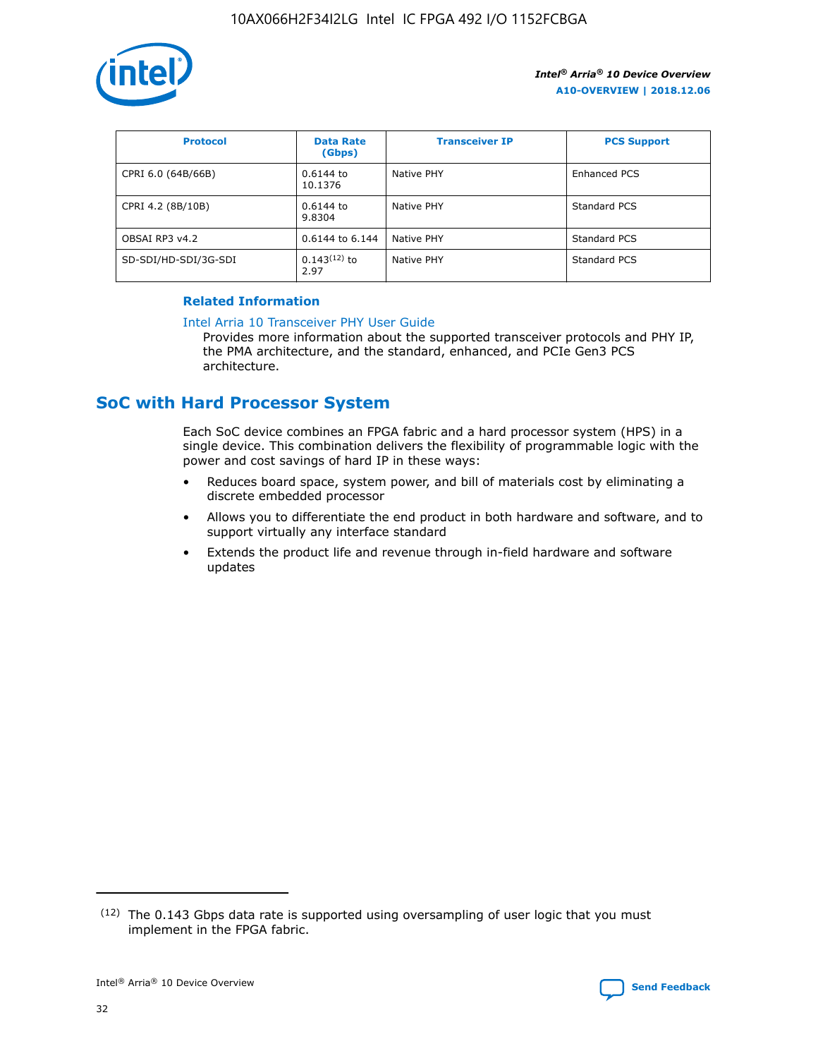| Protocol | Data Rate (Gbps) | Transceiver IP | PCS Support |
| --- | --- | --- | --- |
| CPRI 6.0 (64B/66B) | 0.6144 to 10.1376 | Native PHY | Enhanced PCS |
| CPRI 4.2 (8B/10B) | 0.6144 to 9.8304 | Native PHY | Standard PCS |
| OBSAI RP3 v4.2 | 0.6144 to 6.144 | Native PHY | Standard PCS |
| SD-SDI/HD-SDI/3G-SDI | 0.143[12] to 2.97 | Native PHY | Standard PCS |

**Related Information**

Intel Arria 10 Transceiver PHY User Guide

Provides more information about the supported transceiver protocols and PHY IP, the PMA architecture, and the standard, enhanced, and PCIe Gen3 PCS architecture.

## SoC with Hard Processor System

Each SoC device combines an FPGA fabric and a hard processor system (HPS) in a single device. This combination delivers the flexibility of programmable logic with the power and cost savings of hard IP in these ways:

- Reduces board space, system power, and bill of materials cost by eliminating a discrete embedded processor
- Allows you to differentiate the end product in both hardware and software, and to support virtually any interface standard
- Extends the product life and revenue through in-field hardware and software updates

[12] The 0.143 Gbps data rate is supported using oversampling of user logic that you must implement in the FPGA fabric.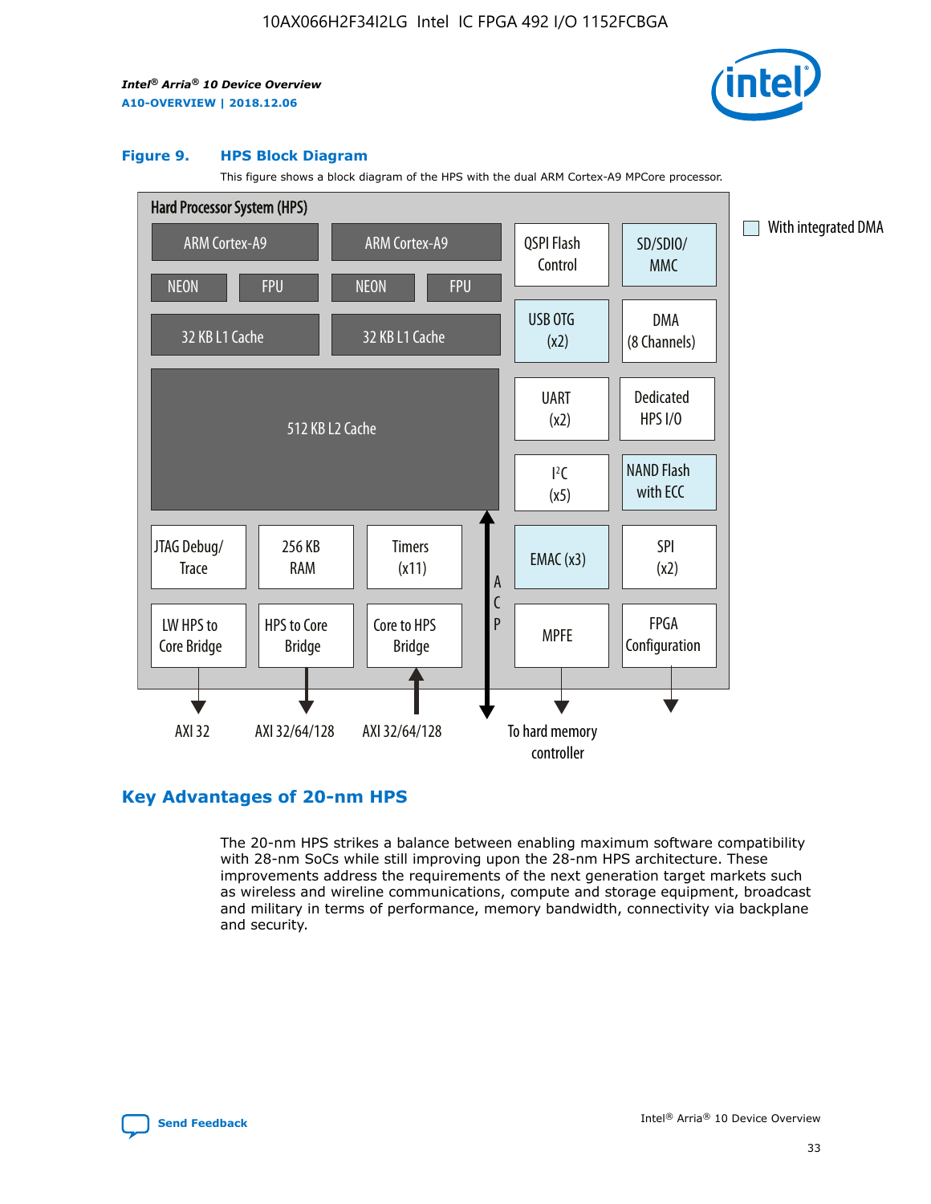**Figure 9. HPS Block Diagram**

This figure shows a block diagram of the HPS with the dual ARM Cortex-A9 MPCore processor.

Hard Processor System (HPS)

ARM Cortex-A9 | ARM Cortex-A9
NEON | FPU | NEON | FPU
32 KB L1 Cache | 32 KB L1 Cache
512 KB L2 Cache

QSPI Flash Control, SD/SDIO/MMC, USB OTG (x2), DMA (8 Channels), UART (x2), Dedicated HPS I/O, I²C (x5), NAND Flash with ECC, EMAC (x3), SPI (x2), MPFE, FPGA Configuration

JTAG Debug/Trace, 256 KB RAM, Timers (x11), LW HPS to Core Bridge, HPS to Core Bridge, Core to HPS Bridge, ACP

AXI 32, AXI 32/64/128, AXI 32/64/128, To hard memory controller

With integrated DMA

## Key Advantages of 20-nm HPS

The 20-nm HPS strikes a balance between enabling maximum software compatibility with 28-nm SoCs while still improving upon the 28-nm HPS architecture. These improvements address the requirements of the next generation target markets such as wireless and wireline communications, compute and storage equipment, broadcast and military in terms of performance, memory bandwidth, connectivity via backplane and security.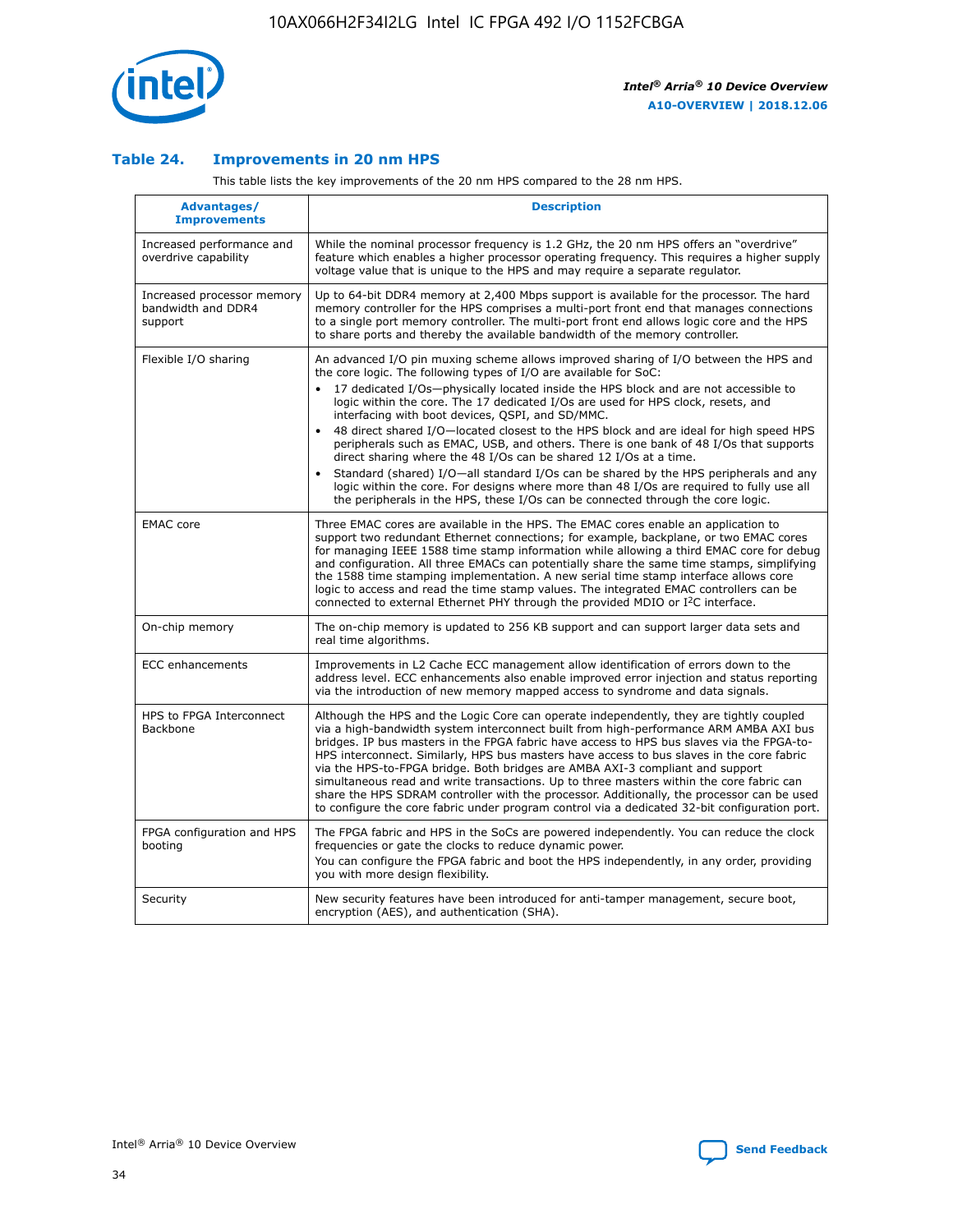### Table 24. Improvements in 20 nm HPS

This table lists the key improvements of the 20 nm HPS compared to the 28 nm HPS.

| Advantages/ Improvements | Description |
|---|---|
| Increased performance and overdrive capability | While the nominal processor frequency is 1.2 GHz, the 20 nm HPS offers an "overdrive" feature which enables a higher processor operating frequency. This requires a higher supply voltage value that is unique to the HPS and may require a separate regulator. |
| Increased processor memory bandwidth and DDR4 support | Up to 64-bit DDR4 memory at 2,400 Mbps support is available for the processor. The hard memory controller for the HPS comprises a multi-port front end that manages connections to a single port memory controller. The multi-port front end allows logic core and the HPS to share ports and thereby the available bandwidth of the memory controller. |
| Flexible I/O sharing | An advanced I/O pin muxing scheme allows improved sharing of I/O between the HPS and the core logic. The following types of I/O are available for SoC: • 17 dedicated I/Os—physically located inside the HPS block and are not accessible to logic within the core. The 17 dedicated I/Os are used for HPS clock, resets, and interfacing with boot devices, QSPI, and SD/MMC. • 48 direct shared I/O—located closest to the HPS block and are ideal for high speed HPS peripherals such as EMAC, USB, and others. There is one bank of 48 I/Os that supports direct sharing where the 48 I/Os can be shared 12 I/Os at a time. • Standard (shared) I/O—all standard I/Os can be shared by the HPS peripherals and any logic within the core. For designs where more than 48 I/Os are required to fully use all the peripherals in the HPS, these I/Os can be connected through the core logic. |
| EMAC core | Three EMAC cores are available in the HPS. The EMAC cores enable an application to support two redundant Ethernet connections; for example, backplane, or two EMAC cores for managing IEEE 1588 time stamp information while allowing a third EMAC core for debug and configuration. All three EMACs can potentially share the same time stamps, simplifying the 1588 time stamping implementation. A new serial time stamp interface allows core logic to access and read the time stamp values. The integrated EMAC controllers can be connected to external Ethernet PHY through the provided MDIO or I$^2$C interface. |
| On-chip memory | The on-chip memory is updated to 256 KB support and can support larger data sets and real time algorithms. |
| ECC enhancements | Improvements in L2 Cache ECC management allow identification of errors down to the address level. ECC enhancements also enable improved error injection and status reporting via the introduction of new memory mapped access to syndrome and data signals. |
| HPS to FPGA Interconnect Backbone | Although the HPS and the Logic Core can operate independently, they are tightly coupled via a high-bandwidth system interconnect built from high-performance ARM AMBA AXI bus bridges. IP bus masters in the FPGA fabric have access to HPS bus slaves via the FPGA-to-HPS interconnect. Similarly, HPS bus masters have access to bus slaves in the core fabric via the HPS-to-FPGA bridge. Both bridges are AMBA AXI-3 compliant and support simultaneous read and write transactions. Up to three masters within the core fabric can share the HPS SDRAM controller with the processor. Additionally, the processor can be used to configure the core fabric under program control via a dedicated 32-bit configuration port. |
| FPGA configuration and HPS booting | The FPGA fabric and HPS in the SoCs are powered independently. You can reduce the clock frequencies or gate the clocks to reduce dynamic power. You can configure the FPGA fabric and boot the HPS independently, in any order, providing you with more design flexibility. |
| Security | New security features have been introduced for anti-tamper management, secure boot, encryption (AES), and authentication (SHA). |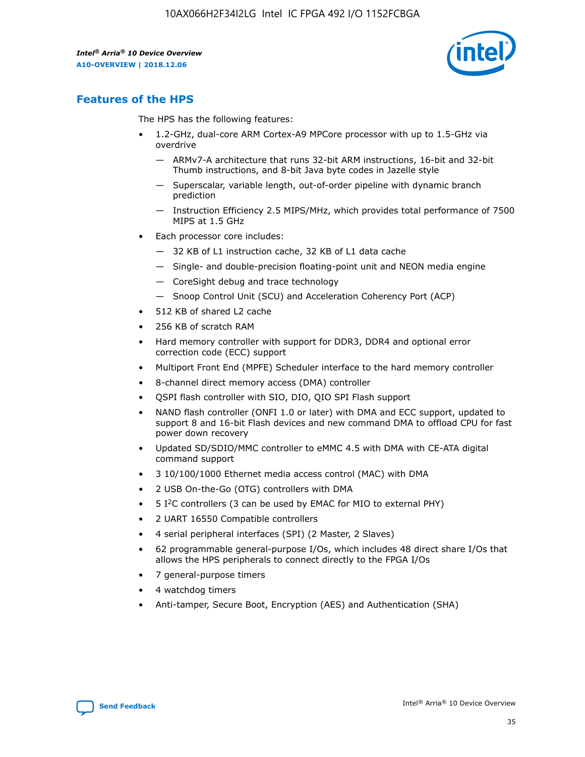## Features of the HPS

The HPS has the following features:

- 1.2-GHz, dual-core ARM Cortex-A9 MPCore processor with up to 1.5-GHz via overdrive
  - — ARMv7-A architecture that runs 32-bit ARM instructions, 16-bit and 32-bit Thumb instructions, and 8-bit Java byte codes in Jazelle style
  - — Superscalar, variable length, out-of-order pipeline with dynamic branch prediction
  - — Instruction Efficiency 2.5 MIPS/MHz, which provides total performance of 7500 MIPS at 1.5 GHz
- Each processor core includes:
  - — 32 KB of L1 instruction cache, 32 KB of L1 data cache
  - — Single- and double-precision floating-point unit and NEON media engine
  - — CoreSight debug and trace technology
  - — Snoop Control Unit (SCU) and Acceleration Coherency Port (ACP)
- 512 KB of shared L2 cache
- 256 KB of scratch RAM
- Hard memory controller with support for DDR3, DDR4 and optional error correction code (ECC) support
- Multiport Front End (MPFE) Scheduler interface to the hard memory controller
- 8-channel direct memory access (DMA) controller
- QSPI flash controller with SIO, DIO, QIO SPI Flash support
- NAND flash controller (ONFI 1.0 or later) with DMA and ECC support, updated to support 8 and 16-bit Flash devices and new command DMA to offload CPU for fast power down recovery
- Updated SD/SDIO/MMC controller to eMMC 4.5 with DMA with CE-ATA digital command support
- 3 10/100/1000 Ethernet media access control (MAC) with DMA
- 2 USB On-the-Go (OTG) controllers with DMA
- 5 I²C controllers (3 can be used by EMAC for MIO to external PHY)
- 2 UART 16550 Compatible controllers
- 4 serial peripheral interfaces (SPI) (2 Master, 2 Slaves)
- 62 programmable general-purpose I/Os, which includes 48 direct share I/Os that allows the HPS peripherals to connect directly to the FPGA I/Os
- 7 general-purpose timers
- 4 watchdog timers
- Anti-tamper, Secure Boot, Encryption (AES) and Authentication (SHA)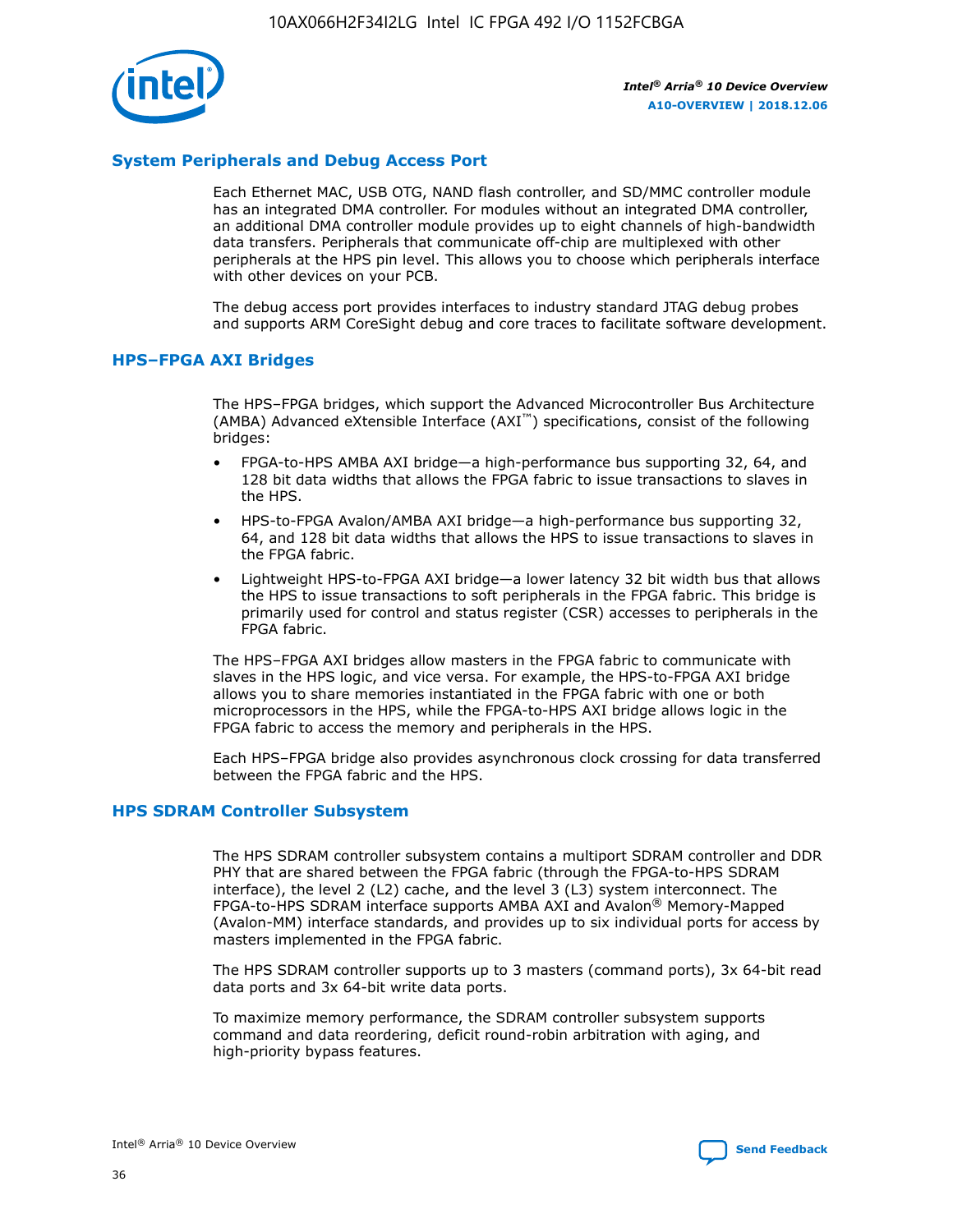## System Peripherals and Debug Access Port

Each Ethernet MAC, USB OTG, NAND flash controller, and SD/MMC controller module has an integrated DMA controller. For modules without an integrated DMA controller, an additional DMA controller module provides up to eight channels of high-bandwidth data transfers. Peripherals that communicate off-chip are multiplexed with other peripherals at the HPS pin level. This allows you to choose which peripherals interface with other devices on your PCB.

The debug access port provides interfaces to industry standard JTAG debug probes and supports ARM CoreSight debug and core traces to facilitate software development.

## HPS–FPGA AXI Bridges

The HPS–FPGA bridges, which support the Advanced Microcontroller Bus Architecture (AMBA) Advanced eXtensible Interface (AXI™) specifications, consist of the following bridges:

- FPGA-to-HPS AMBA AXI bridge—a high-performance bus supporting 32, 64, and 128 bit data widths that allows the FPGA fabric to issue transactions to slaves in the HPS.
- HPS-to-FPGA Avalon/AMBA AXI bridge—a high-performance bus supporting 32, 64, and 128 bit data widths that allows the HPS to issue transactions to slaves in the FPGA fabric.
- Lightweight HPS-to-FPGA AXI bridge—a lower latency 32 bit width bus that allows the HPS to issue transactions to soft peripherals in the FPGA fabric. This bridge is primarily used for control and status register (CSR) accesses to peripherals in the FPGA fabric.

The HPS–FPGA AXI bridges allow masters in the FPGA fabric to communicate with slaves in the HPS logic, and vice versa. For example, the HPS-to-FPGA AXI bridge allows you to share memories instantiated in the FPGA fabric with one or both microprocessors in the HPS, while the FPGA-to-HPS AXI bridge allows logic in the FPGA fabric to access the memory and peripherals in the HPS.

Each HPS–FPGA bridge also provides asynchronous clock crossing for data transferred between the FPGA fabric and the HPS.

## HPS SDRAM Controller Subsystem

The HPS SDRAM controller subsystem contains a multiport SDRAM controller and DDR PHY that are shared between the FPGA fabric (through the FPGA-to-HPS SDRAM interface), the level 2 (L2) cache, and the level 3 (L3) system interconnect. The FPGA-to-HPS SDRAM interface supports AMBA AXI and Avalon® Memory-Mapped (Avalon-MM) interface standards, and provides up to six individual ports for access by masters implemented in the FPGA fabric.

The HPS SDRAM controller supports up to 3 masters (command ports), 3x 64-bit read data ports and 3x 64-bit write data ports.

To maximize memory performance, the SDRAM controller subsystem supports command and data reordering, deficit round-robin arbitration with aging, and high-priority bypass features.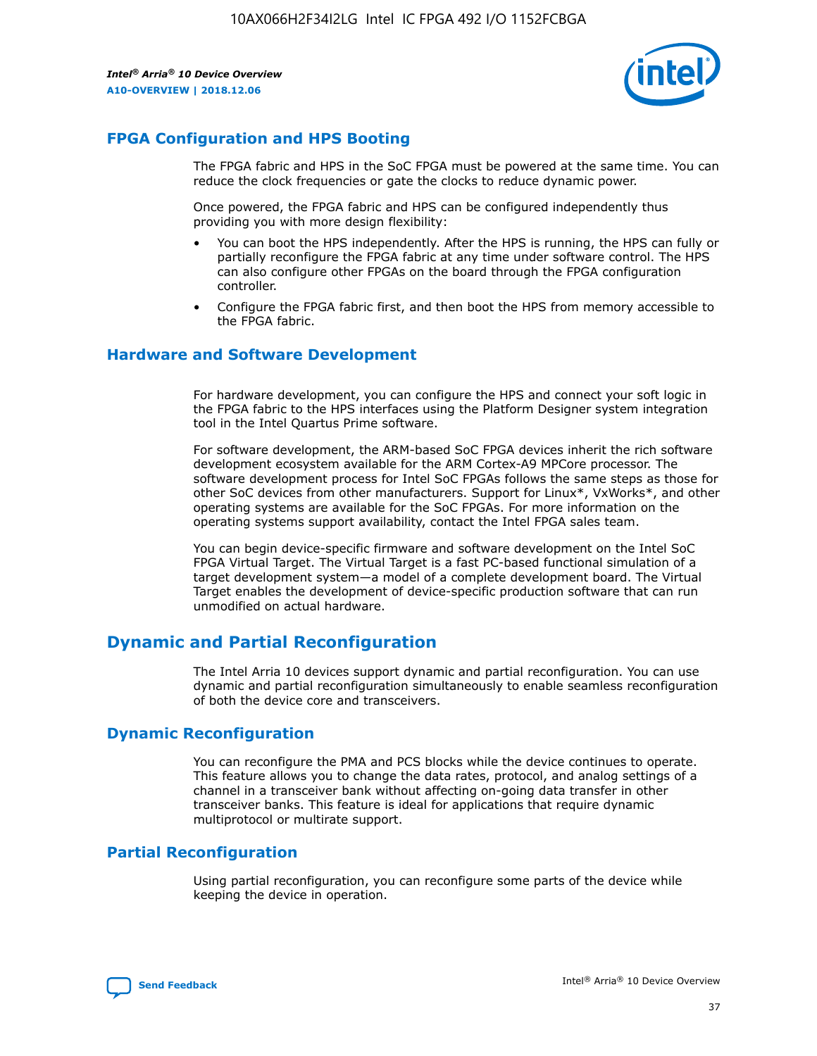## FPGA Configuration and HPS Booting

The FPGA fabric and HPS in the SoC FPGA must be powered at the same time. You can reduce the clock frequencies or gate the clocks to reduce dynamic power.

Once powered, the FPGA fabric and HPS can be configured independently thus providing you with more design flexibility:

- You can boot the HPS independently. After the HPS is running, the HPS can fully or partially reconfigure the FPGA fabric at any time under software control. The HPS can also configure other FPGAs on the board through the FPGA configuration controller.
- Configure the FPGA fabric first, and then boot the HPS from memory accessible to the FPGA fabric.

## Hardware and Software Development

For hardware development, you can configure the HPS and connect your soft logic in the FPGA fabric to the HPS interfaces using the Platform Designer system integration tool in the Intel Quartus Prime software.

For software development, the ARM-based SoC FPGA devices inherit the rich software development ecosystem available for the ARM Cortex-A9 MPCore processor. The software development process for Intel SoC FPGAs follows the same steps as those for other SoC devices from other manufacturers. Support for Linux*, VxWorks*, and other operating systems are available for the SoC FPGAs. For more information on the operating systems support availability, contact the Intel FPGA sales team.

You can begin device-specific firmware and software development on the Intel SoC FPGA Virtual Target. The Virtual Target is a fast PC-based functional simulation of a target development system—a model of a complete development board. The Virtual Target enables the development of device-specific production software that can run unmodified on actual hardware.

## Dynamic and Partial Reconfiguration

The Intel Arria 10 devices support dynamic and partial reconfiguration. You can use dynamic and partial reconfiguration simultaneously to enable seamless reconfiguration of both the device core and transceivers.

## Dynamic Reconfiguration

You can reconfigure the PMA and PCS blocks while the device continues to operate. This feature allows you to change the data rates, protocol, and analog settings of a channel in a transceiver bank without affecting on-going data transfer in other transceiver banks. This feature is ideal for applications that require dynamic multiprotocol or multirate support.

## Partial Reconfiguration

Using partial reconfiguration, you can reconfigure some parts of the device while keeping the device in operation.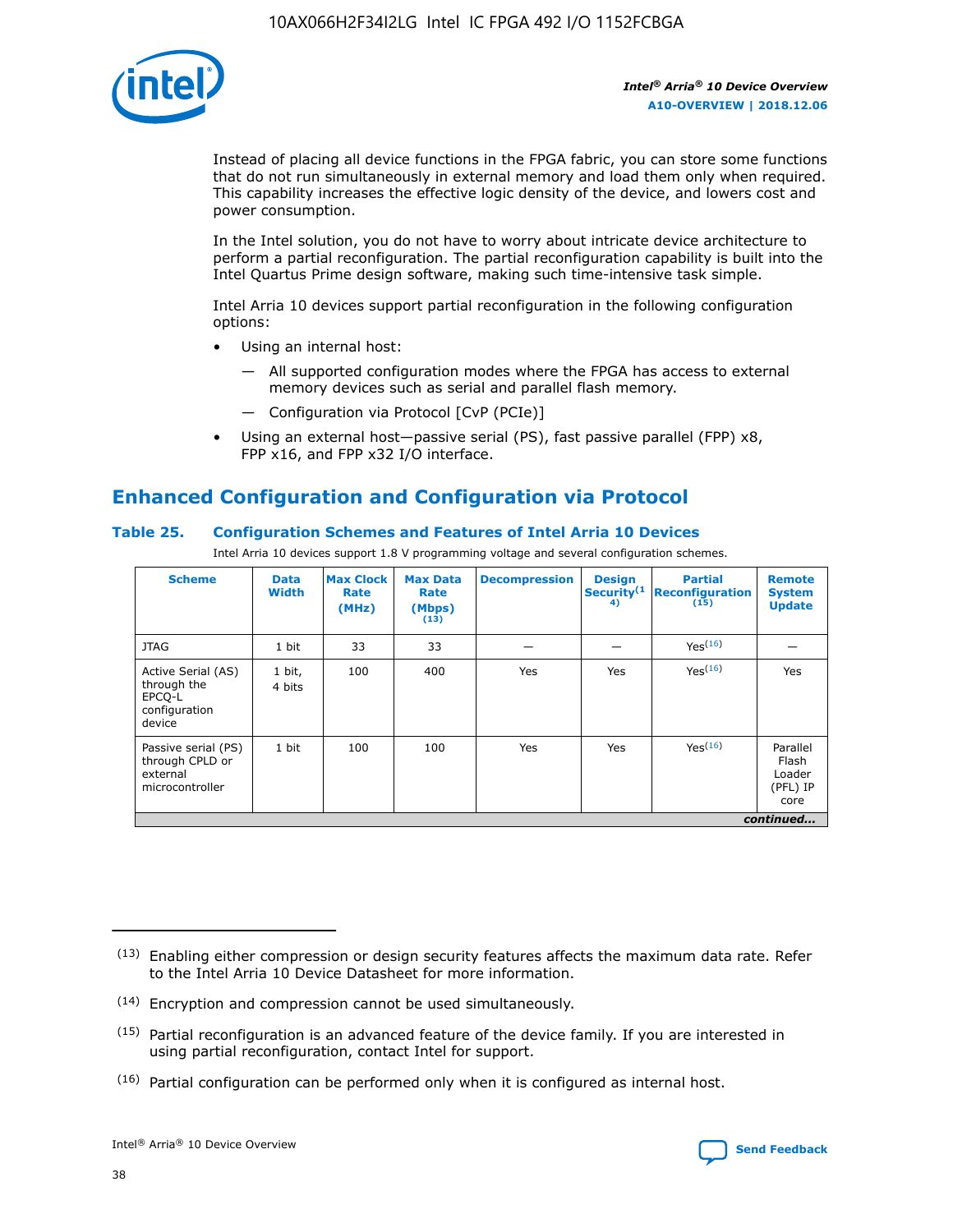Instead of placing all device functions in the FPGA fabric, you can store some functions that do not run simultaneously in external memory and load them only when required. This capability increases the effective logic density of the device, and lowers cost and power consumption.

In the Intel solution, you do not have to worry about intricate device architecture to perform a partial reconfiguration. The partial reconfiguration capability is built into the Intel Quartus Prime design software, making such time-intensive task simple.

Intel Arria 10 devices support partial reconfiguration in the following configuration options:

- Using an internal host:
  - — All supported configuration modes where the FPGA has access to external memory devices such as serial and parallel flash memory.
  - — Configuration via Protocol [CvP (PCIe)]
- Using an external host—passive serial (PS), fast passive parallel (FPP) x8, FPP x16, and FPP x32 I/O interface.

## Enhanced Configuration and Configuration via Protocol

**Table 25. Configuration Schemes and Features of Intel Arria 10 Devices**

Intel Arria 10 devices support 1.8 V programming voltage and several configuration schemes.

| Scheme | Data Width | Max Clock Rate (MHz) | Max Data Rate (Mbps) (13) | Decompression | Design Security (14) | Partial Reconfiguration (15) | Remote System Update |
|---|---|---|---|---|---|---|---|
| JTAG | 1 bit | 33 | 33 | — | — | Yes(16) | — |
| Active Serial (AS) through the EPCQ-L configuration device | 1 bit, 4 bits | 100 | 400 | Yes | Yes | Yes(16) | Yes |
| Passive serial (PS) through CPLD or external microcontroller | 1 bit | 100 | 100 | Yes | Yes | Yes(16) | Parallel Flash Loader (PFL) IP core |

*continued...*

(13) Enabling either compression or design security features affects the maximum data rate. Refer to the Intel Arria 10 Device Datasheet for more information.

(14) Encryption and compression cannot be used simultaneously.

(15) Partial reconfiguration is an advanced feature of the device family. If you are interested in using partial reconfiguration, contact Intel for support.

(16) Partial configuration can be performed only when it is configured as internal host.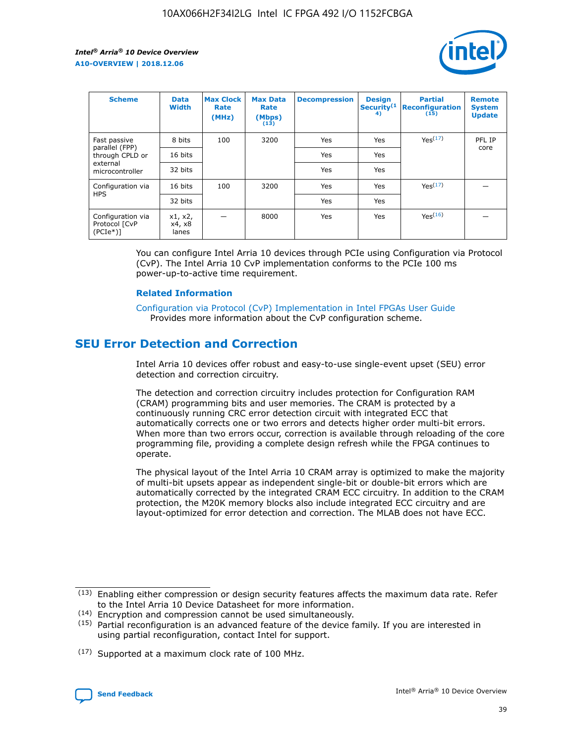| Scheme | Data Width | Max Clock Rate (MHz) | Max Data Rate (Mbps) (13) | Decompression | Design Security(14) | Partial Reconfiguration (15) | Remote System Update |
| --- | --- | --- | --- | --- | --- | --- | --- |
| Fast passive parallel (FPP) through CPLD or external microcontroller | 8 bits | 100 | 3200 | Yes | Yes | Yes(17) | PFL IP core |
| | 16 bits | | | Yes | Yes | | |
| | 32 bits | | | Yes | Yes | | |
| Configuration via HPS | 16 bits | 100 | 3200 | Yes | Yes | Yes(17) | — |
| | 32 bits | | | Yes | Yes | | |
| Configuration via Protocol [CvP (PCIe*)] | x1, x2, x4, x8 lanes | — | 8000 | Yes | Yes | Yes(16) | — |

You can configure Intel Arria 10 devices through PCIe using Configuration via Protocol (CvP). The Intel Arria 10 CvP implementation conforms to the PCIe 100 ms power-up-to-active time requirement.

**Related Information**

Configuration via Protocol (CvP) Implementation in Intel FPGAs User Guide
Provides more information about the CvP configuration scheme.

## SEU Error Detection and Correction

Intel Arria 10 devices offer robust and easy-to-use single-event upset (SEU) error detection and correction circuitry.

The detection and correction circuitry includes protection for Configuration RAM (CRAM) programming bits and user memories. The CRAM is protected by a continuously running CRC error detection circuit with integrated ECC that automatically corrects one or two errors and detects higher order multi-bit errors. When more than two errors occur, correction is available through reloading of the core programming file, providing a complete design refresh while the FPGA continues to operate.

The physical layout of the Intel Arria 10 CRAM array is optimized to make the majority of multi-bit upsets appear as independent single-bit or double-bit errors which are automatically corrected by the integrated CRAM ECC circuitry. In addition to the CRAM protection, the M20K memory blocks also include integrated ECC circuitry and are layout-optimized for error detection and correction. The MLAB does not have ECC.

(13) Enabling either compression or design security features affects the maximum data rate. Refer to the Intel Arria 10 Device Datasheet for more information.

(14) Encryption and compression cannot be used simultaneously.

(15) Partial reconfiguration is an advanced feature of the device family. If you are interested in using partial reconfiguration, contact Intel for support.

(17) Supported at a maximum clock rate of 100 MHz.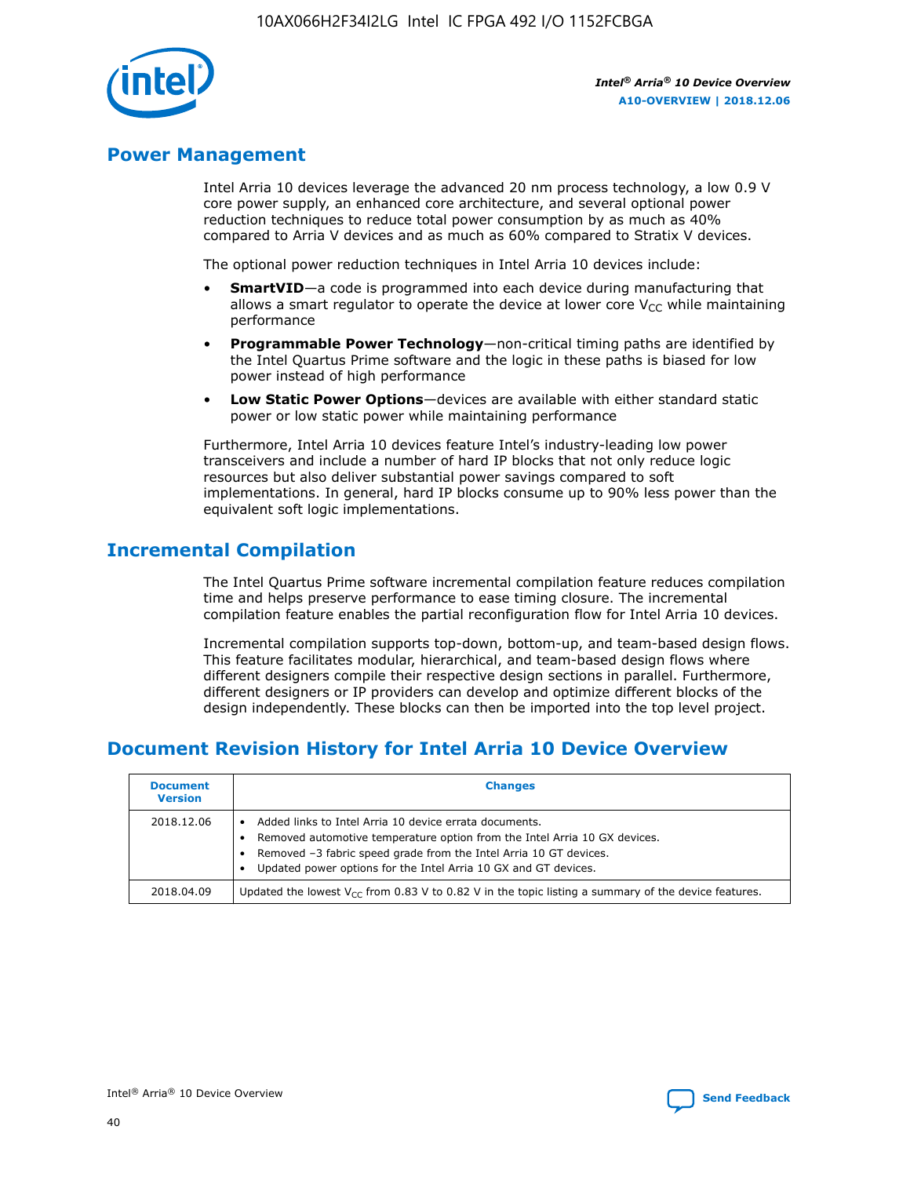## Power Management

Intel Arria 10 devices leverage the advanced 20 nm process technology, a low 0.9 V core power supply, an enhanced core architecture, and several optional power reduction techniques to reduce total power consumption by as much as 40% compared to Arria V devices and as much as 60% compared to Stratix V devices.

The optional power reduction techniques in Intel Arria 10 devices include:

- **SmartVID**—a code is programmed into each device during manufacturing that allows a smart regulator to operate the device at lower core $V_{CC}$ while maintaining performance
- **Programmable Power Technology**—non-critical timing paths are identified by the Intel Quartus Prime software and the logic in these paths is biased for low power instead of high performance
- **Low Static Power Options**—devices are available with either standard static power or low static power while maintaining performance

Furthermore, Intel Arria 10 devices feature Intel's industry-leading low power transceivers and include a number of hard IP blocks that not only reduce logic resources but also deliver substantial power savings compared to soft implementations. In general, hard IP blocks consume up to 90% less power than the equivalent soft logic implementations.

## Incremental Compilation

The Intel Quartus Prime software incremental compilation feature reduces compilation time and helps preserve performance to ease timing closure. The incremental compilation feature enables the partial reconfiguration flow for Intel Arria 10 devices.

Incremental compilation supports top-down, bottom-up, and team-based design flows. This feature facilitates modular, hierarchical, and team-based design flows where different designers compile their respective design sections in parallel. Furthermore, different designers or IP providers can develop and optimize different blocks of the design independently. These blocks can then be imported into the top level project.

## Document Revision History for Intel Arria 10 Device Overview

| Document Version | Changes |
| --- | --- |
| 2018.12.06 | • Added links to Intel Arria 10 device errata documents.<br>• Removed automotive temperature option from the Intel Arria 10 GX devices.<br>• Removed –3 fabric speed grade from the Intel Arria 10 GT devices.<br>• Updated power options for the Intel Arria 10 GX and GT devices. |
| 2018.04.09 | Updated the lowest $V_{CC}$ from 0.83 V to 0.82 V in the topic listing a summary of the device features. |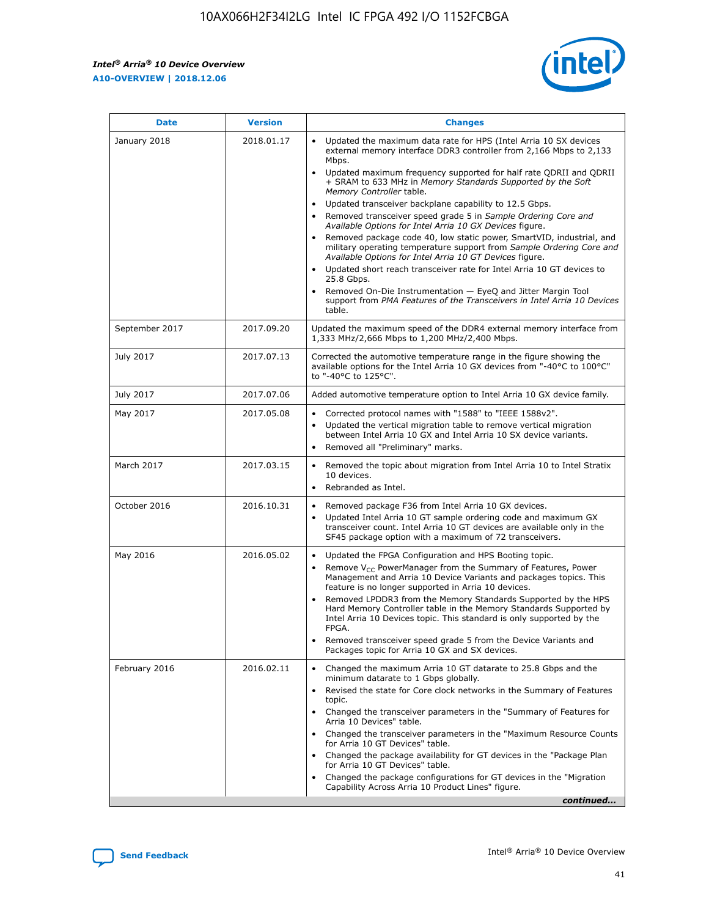| Date | Version | Changes |
|---|---|---|
| January 2018 | 2018.01.17 | • Updated the maximum data rate for HPS (Intel Arria 10 SX devices external memory interface DDR3 controller from 2,166 Mbps to 2,133 Mbps.<br>• Updated maximum frequency supported for half rate QDRII and QDRII + SRAM to 633 MHz in *Memory Standards Supported by the Soft Memory Controller* table.<br>• Updated transceiver backplane capability to 12.5 Gbps.<br>• Removed transceiver speed grade 5 in *Sample Ordering Core and Available Options for Intel Arria 10 GX Devices* figure.<br>• Removed package code 40, low static power, SmartVID, industrial, and military operating temperature support from *Sample Ordering Core and Available Options for Intel Arria 10 GT Devices* figure.<br>• Updated short reach transceiver rate for Intel Arria 10 GT devices to 25.8 Gbps.<br>• Removed On-Die Instrumentation — EyeQ and Jitter Margin Tool support from *PMA Features of the Transceivers in Intel Arria 10 Devices* table. |
| September 2017 | 2017.09.20 | Updated the maximum speed of the DDR4 external memory interface from 1,333 MHz/2,666 Mbps to 1,200 MHz/2,400 Mbps. |
| July 2017 | 2017.07.13 | Corrected the automotive temperature range in the figure showing the available options for the Intel Arria 10 GX devices from "-40°C to 100°C" to "-40°C to 125°C". |
| July 2017 | 2017.07.06 | Added automotive temperature option to Intel Arria 10 GX device family. |
| May 2017 | 2017.05.08 | • Corrected protocol names with "1588" to "IEEE 1588v2".<br>• Updated the vertical migration table to remove vertical migration between Intel Arria 10 GX and Intel Arria 10 SX device variants.<br>• Removed all "Preliminary" marks. |
| March 2017 | 2017.03.15 | • Removed the topic about migration from Intel Arria 10 to Intel Stratix 10 devices.<br>• Rebranded as Intel. |
| October 2016 | 2016.10.31 | • Removed package F36 from Intel Arria 10 GX devices.<br>• Updated Intel Arria 10 GT sample ordering code and maximum GX transceiver count. Intel Arria 10 GT devices are available only in the SF45 package option with a maximum of 72 transceivers. |
| May 2016 | 2016.05.02 | • Updated the FPGA Configuration and HPS Booting topic.<br>• Remove $V_{CC}$ PowerManager from the Summary of Features, Power Management and Arria 10 Device Variants and packages topics. This feature is no longer supported in Arria 10 devices.<br>• Removed LPDDR3 from the Memory Standards Supported by the HPS Hard Memory Controller table in the Memory Standards Supported by Intel Arria 10 Devices topic. This standard is only supported by the FPGA.<br>• Removed transceiver speed grade 5 from the Device Variants and Packages topic for Arria 10 GX and SX devices. |
| February 2016 | 2016.02.11 | • Changed the maximum Arria 10 GT datarate to 25.8 Gbps and the minimum datarate to 1 Gbps globally.<br>• Revised the state for Core clock networks in the Summary of Features topic.<br>• Changed the transceiver parameters in the "Summary of Features for Arria 10 Devices" table.<br>• Changed the transceiver parameters in the "Maximum Resource Counts for Arria 10 GT Devices" table.<br>• Changed the package availability for GT devices in the "Package Plan for Arria 10 GT Devices" table.<br>• Changed the package configurations for GT devices in the "Migration Capability Across Arria 10 Product Lines" figure. |

*continued...*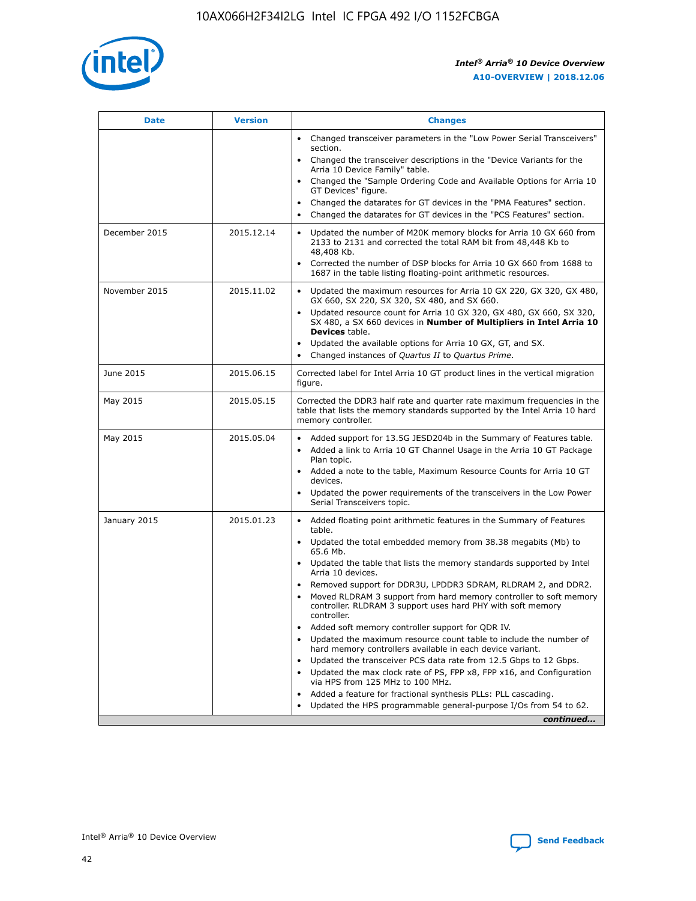| Date | Version | Changes |
| --- | --- | --- |
| | | • Changed transceiver parameters in the "Low Power Serial Transceivers" section.<br>• Changed the transceiver descriptions in the "Device Variants for the Arria 10 Device Family" table.<br>• Changed the "Sample Ordering Code and Available Options for Arria 10 GT Devices" figure.<br>• Changed the datarates for GT devices in the "PMA Features" section.<br>• Changed the datarates for GT devices in the "PCS Features" section. |
| December 2015 | 2015.12.14 | • Updated the number of M20K memory blocks for Arria 10 GX 660 from 2133 to 2131 and corrected the total RAM bit from 48,448 Kb to 48,408 Kb.<br>• Corrected the number of DSP blocks for Arria 10 GX 660 from 1688 to 1687 in the table listing floating-point arithmetic resources. |
| November 2015 | 2015.11.02 | • Updated the maximum resources for Arria 10 GX 220, GX 320, GX 480, GX 660, SX 220, SX 320, SX 480, and SX 660.<br>• Updated resource count for Arria 10 GX 320, GX 480, GX 660, SX 320, SX 480, a SX 660 devices in **Number of Multipliers in Intel Arria 10 Devices** table.<br>• Updated the available options for Arria 10 GX, GT, and SX.<br>• Changed instances of *Quartus II* to *Quartus Prime*. |
| June 2015 | 2015.06.15 | Corrected label for Intel Arria 10 GT product lines in the vertical migration figure. |
| May 2015 | 2015.05.15 | Corrected the DDR3 half rate and quarter rate maximum frequencies in the table that lists the memory standards supported by the Intel Arria 10 hard memory controller. |
| May 2015 | 2015.05.04 | • Added support for 13.5G JESD204b in the Summary of Features table.<br>• Added a link to Arria 10 GT Channel Usage in the Arria 10 GT Package Plan topic.<br>• Added a note to the table, Maximum Resource Counts for Arria 10 GT devices.<br>• Updated the power requirements of the transceivers in the Low Power Serial Transceivers topic. |
| January 2015 | 2015.01.23 | • Added floating point arithmetic features in the Summary of Features table.<br>• Updated the total embedded memory from 38.38 megabits (Mb) to 65.6 Mb.<br>• Updated the table that lists the memory standards supported by Intel Arria 10 devices.<br>• Removed support for DDR3U, LPDDR3 SDRAM, RLDRAM 2, and DDR2.<br>• Moved RLDRAM 3 support from hard memory controller to soft memory controller. RLDRAM 3 support uses hard PHY with soft memory controller.<br>• Added soft memory controller support for QDR IV.<br>• Updated the maximum resource count table to include the number of hard memory controllers available in each device variant.<br>• Updated the transceiver PCS data rate from 12.5 Gbps to 12 Gbps.<br>• Updated the max clock rate of PS, FPP x8, FPP x16, and Configuration via HPS from 125 MHz to 100 MHz.<br>• Added a feature for fractional synthesis PLLs: PLL cascading.<br>• Updated the HPS programmable general-purpose I/Os from 54 to 62. |

*continued...*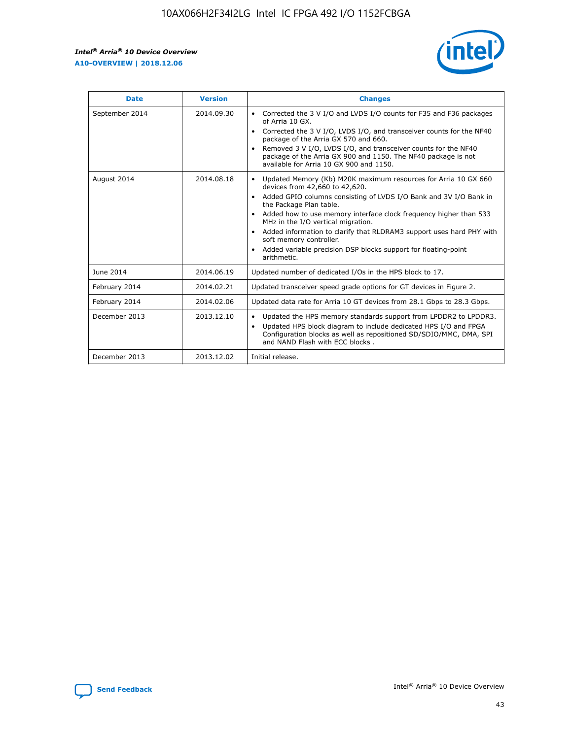| Date | Version | Changes |
| --- | --- | --- |
| September 2014 | 2014.09.30 | • Corrected the 3 V I/O and LVDS I/O counts for F35 and F36 packages of Arria 10 GX.<br>• Corrected the 3 V I/O, LVDS I/O, and transceiver counts for the NF40 package of the Arria GX 570 and 660.<br>• Removed 3 V I/O, LVDS I/O, and transceiver counts for the NF40 package of the Arria GX 900 and 1150. The NF40 package is not available for Arria 10 GX 900 and 1150. |
| August 2014 | 2014.08.18 | • Updated Memory (Kb) M20K maximum resources for Arria 10 GX 660 devices from 42,660 to 42,620.<br>• Added GPIO columns consisting of LVDS I/O Bank and 3V I/O Bank in the Package Plan table.<br>• Added how to use memory interface clock frequency higher than 533 MHz in the I/O vertical migration.<br>• Added information to clarify that RLDRAM3 support uses hard PHY with soft memory controller.<br>• Added variable precision DSP blocks support for floating-point arithmetic. |
| June 2014 | 2014.06.19 | Updated number of dedicated I/Os in the HPS block to 17. |
| February 2014 | 2014.02.21 | Updated transceiver speed grade options for GT devices in Figure 2. |
| February 2014 | 2014.02.06 | Updated data rate for Arria 10 GT devices from 28.1 Gbps to 28.3 Gbps. |
| December 2013 | 2013.12.10 | • Updated the HPS memory standards support from LPDDR2 to LPDDR3.<br>• Updated HPS block diagram to include dedicated HPS I/O and FPGA Configuration blocks as well as repositioned SD/SDIO/MMC, DMA, SPI and NAND Flash with ECC blocks . |
| December 2013 | 2013.12.02 | Initial release. |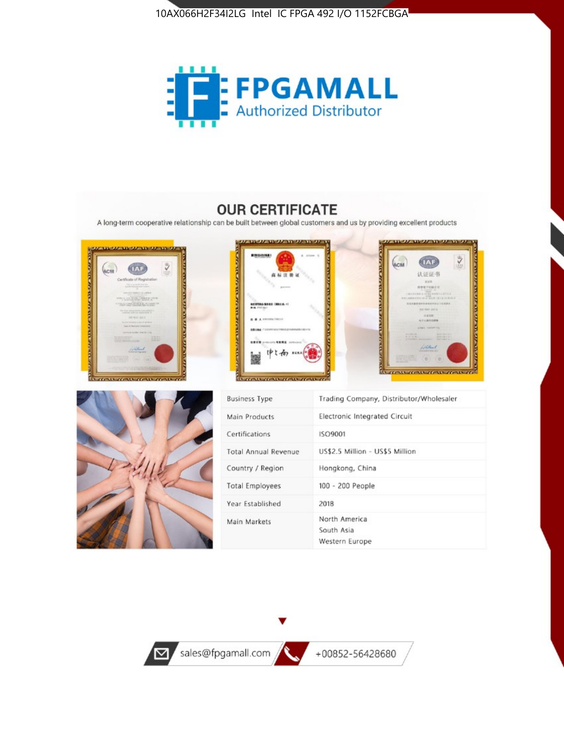FPGAMALL
Authorized Distributor

## OUR CERTIFICATE

A long-term cooperative relationship can be built between global customers and us by providing excellent products

| | |
|---|---|
| Business Type | Trading Company, Distributor/Wholesaler |
| Main Products | Electronic Integrated Circuit |
| Certifications | ISO9001 |
| Total Annual Revenue | US$2.5 Million - US$5 Million |
| Country / Region | Hongkong, China |
| Total Employees | 100 - 200 People |
| Year Established | 2018 |
| Main Markets | North America<br>South Asia<br>Western Europe |

sales@fpgamall.com

+00852-56428680